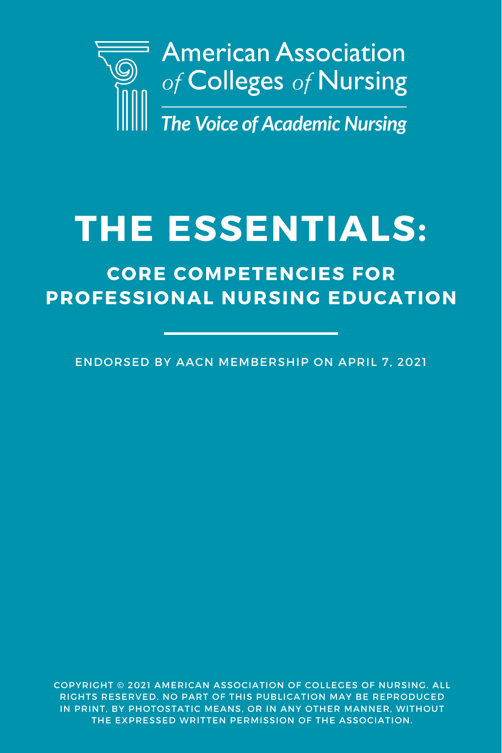American Association *of* Colleges *of* Nursing

*The Voice of Academic Nursing*

# THE ESSENTIALS:

## CORE COMPETENCIES FOR PROFESSIONAL NURSING EDUCATION

ENDORSED BY AACN MEMBERSHIP ON APRIL 7, 2021

COPYRIGHT © 2021 AMERICAN ASSOCIATION OF COLLEGES OF NURSING. ALL RIGHTS RESERVED. NO PART OF THIS PUBLICATION MAY BE REPRODUCED IN PRINT, BY PHOTOSTATIC MEANS, OR IN ANY OTHER MANNER, WITHOUT THE EXPRESSED WRITTEN PERMISSION OF THE ASSOCIATION.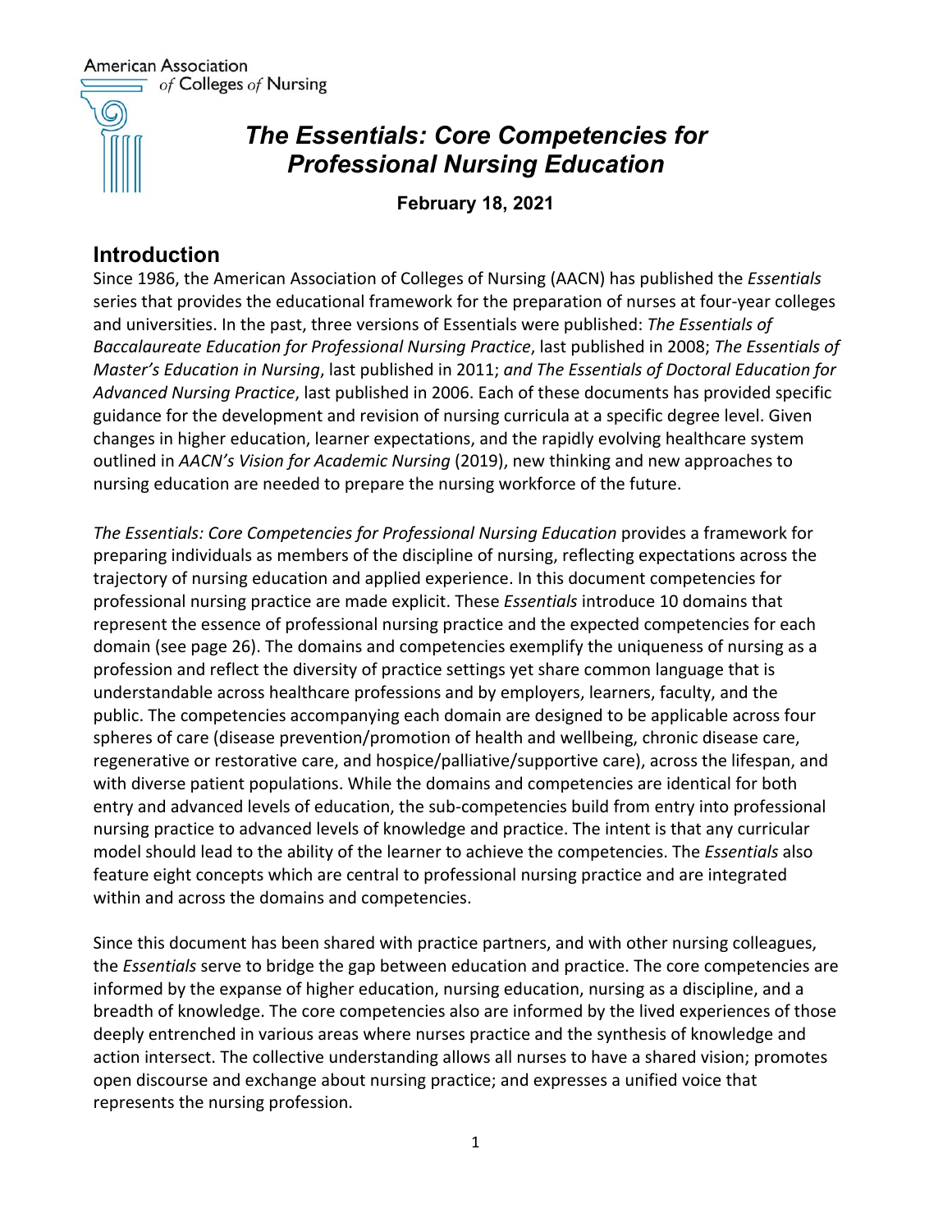American Association of Colleges of Nursing

# *The Essentials: Core Competencies for Professional Nursing Education*

**February 18, 2021**

## Introduction

Since 1986, the American Association of Colleges of Nursing (AACN) has published the *Essentials* series that provides the educational framework for the preparation of nurses at four-year colleges and universities. In the past, three versions of Essentials were published: *The Essentials of Baccalaureate Education for Professional Nursing Practice*, last published in 2008; *The Essentials of Master's Education in Nursing*, last published in 2011; *and The Essentials of Doctoral Education for Advanced Nursing Practice*, last published in 2006. Each of these documents has provided specific guidance for the development and revision of nursing curricula at a specific degree level. Given changes in higher education, learner expectations, and the rapidly evolving healthcare system outlined in *AACN's Vision for Academic Nursing* (2019), new thinking and new approaches to nursing education are needed to prepare the nursing workforce of the future.

*The Essentials: Core Competencies for Professional Nursing Education* provides a framework for preparing individuals as members of the discipline of nursing, reflecting expectations across the trajectory of nursing education and applied experience. In this document competencies for professional nursing practice are made explicit. These *Essentials* introduce 10 domains that represent the essence of professional nursing practice and the expected competencies for each domain (see page 26). The domains and competencies exemplify the uniqueness of nursing as a profession and reflect the diversity of practice settings yet share common language that is understandable across healthcare professions and by employers, learners, faculty, and the public. The competencies accompanying each domain are designed to be applicable across four spheres of care (disease prevention/promotion of health and wellbeing, chronic disease care, regenerative or restorative care, and hospice/palliative/supportive care), across the lifespan, and with diverse patient populations. While the domains and competencies are identical for both entry and advanced levels of education, the sub-competencies build from entry into professional nursing practice to advanced levels of knowledge and practice. The intent is that any curricular model should lead to the ability of the learner to achieve the competencies. The *Essentials* also feature eight concepts which are central to professional nursing practice and are integrated within and across the domains and competencies.

Since this document has been shared with practice partners, and with other nursing colleagues, the *Essentials* serve to bridge the gap between education and practice. The core competencies are informed by the expanse of higher education, nursing education, nursing as a discipline, and a breadth of knowledge. The core competencies also are informed by the lived experiences of those deeply entrenched in various areas where nurses practice and the synthesis of knowledge and action intersect. The collective understanding allows all nurses to have a shared vision; promotes open discourse and exchange about nursing practice; and expresses a unified voice that represents the nursing profession.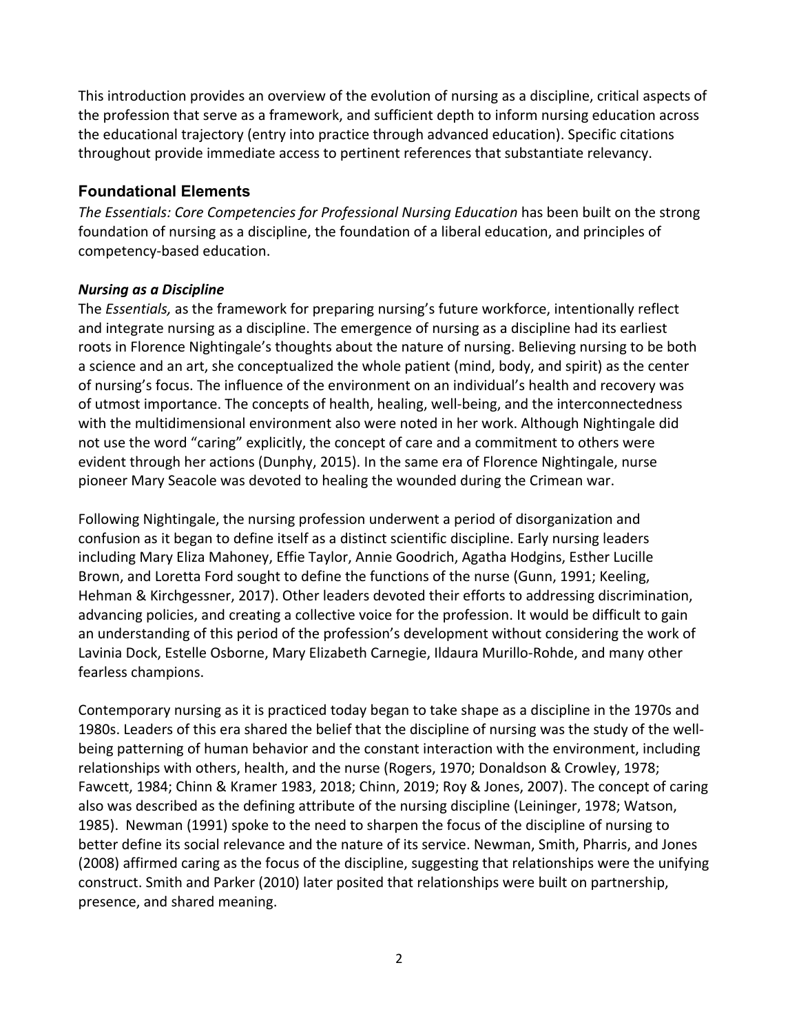This introduction provides an overview of the evolution of nursing as a discipline, critical aspects of the profession that serve as a framework, and sufficient depth to inform nursing education across the educational trajectory (entry into practice through advanced education). Specific citations throughout provide immediate access to pertinent references that substantiate relevancy.

## Foundational Elements

*The Essentials: Core Competencies for Professional Nursing Education* has been built on the strong foundation of nursing as a discipline, the foundation of a liberal education, and principles of competency-based education.

### *Nursing as a Discipline*

The *Essentials,* as the framework for preparing nursing's future workforce, intentionally reflect and integrate nursing as a discipline. The emergence of nursing as a discipline had its earliest roots in Florence Nightingale's thoughts about the nature of nursing. Believing nursing to be both a science and an art, she conceptualized the whole patient (mind, body, and spirit) as the center of nursing's focus. The influence of the environment on an individual's health and recovery was of utmost importance. The concepts of health, healing, well-being, and the interconnectedness with the multidimensional environment also were noted in her work. Although Nightingale did not use the word "caring" explicitly, the concept of care and a commitment to others were evident through her actions (Dunphy, 2015). In the same era of Florence Nightingale, nurse pioneer Mary Seacole was devoted to healing the wounded during the Crimean war.

Following Nightingale, the nursing profession underwent a period of disorganization and confusion as it began to define itself as a distinct scientific discipline. Early nursing leaders including Mary Eliza Mahoney, Effie Taylor, Annie Goodrich, Agatha Hodgins, Esther Lucille Brown, and Loretta Ford sought to define the functions of the nurse (Gunn, 1991; Keeling, Hehman & Kirchgessner, 2017). Other leaders devoted their efforts to addressing discrimination, advancing policies, and creating a collective voice for the profession. It would be difficult to gain an understanding of this period of the profession's development without considering the work of Lavinia Dock, Estelle Osborne, Mary Elizabeth Carnegie, Ildaura Murillo-Rohde, and many other fearless champions.

Contemporary nursing as it is practiced today began to take shape as a discipline in the 1970s and 1980s. Leaders of this era shared the belief that the discipline of nursing was the study of the well-being patterning of human behavior and the constant interaction with the environment, including relationships with others, health, and the nurse (Rogers, 1970; Donaldson & Crowley, 1978; Fawcett, 1984; Chinn & Kramer 1983, 2018; Chinn, 2019; Roy & Jones, 2007). The concept of caring also was described as the defining attribute of the nursing discipline (Leininger, 1978; Watson, 1985). Newman (1991) spoke to the need to sharpen the focus of the discipline of nursing to better define its social relevance and the nature of its service. Newman, Smith, Pharris, and Jones (2008) affirmed caring as the focus of the discipline, suggesting that relationships were the unifying construct. Smith and Parker (2010) later posited that relationships were built on partnership, presence, and shared meaning.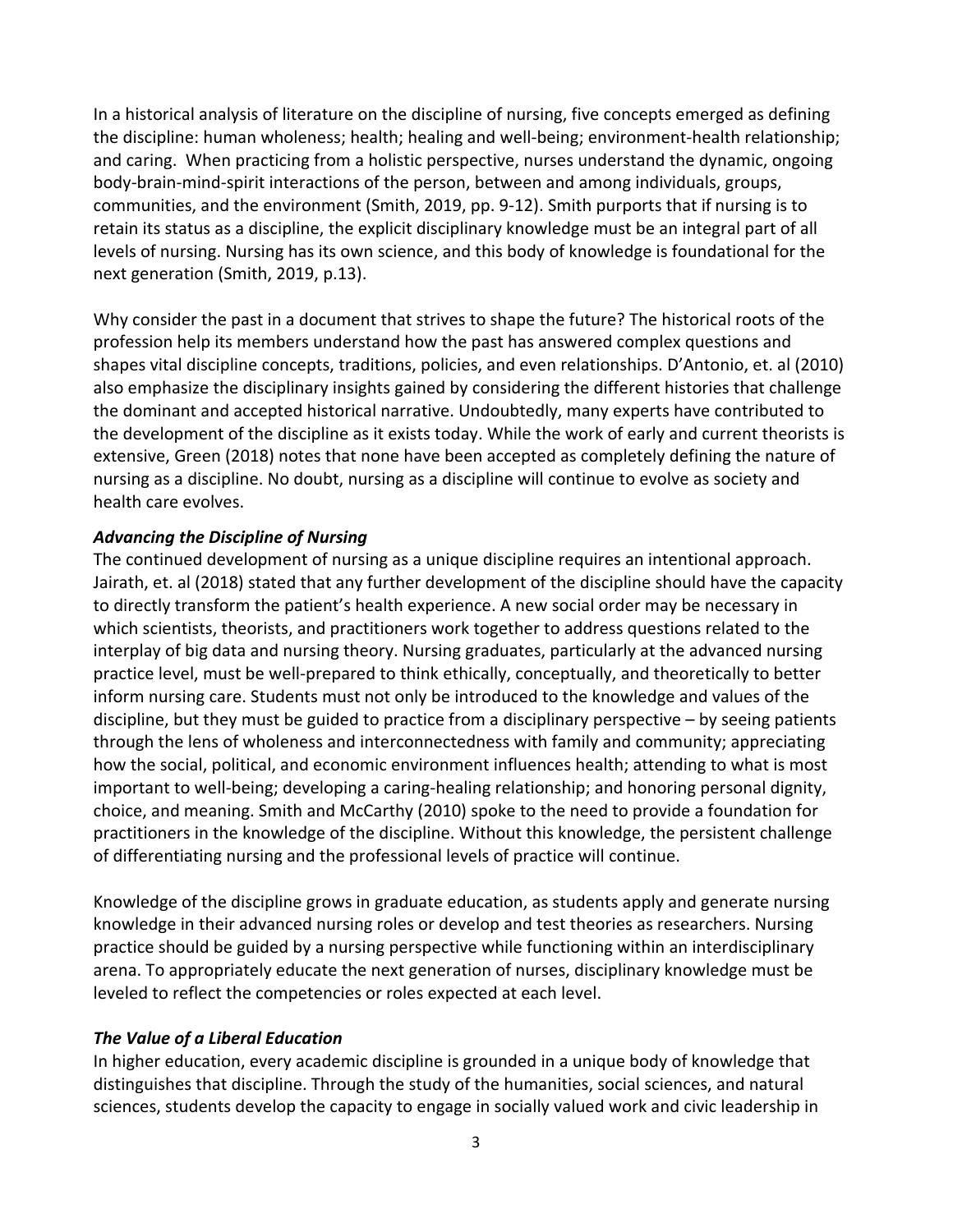In a historical analysis of literature on the discipline of nursing, five concepts emerged as defining the discipline: human wholeness; health; healing and well-being; environment-health relationship; and caring. When practicing from a holistic perspective, nurses understand the dynamic, ongoing body-brain-mind-spirit interactions of the person, between and among individuals, groups, communities, and the environment (Smith, 2019, pp. 9-12). Smith purports that if nursing is to retain its status as a discipline, the explicit disciplinary knowledge must be an integral part of all levels of nursing. Nursing has its own science, and this body of knowledge is foundational for the next generation (Smith, 2019, p.13).

Why consider the past in a document that strives to shape the future? The historical roots of the profession help its members understand how the past has answered complex questions and shapes vital discipline concepts, traditions, policies, and even relationships. D'Antonio, et. al (2010) also emphasize the disciplinary insights gained by considering the different histories that challenge the dominant and accepted historical narrative. Undoubtedly, many experts have contributed to the development of the discipline as it exists today. While the work of early and current theorists is extensive, Green (2018) notes that none have been accepted as completely defining the nature of nursing as a discipline. No doubt, nursing as a discipline will continue to evolve as society and health care evolves.

### *Advancing the Discipline of Nursing*

The continued development of nursing as a unique discipline requires an intentional approach. Jairath, et. al (2018) stated that any further development of the discipline should have the capacity to directly transform the patient's health experience. A new social order may be necessary in which scientists, theorists, and practitioners work together to address questions related to the interplay of big data and nursing theory. Nursing graduates, particularly at the advanced nursing practice level, must be well-prepared to think ethically, conceptually, and theoretically to better inform nursing care. Students must not only be introduced to the knowledge and values of the discipline, but they must be guided to practice from a disciplinary perspective – by seeing patients through the lens of wholeness and interconnectedness with family and community; appreciating how the social, political, and economic environment influences health; attending to what is most important to well-being; developing a caring-healing relationship; and honoring personal dignity, choice, and meaning. Smith and McCarthy (2010) spoke to the need to provide a foundation for practitioners in the knowledge of the discipline. Without this knowledge, the persistent challenge of differentiating nursing and the professional levels of practice will continue.

Knowledge of the discipline grows in graduate education, as students apply and generate nursing knowledge in their advanced nursing roles or develop and test theories as researchers. Nursing practice should be guided by a nursing perspective while functioning within an interdisciplinary arena. To appropriately educate the next generation of nurses, disciplinary knowledge must be leveled to reflect the competencies or roles expected at each level.

### *The Value of a Liberal Education*

In higher education, every academic discipline is grounded in a unique body of knowledge that distinguishes that discipline. Through the study of the humanities, social sciences, and natural sciences, students develop the capacity to engage in socially valued work and civic leadership in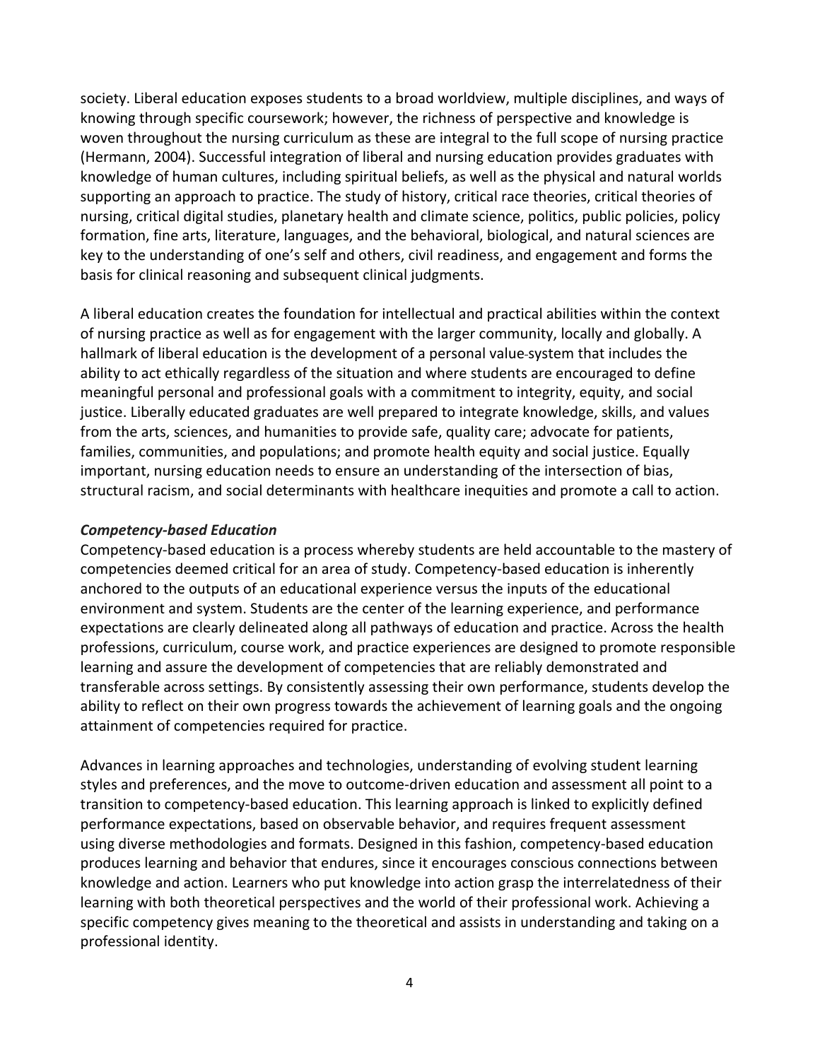society. Liberal education exposes students to a broad worldview, multiple disciplines, and ways of knowing through specific coursework; however, the richness of perspective and knowledge is woven throughout the nursing curriculum as these are integral to the full scope of nursing practice (Hermann, 2004). Successful integration of liberal and nursing education provides graduates with knowledge of human cultures, including spiritual beliefs, as well as the physical and natural worlds supporting an approach to practice. The study of history, critical race theories, critical theories of nursing, critical digital studies, planetary health and climate science, politics, public policies, policy formation, fine arts, literature, languages, and the behavioral, biological, and natural sciences are key to the understanding of one's self and others, civil readiness, and engagement and forms the basis for clinical reasoning and subsequent clinical judgments.

A liberal education creates the foundation for intellectual and practical abilities within the context of nursing practice as well as for engagement with the larger community, locally and globally. A hallmark of liberal education is the development of a personal value-system that includes the ability to act ethically regardless of the situation and where students are encouraged to define meaningful personal and professional goals with a commitment to integrity, equity, and social justice. Liberally educated graduates are well prepared to integrate knowledge, skills, and values from the arts, sciences, and humanities to provide safe, quality care; advocate for patients, families, communities, and populations; and promote health equity and social justice. Equally important, nursing education needs to ensure an understanding of the intersection of bias, structural racism, and social determinants with healthcare inequities and promote a call to action.

***Competency-based Education***

Competency-based education is a process whereby students are held accountable to the mastery of competencies deemed critical for an area of study. Competency-based education is inherently anchored to the outputs of an educational experience versus the inputs of the educational environment and system. Students are the center of the learning experience, and performance expectations are clearly delineated along all pathways of education and practice. Across the health professions, curriculum, course work, and practice experiences are designed to promote responsible learning and assure the development of competencies that are reliably demonstrated and transferable across settings. By consistently assessing their own performance, students develop the ability to reflect on their own progress towards the achievement of learning goals and the ongoing attainment of competencies required for practice.

Advances in learning approaches and technologies, understanding of evolving student learning styles and preferences, and the move to outcome-driven education and assessment all point to a transition to competency-based education. This learning approach is linked to explicitly defined performance expectations, based on observable behavior, and requires frequent assessment using diverse methodologies and formats. Designed in this fashion, competency-based education produces learning and behavior that endures, since it encourages conscious connections between knowledge and action. Learners who put knowledge into action grasp the interrelatedness of their learning with both theoretical perspectives and the world of their professional work. Achieving a specific competency gives meaning to the theoretical and assists in understanding and taking on a professional identity.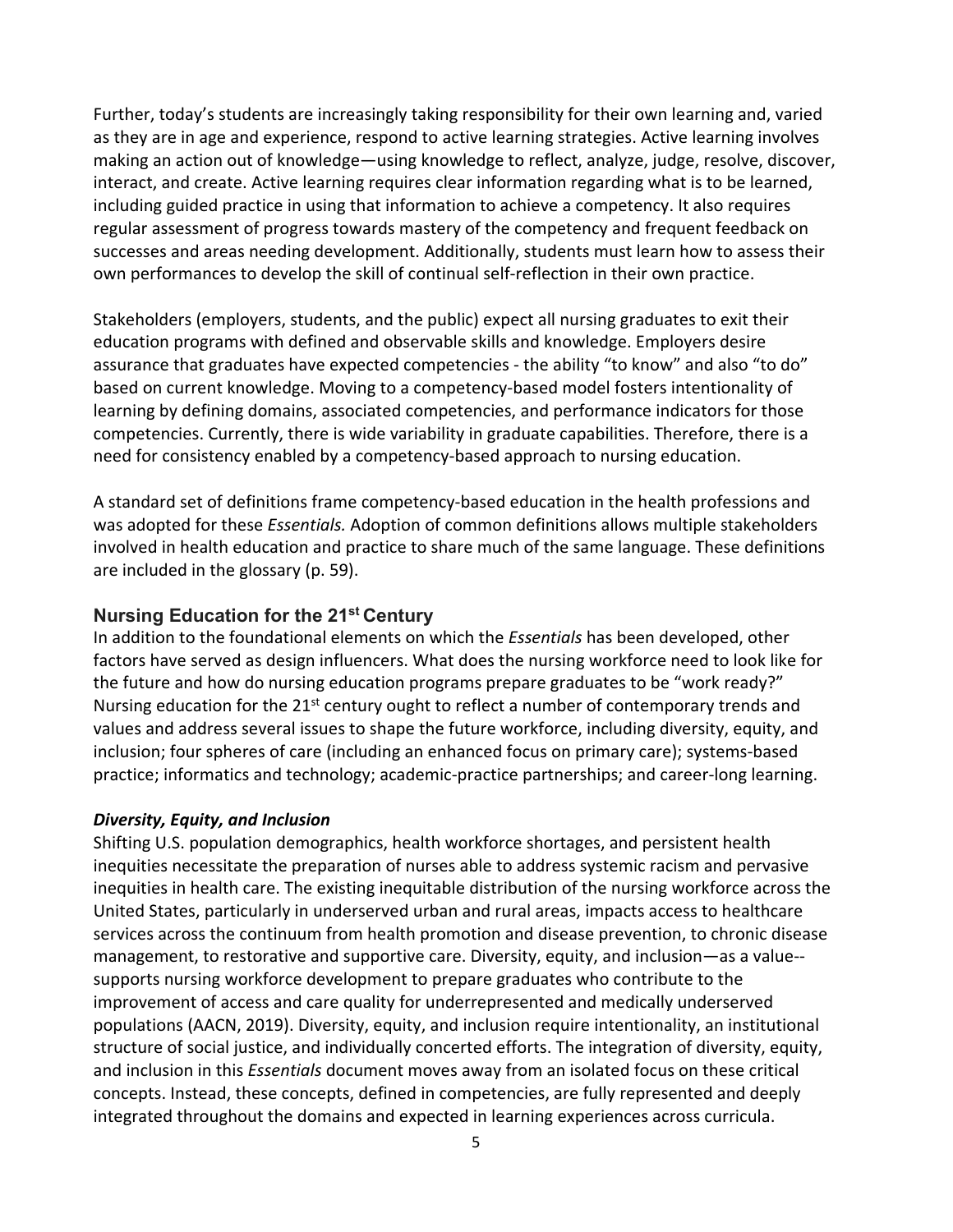Further, today's students are increasingly taking responsibility for their own learning and, varied as they are in age and experience, respond to active learning strategies. Active learning involves making an action out of knowledge—using knowledge to reflect, analyze, judge, resolve, discover, interact, and create. Active learning requires clear information regarding what is to be learned, including guided practice in using that information to achieve a competency. It also requires regular assessment of progress towards mastery of the competency and frequent feedback on successes and areas needing development. Additionally, students must learn how to assess their own performances to develop the skill of continual self-reflection in their own practice.

Stakeholders (employers, students, and the public) expect all nursing graduates to exit their education programs with defined and observable skills and knowledge. Employers desire assurance that graduates have expected competencies - the ability "to know" and also "to do" based on current knowledge. Moving to a competency-based model fosters intentionality of learning by defining domains, associated competencies, and performance indicators for those competencies. Currently, there is wide variability in graduate capabilities. Therefore, there is a need for consistency enabled by a competency-based approach to nursing education.

A standard set of definitions frame competency-based education in the health professions and was adopted for these *Essentials.* Adoption of common definitions allows multiple stakeholders involved in health education and practice to share much of the same language. These definitions are included in the glossary (p. 59).

## Nursing Education for the 21st Century

In addition to the foundational elements on which the *Essentials* has been developed, other factors have served as design influencers. What does the nursing workforce need to look like for the future and how do nursing education programs prepare graduates to be "work ready?" Nursing education for the 21st century ought to reflect a number of contemporary trends and values and address several issues to shape the future workforce, including diversity, equity, and inclusion; four spheres of care (including an enhanced focus on primary care); systems-based practice; informatics and technology; academic-practice partnerships; and career-long learning.

### *Diversity, Equity, and Inclusion*

Shifting U.S. population demographics, health workforce shortages, and persistent health inequities necessitate the preparation of nurses able to address systemic racism and pervasive inequities in health care. The existing inequitable distribution of the nursing workforce across the United States, particularly in underserved urban and rural areas, impacts access to healthcare services across the continuum from health promotion and disease prevention, to chronic disease management, to restorative and supportive care. Diversity, equity, and inclusion—as a value--supports nursing workforce development to prepare graduates who contribute to the improvement of access and care quality for underrepresented and medically underserved populations (AACN, 2019). Diversity, equity, and inclusion require intentionality, an institutional structure of social justice, and individually concerted efforts. The integration of diversity, equity, and inclusion in this *Essentials* document moves away from an isolated focus on these critical concepts. Instead, these concepts, defined in competencies, are fully represented and deeply integrated throughout the domains and expected in learning experiences across curricula.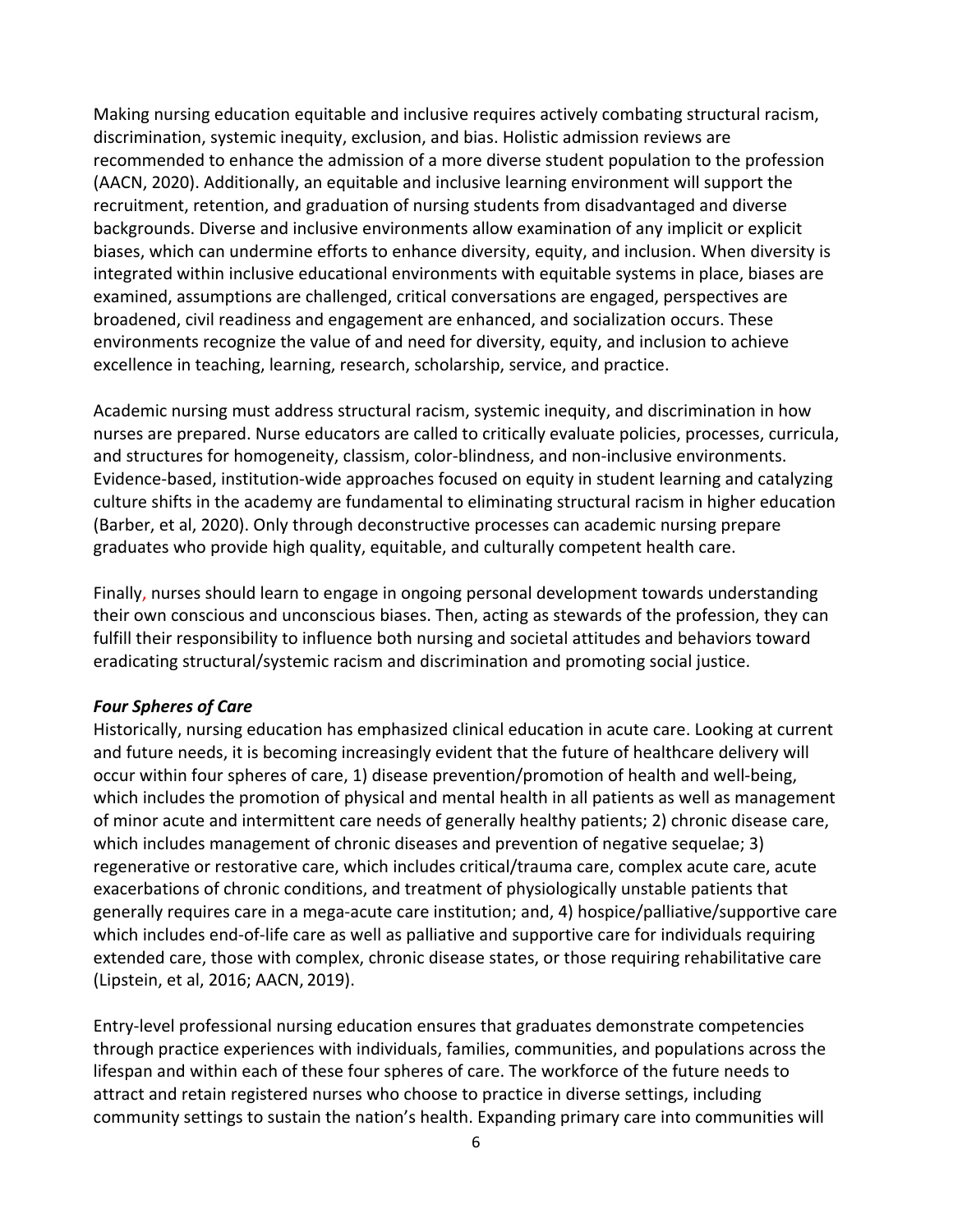Making nursing education equitable and inclusive requires actively combating structural racism, discrimination, systemic inequity, exclusion, and bias. Holistic admission reviews are recommended to enhance the admission of a more diverse student population to the profession (AACN, 2020). Additionally, an equitable and inclusive learning environment will support the recruitment, retention, and graduation of nursing students from disadvantaged and diverse backgrounds. Diverse and inclusive environments allow examination of any implicit or explicit biases, which can undermine efforts to enhance diversity, equity, and inclusion. When diversity is integrated within inclusive educational environments with equitable systems in place, biases are examined, assumptions are challenged, critical conversations are engaged, perspectives are broadened, civil readiness and engagement are enhanced, and socialization occurs. These environments recognize the value of and need for diversity, equity, and inclusion to achieve excellence in teaching, learning, research, scholarship, service, and practice.

Academic nursing must address structural racism, systemic inequity, and discrimination in how nurses are prepared. Nurse educators are called to critically evaluate policies, processes, curricula, and structures for homogeneity, classism, color-blindness, and non-inclusive environments. Evidence-based, institution-wide approaches focused on equity in student learning and catalyzing culture shifts in the academy are fundamental to eliminating structural racism in higher education (Barber, et al, 2020). Only through deconstructive processes can academic nursing prepare graduates who provide high quality, equitable, and culturally competent health care.

Finally, nurses should learn to engage in ongoing personal development towards understanding their own conscious and unconscious biases. Then, acting as stewards of the profession, they can fulfill their responsibility to influence both nursing and societal attitudes and behaviors toward eradicating structural/systemic racism and discrimination and promoting social justice.

***Four Spheres of Care***

Historically, nursing education has emphasized clinical education in acute care. Looking at current and future needs, it is becoming increasingly evident that the future of healthcare delivery will occur within four spheres of care, 1) disease prevention/promotion of health and well-being, which includes the promotion of physical and mental health in all patients as well as management of minor acute and intermittent care needs of generally healthy patients; 2) chronic disease care, which includes management of chronic diseases and prevention of negative sequelae; 3) regenerative or restorative care, which includes critical/trauma care, complex acute care, acute exacerbations of chronic conditions, and treatment of physiologically unstable patients that generally requires care in a mega-acute care institution; and, 4) hospice/palliative/supportive care which includes end-of-life care as well as palliative and supportive care for individuals requiring extended care, those with complex, chronic disease states, or those requiring rehabilitative care (Lipstein, et al, 2016; AACN, 2019).

Entry-level professional nursing education ensures that graduates demonstrate competencies through practice experiences with individuals, families, communities, and populations across the lifespan and within each of these four spheres of care. The workforce of the future needs to attract and retain registered nurses who choose to practice in diverse settings, including community settings to sustain the nation's health. Expanding primary care into communities will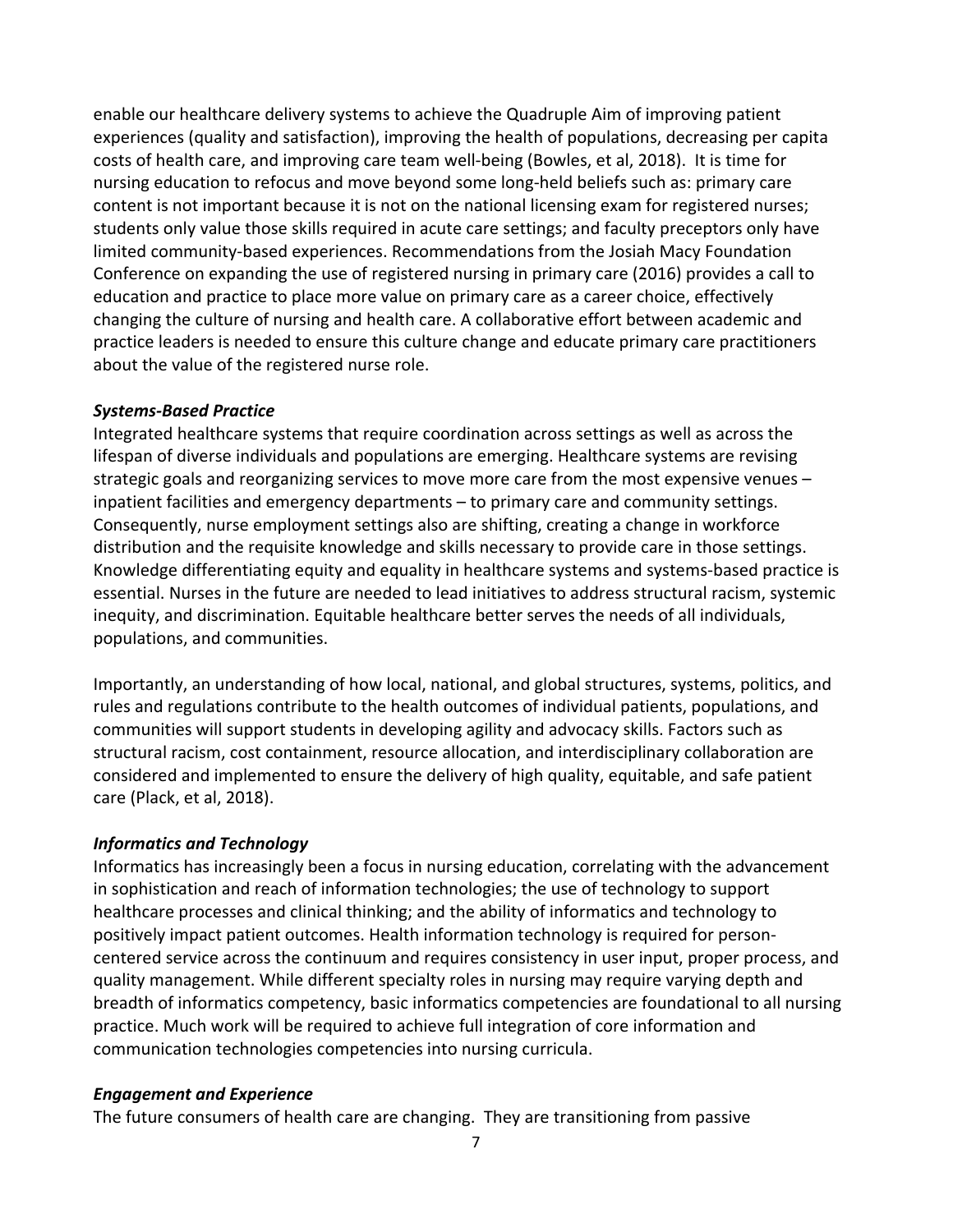enable our healthcare delivery systems to achieve the Quadruple Aim of improving patient experiences (quality and satisfaction), improving the health of populations, decreasing per capita costs of health care, and improving care team well-being (Bowles, et al, 2018). It is time for nursing education to refocus and move beyond some long-held beliefs such as: primary care content is not important because it is not on the national licensing exam for registered nurses; students only value those skills required in acute care settings; and faculty preceptors only have limited community-based experiences. Recommendations from the Josiah Macy Foundation Conference on expanding the use of registered nursing in primary care (2016) provides a call to education and practice to place more value on primary care as a career choice, effectively changing the culture of nursing and health care. A collaborative effort between academic and practice leaders is needed to ensure this culture change and educate primary care practitioners about the value of the registered nurse role.

***Systems-Based Practice***

Integrated healthcare systems that require coordination across settings as well as across the lifespan of diverse individuals and populations are emerging. Healthcare systems are revising strategic goals and reorganizing services to move more care from the most expensive venues – inpatient facilities and emergency departments – to primary care and community settings. Consequently, nurse employment settings also are shifting, creating a change in workforce distribution and the requisite knowledge and skills necessary to provide care in those settings. Knowledge differentiating equity and equality in healthcare systems and systems-based practice is essential. Nurses in the future are needed to lead initiatives to address structural racism, systemic inequity, and discrimination. Equitable healthcare better serves the needs of all individuals, populations, and communities.

Importantly, an understanding of how local, national, and global structures, systems, politics, and rules and regulations contribute to the health outcomes of individual patients, populations, and communities will support students in developing agility and advocacy skills. Factors such as structural racism, cost containment, resource allocation, and interdisciplinary collaboration are considered and implemented to ensure the delivery of high quality, equitable, and safe patient care (Plack, et al, 2018).

***Informatics and Technology***

Informatics has increasingly been a focus in nursing education, correlating with the advancement in sophistication and reach of information technologies; the use of technology to support healthcare processes and clinical thinking; and the ability of informatics and technology to positively impact patient outcomes. Health information technology is required for person-centered service across the continuum and requires consistency in user input, proper process, and quality management. While different specialty roles in nursing may require varying depth and breadth of informatics competency, basic informatics competencies are foundational to all nursing practice. Much work will be required to achieve full integration of core information and communication technologies competencies into nursing curricula.

***Engagement and Experience***

The future consumers of health care are changing. They are transitioning from passive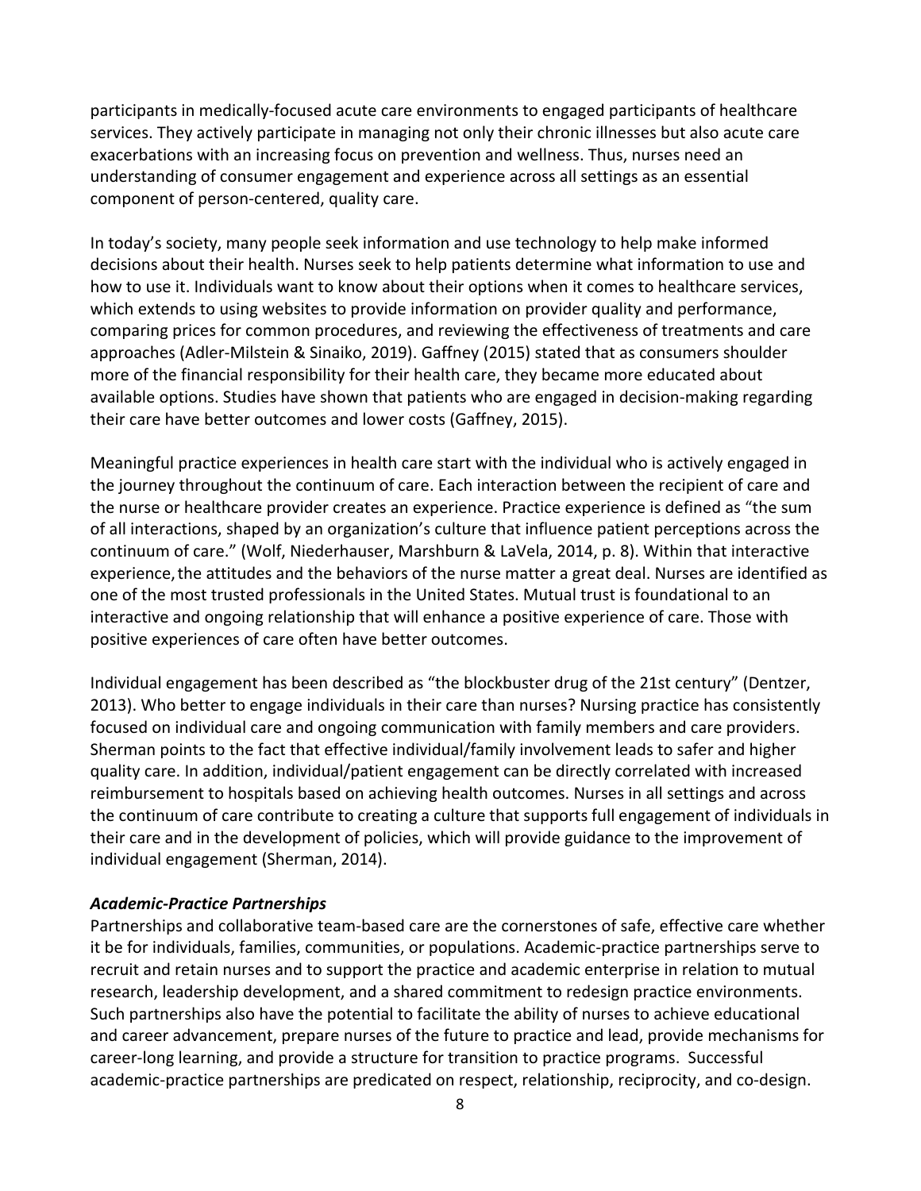participants in medically-focused acute care environments to engaged participants of healthcare services. They actively participate in managing not only their chronic illnesses but also acute care exacerbations with an increasing focus on prevention and wellness. Thus, nurses need an understanding of consumer engagement and experience across all settings as an essential component of person-centered, quality care.

In today's society, many people seek information and use technology to help make informed decisions about their health. Nurses seek to help patients determine what information to use and how to use it. Individuals want to know about their options when it comes to healthcare services, which extends to using websites to provide information on provider quality and performance, comparing prices for common procedures, and reviewing the effectiveness of treatments and care approaches (Adler-Milstein & Sinaiko, 2019). Gaffney (2015) stated that as consumers shoulder more of the financial responsibility for their health care, they became more educated about available options. Studies have shown that patients who are engaged in decision-making regarding their care have better outcomes and lower costs (Gaffney, 2015).

Meaningful practice experiences in health care start with the individual who is actively engaged in the journey throughout the continuum of care. Each interaction between the recipient of care and the nurse or healthcare provider creates an experience. Practice experience is defined as "the sum of all interactions, shaped by an organization's culture that influence patient perceptions across the continuum of care." (Wolf, Niederhauser, Marshburn & LaVela, 2014, p. 8). Within that interactive experience, the attitudes and the behaviors of the nurse matter a great deal. Nurses are identified as one of the most trusted professionals in the United States. Mutual trust is foundational to an interactive and ongoing relationship that will enhance a positive experience of care. Those with positive experiences of care often have better outcomes.

Individual engagement has been described as "the blockbuster drug of the 21st century" (Dentzer, 2013). Who better to engage individuals in their care than nurses? Nursing practice has consistently focused on individual care and ongoing communication with family members and care providers. Sherman points to the fact that effective individual/family involvement leads to safer and higher quality care. In addition, individual/patient engagement can be directly correlated with increased reimbursement to hospitals based on achieving health outcomes. Nurses in all settings and across the continuum of care contribute to creating a culture that supports full engagement of individuals in their care and in the development of policies, which will provide guidance to the improvement of individual engagement (Sherman, 2014).

***Academic-Practice Partnerships***

Partnerships and collaborative team-based care are the cornerstones of safe, effective care whether it be for individuals, families, communities, or populations. Academic-practice partnerships serve to recruit and retain nurses and to support the practice and academic enterprise in relation to mutual research, leadership development, and a shared commitment to redesign practice environments. Such partnerships also have the potential to facilitate the ability of nurses to achieve educational and career advancement, prepare nurses of the future to practice and lead, provide mechanisms for career-long learning, and provide a structure for transition to practice programs. Successful academic-practice partnerships are predicated on respect, relationship, reciprocity, and co-design.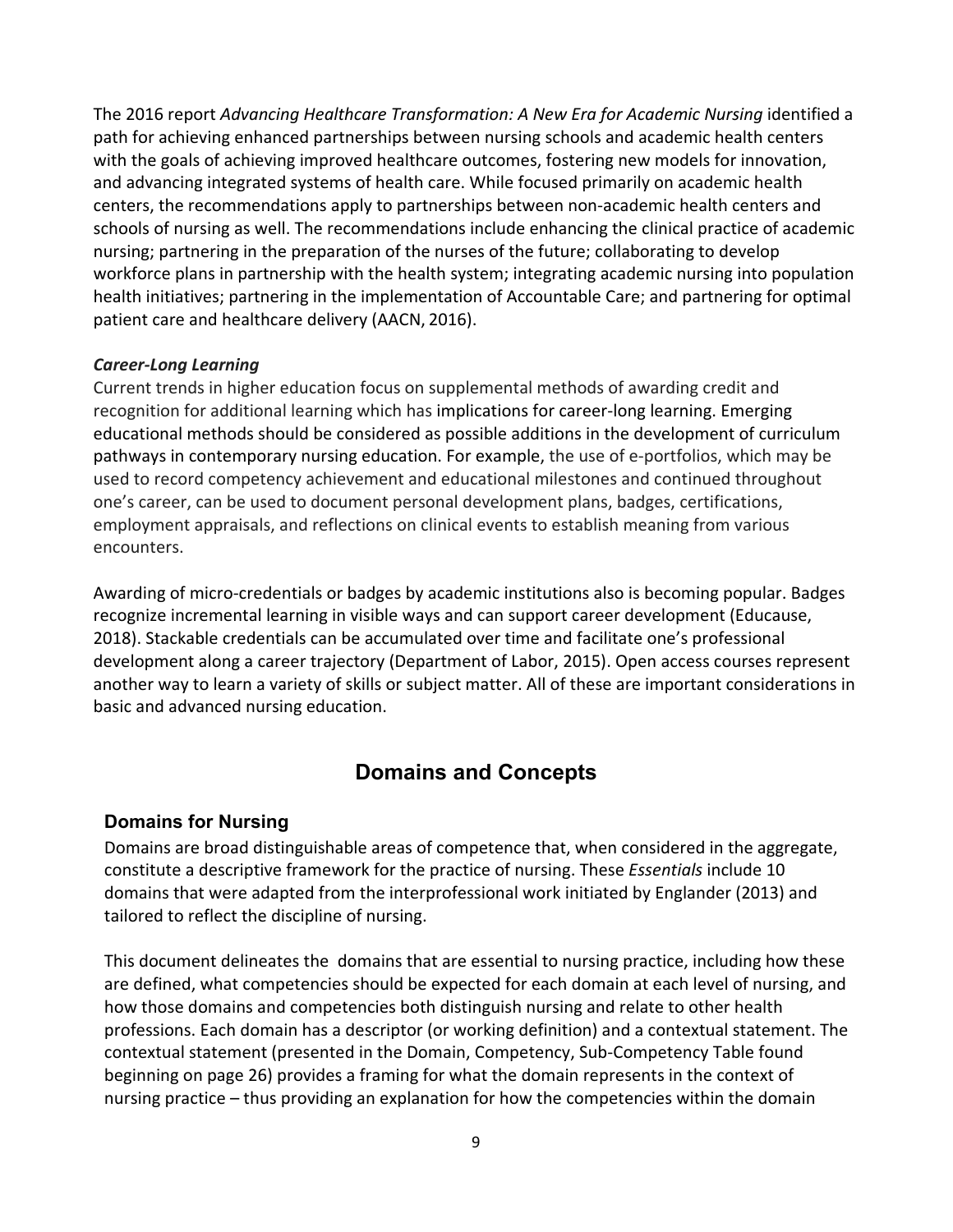The 2016 report *Advancing Healthcare Transformation: A New Era for Academic Nursing* identified a path for achieving enhanced partnerships between nursing schools and academic health centers with the goals of achieving improved healthcare outcomes, fostering new models for innovation, and advancing integrated systems of health care. While focused primarily on academic health centers, the recommendations apply to partnerships between non-academic health centers and schools of nursing as well. The recommendations include enhancing the clinical practice of academic nursing; partnering in the preparation of the nurses of the future; collaborating to develop workforce plans in partnership with the health system; integrating academic nursing into population health initiatives; partnering in the implementation of Accountable Care; and partnering for optimal patient care and healthcare delivery (AACN, 2016).

***Career-Long Learning***

Current trends in higher education focus on supplemental methods of awarding credit and recognition for additional learning which has implications for career-long learning. Emerging educational methods should be considered as possible additions in the development of curriculum pathways in contemporary nursing education. For example, the use of e-portfolios, which may be used to record competency achievement and educational milestones and continued throughout one's career, can be used to document personal development plans, badges, certifications, employment appraisals, and reflections on clinical events to establish meaning from various encounters.

Awarding of micro-credentials or badges by academic institutions also is becoming popular. Badges recognize incremental learning in visible ways and can support career development (Educause, 2018). Stackable credentials can be accumulated over time and facilitate one's professional development along a career trajectory (Department of Labor, 2015). Open access courses represent another way to learn a variety of skills or subject matter. All of these are important considerations in basic and advanced nursing education.

## Domains and Concepts

### Domains for Nursing

Domains are broad distinguishable areas of competence that, when considered in the aggregate, constitute a descriptive framework for the practice of nursing. These *Essentials* include 10 domains that were adapted from the interprofessional work initiated by Englander (2013) and tailored to reflect the discipline of nursing.

This document delineates the domains that are essential to nursing practice, including how these are defined, what competencies should be expected for each domain at each level of nursing, and how those domains and competencies both distinguish nursing and relate to other health professions. Each domain has a descriptor (or working definition) and a contextual statement. The contextual statement (presented in the Domain, Competency, Sub-Competency Table found beginning on page 26) provides a framing for what the domain represents in the context of nursing practice – thus providing an explanation for how the competencies within the domain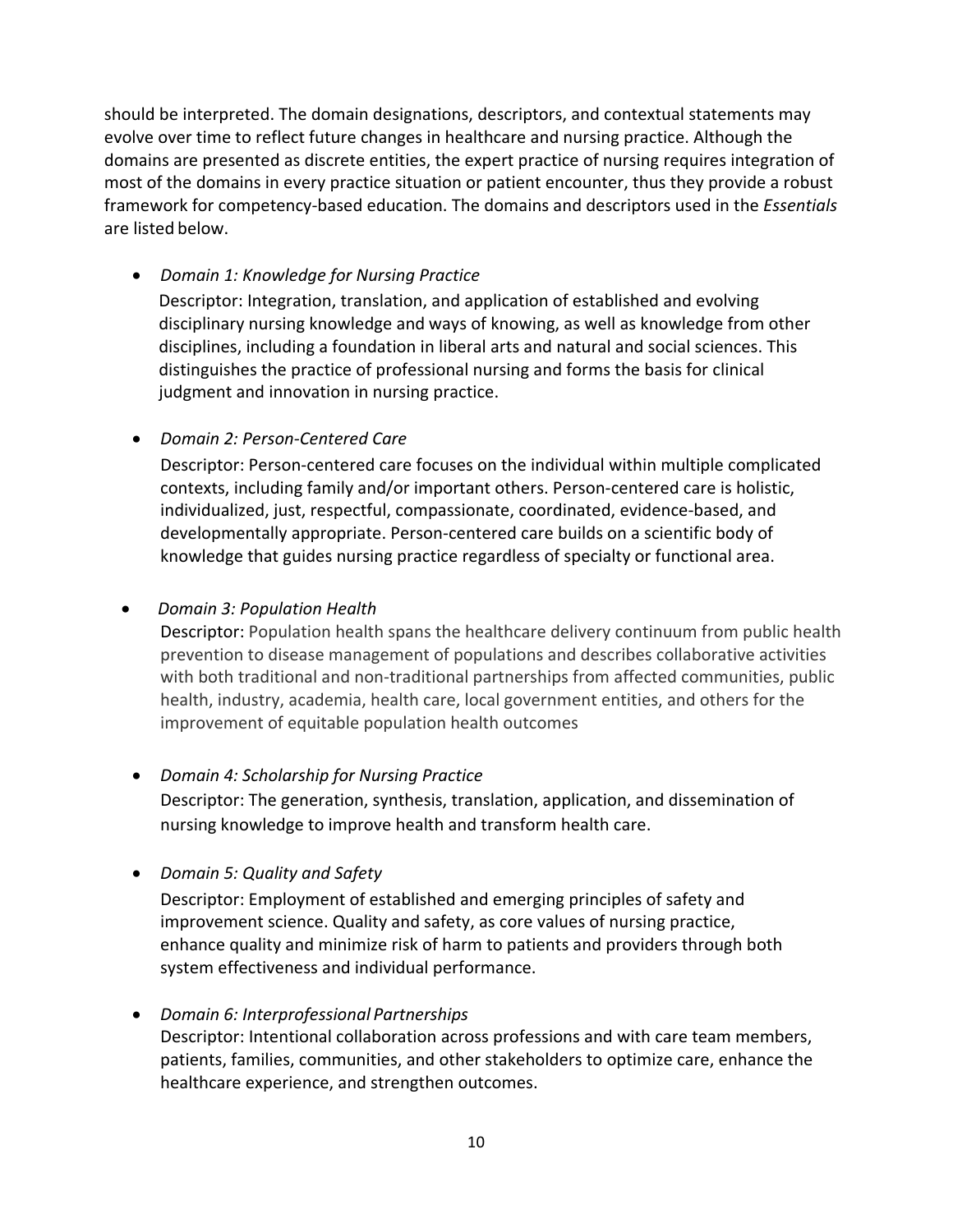should be interpreted. The domain designations, descriptors, and contextual statements may evolve over time to reflect future changes in healthcare and nursing practice. Although the domains are presented as discrete entities, the expert practice of nursing requires integration of most of the domains in every practice situation or patient encounter, thus they provide a robust framework for competency-based education. The domains and descriptors used in the *Essentials* are listed below.

- *Domain 1: Knowledge for Nursing Practice*
  Descriptor: Integration, translation, and application of established and evolving disciplinary nursing knowledge and ways of knowing, as well as knowledge from other disciplines, including a foundation in liberal arts and natural and social sciences. This distinguishes the practice of professional nursing and forms the basis for clinical judgment and innovation in nursing practice.

- *Domain 2: Person-Centered Care*
  Descriptor: Person-centered care focuses on the individual within multiple complicated contexts, including family and/or important others. Person-centered care is holistic, individualized, just, respectful, compassionate, coordinated, evidence-based, and developmentally appropriate. Person-centered care builds on a scientific body of knowledge that guides nursing practice regardless of specialty or functional area.

- *Domain 3: Population Health*
  Descriptor: Population health spans the healthcare delivery continuum from public health prevention to disease management of populations and describes collaborative activities with both traditional and non-traditional partnerships from affected communities, public health, industry, academia, health care, local government entities, and others for the improvement of equitable population health outcomes

- *Domain 4: Scholarship for Nursing Practice*
  Descriptor: The generation, synthesis, translation, application, and dissemination of nursing knowledge to improve health and transform health care.

- *Domain 5: Quality and Safety*
  Descriptor: Employment of established and emerging principles of safety and improvement science. Quality and safety, as core values of nursing practice, enhance quality and minimize risk of harm to patients and providers through both system effectiveness and individual performance.

- *Domain 6: Interprofessional Partnerships*
  Descriptor: Intentional collaboration across professions and with care team members, patients, families, communities, and other stakeholders to optimize care, enhance the healthcare experience, and strengthen outcomes.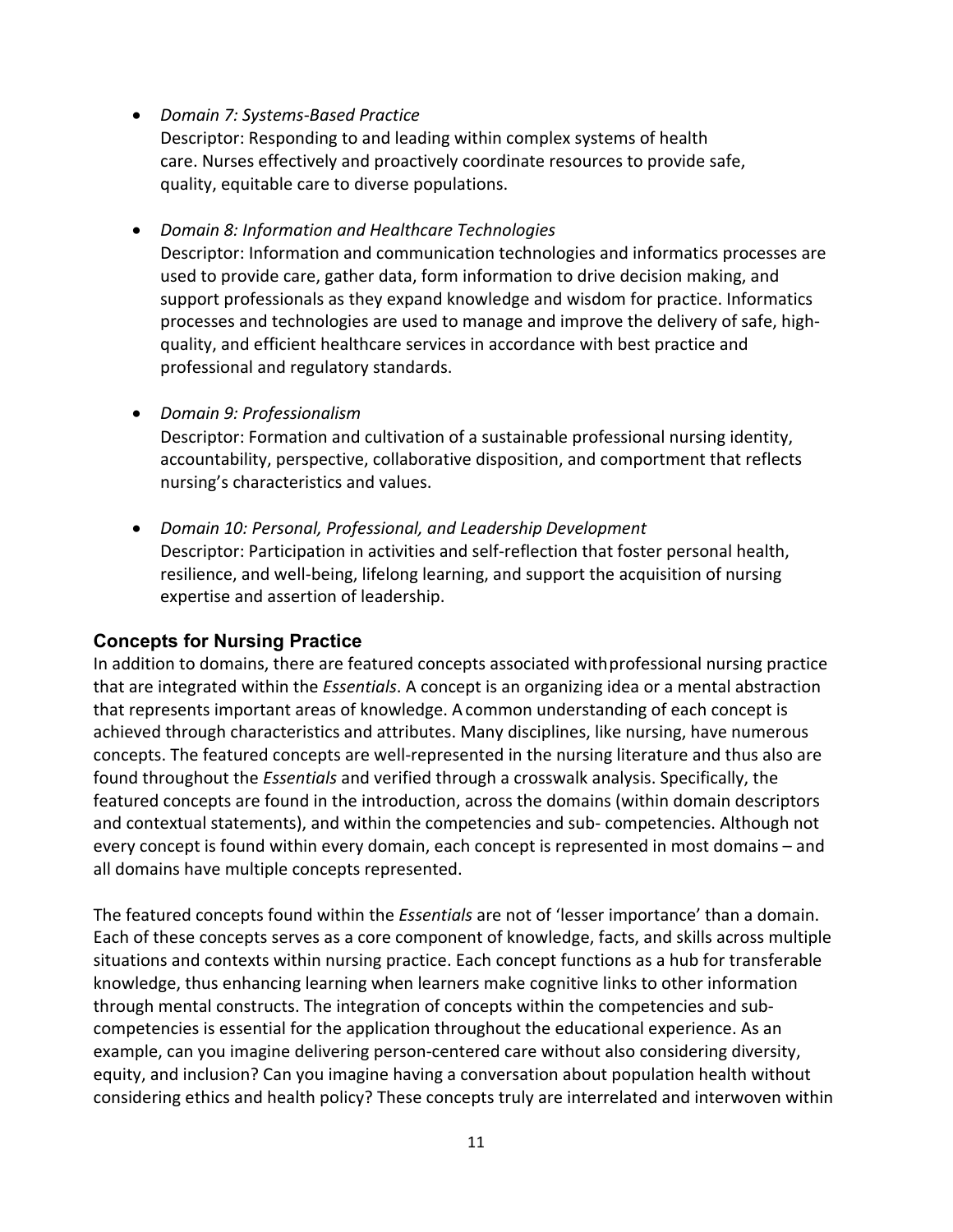- *Domain 7: Systems-Based Practice*
  Descriptor: Responding to and leading within complex systems of health care. Nurses effectively and proactively coordinate resources to provide safe, quality, equitable care to diverse populations.

- *Domain 8: Information and Healthcare Technologies*
  Descriptor: Information and communication technologies and informatics processes are used to provide care, gather data, form information to drive decision making, and support professionals as they expand knowledge and wisdom for practice. Informatics processes and technologies are used to manage and improve the delivery of safe, high-quality, and efficient healthcare services in accordance with best practice and professional and regulatory standards.

- *Domain 9: Professionalism*
  Descriptor: Formation and cultivation of a sustainable professional nursing identity, accountability, perspective, collaborative disposition, and comportment that reflects nursing's characteristics and values.

- *Domain 10: Personal, Professional, and Leadership Development*
  Descriptor: Participation in activities and self-reflection that foster personal health, resilience, and well-being, lifelong learning, and support the acquisition of nursing expertise and assertion of leadership.

## Concepts for Nursing Practice

In addition to domains, there are featured concepts associated with professional nursing practice that are integrated within the *Essentials*. A concept is an organizing idea or a mental abstraction that represents important areas of knowledge. A common understanding of each concept is achieved through characteristics and attributes. Many disciplines, like nursing, have numerous concepts. The featured concepts are well-represented in the nursing literature and thus also are found throughout the *Essentials* and verified through a crosswalk analysis. Specifically, the featured concepts are found in the introduction, across the domains (within domain descriptors and contextual statements), and within the competencies and sub- competencies. Although not every concept is found within every domain, each concept is represented in most domains – and all domains have multiple concepts represented.

The featured concepts found within the *Essentials* are not of 'lesser importance' than a domain. Each of these concepts serves as a core component of knowledge, facts, and skills across multiple situations and contexts within nursing practice. Each concept functions as a hub for transferable knowledge, thus enhancing learning when learners make cognitive links to other information through mental constructs. The integration of concepts within the competencies and sub-competencies is essential for the application throughout the educational experience. As an example, can you imagine delivering person-centered care without also considering diversity, equity, and inclusion? Can you imagine having a conversation about population health without considering ethics and health policy? These concepts truly are interrelated and interwoven within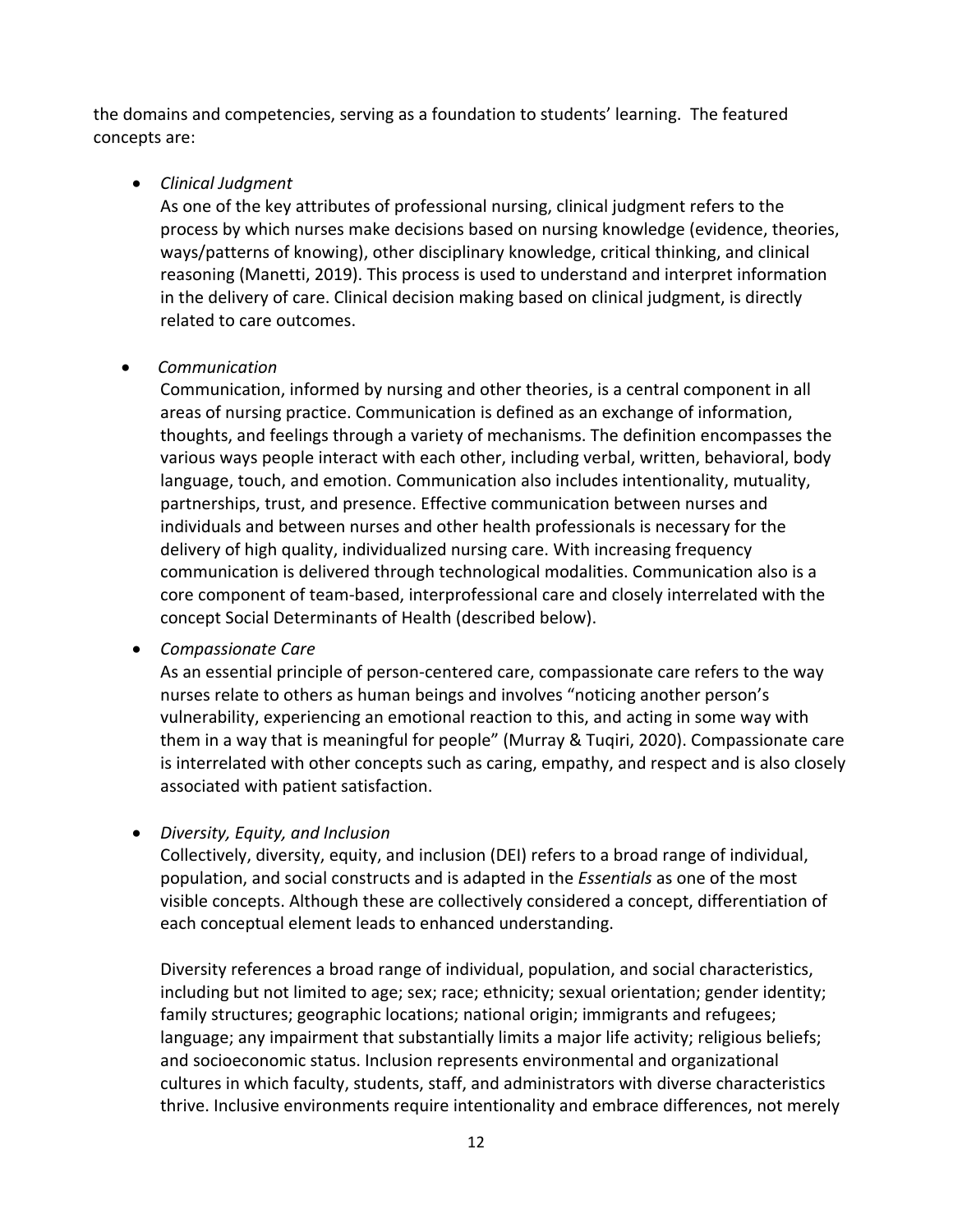the domains and competencies, serving as a foundation to students' learning. The featured concepts are:

- *Clinical Judgment*

  As one of the key attributes of professional nursing, clinical judgment refers to the process by which nurses make decisions based on nursing knowledge (evidence, theories, ways/patterns of knowing), other disciplinary knowledge, critical thinking, and clinical reasoning (Manetti, 2019). This process is used to understand and interpret information in the delivery of care. Clinical decision making based on clinical judgment, is directly related to care outcomes.

- *Communication*

  Communication, informed by nursing and other theories, is a central component in all areas of nursing practice. Communication is defined as an exchange of information, thoughts, and feelings through a variety of mechanisms. The definition encompasses the various ways people interact with each other, including verbal, written, behavioral, body language, touch, and emotion. Communication also includes intentionality, mutuality, partnerships, trust, and presence. Effective communication between nurses and individuals and between nurses and other health professionals is necessary for the delivery of high quality, individualized nursing care. With increasing frequency communication is delivered through technological modalities. Communication also is a core component of team-based, interprofessional care and closely interrelated with the concept Social Determinants of Health (described below).

- *Compassionate Care*

  As an essential principle of person-centered care, compassionate care refers to the way nurses relate to others as human beings and involves "noticing another person's vulnerability, experiencing an emotional reaction to this, and acting in some way with them in a way that is meaningful for people" (Murray & Tuqiri, 2020). Compassionate care is interrelated with other concepts such as caring, empathy, and respect and is also closely associated with patient satisfaction.

- *Diversity, Equity, and Inclusion*

  Collectively, diversity, equity, and inclusion (DEI) refers to a broad range of individual, population, and social constructs and is adapted in the *Essentials* as one of the most visible concepts. Although these are collectively considered a concept, differentiation of each conceptual element leads to enhanced understanding.

  Diversity references a broad range of individual, population, and social characteristics, including but not limited to age; sex; race; ethnicity; sexual orientation; gender identity; family structures; geographic locations; national origin; immigrants and refugees; language; any impairment that substantially limits a major life activity; religious beliefs; and socioeconomic status. Inclusion represents environmental and organizational cultures in which faculty, students, staff, and administrators with diverse characteristics thrive. Inclusive environments require intentionality and embrace differences, not merely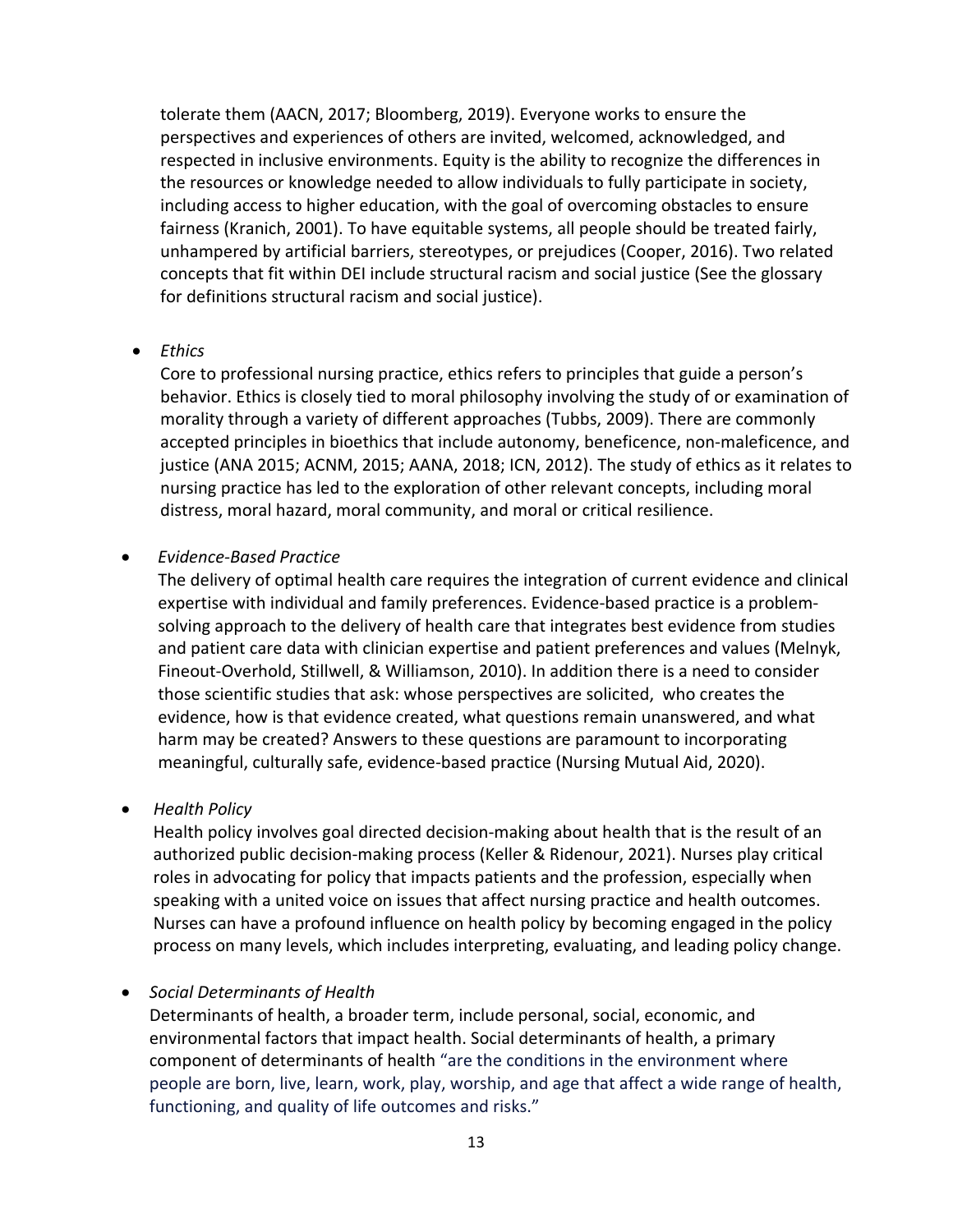tolerate them (AACN, 2017; Bloomberg, 2019). Everyone works to ensure the perspectives and experiences of others are invited, welcomed, acknowledged, and respected in inclusive environments. Equity is the ability to recognize the differences in the resources or knowledge needed to allow individuals to fully participate in society, including access to higher education, with the goal of overcoming obstacles to ensure fairness (Kranich, 2001). To have equitable systems, all people should be treated fairly, unhampered by artificial barriers, stereotypes, or prejudices (Cooper, 2016). Two related concepts that fit within DEI include structural racism and social justice (See the glossary for definitions structural racism and social justice).

- *Ethics*

  Core to professional nursing practice, ethics refers to principles that guide a person's behavior. Ethics is closely tied to moral philosophy involving the study of or examination of morality through a variety of different approaches (Tubbs, 2009). There are commonly accepted principles in bioethics that include autonomy, beneficence, non-maleficence, and justice (ANA 2015; ACNM, 2015; AANA, 2018; ICN, 2012). The study of ethics as it relates to nursing practice has led to the exploration of other relevant concepts, including moral distress, moral hazard, moral community, and moral or critical resilience.

- *Evidence-Based Practice*

  The delivery of optimal health care requires the integration of current evidence and clinical expertise with individual and family preferences. Evidence-based practice is a problem-solving approach to the delivery of health care that integrates best evidence from studies and patient care data with clinician expertise and patient preferences and values (Melnyk, Fineout-Overhold, Stillwell, & Williamson, 2010). In addition there is a need to consider those scientific studies that ask: whose perspectives are solicited, who creates the evidence, how is that evidence created, what questions remain unanswered, and what harm may be created? Answers to these questions are paramount to incorporating meaningful, culturally safe, evidence-based practice (Nursing Mutual Aid, 2020).

- *Health Policy*

  Health policy involves goal directed decision-making about health that is the result of an authorized public decision-making process (Keller & Ridenour, 2021). Nurses play critical roles in advocating for policy that impacts patients and the profession, especially when speaking with a united voice on issues that affect nursing practice and health outcomes. Nurses can have a profound influence on health policy by becoming engaged in the policy process on many levels, which includes interpreting, evaluating, and leading policy change.

- *Social Determinants of Health*

  Determinants of health, a broader term, include personal, social, economic, and environmental factors that impact health. Social determinants of health, a primary component of determinants of health "are the conditions in the environment where people are born, live, learn, work, play, worship, and age that affect a wide range of health, functioning, and quality of life outcomes and risks."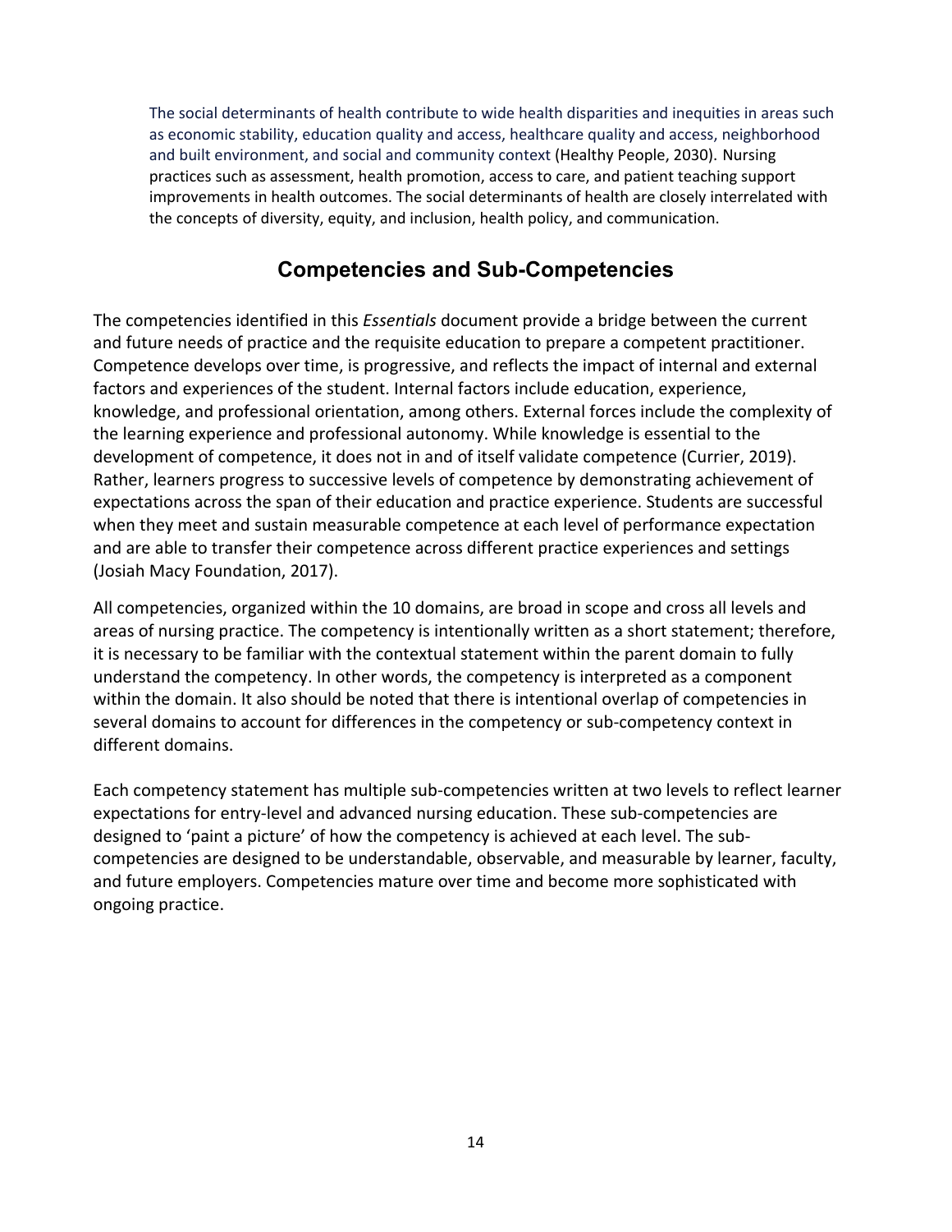The social determinants of health contribute to wide health disparities and inequities in areas such as economic stability, education quality and access, healthcare quality and access, neighborhood and built environment, and social and community context (Healthy People, 2030). Nursing practices such as assessment, health promotion, access to care, and patient teaching support improvements in health outcomes. The social determinants of health are closely interrelated with the concepts of diversity, equity, and inclusion, health policy, and communication.

## Competencies and Sub-Competencies

The competencies identified in this *Essentials* document provide a bridge between the current and future needs of practice and the requisite education to prepare a competent practitioner. Competence develops over time, is progressive, and reflects the impact of internal and external factors and experiences of the student. Internal factors include education, experience, knowledge, and professional orientation, among others. External forces include the complexity of the learning experience and professional autonomy. While knowledge is essential to the development of competence, it does not in and of itself validate competence (Currier, 2019). Rather, learners progress to successive levels of competence by demonstrating achievement of expectations across the span of their education and practice experience. Students are successful when they meet and sustain measurable competence at each level of performance expectation and are able to transfer their competence across different practice experiences and settings (Josiah Macy Foundation, 2017).

All competencies, organized within the 10 domains, are broad in scope and cross all levels and areas of nursing practice. The competency is intentionally written as a short statement; therefore, it is necessary to be familiar with the contextual statement within the parent domain to fully understand the competency. In other words, the competency is interpreted as a component within the domain. It also should be noted that there is intentional overlap of competencies in several domains to account for differences in the competency or sub-competency context in different domains.

Each competency statement has multiple sub-competencies written at two levels to reflect learner expectations for entry-level and advanced nursing education. These sub-competencies are designed to 'paint a picture' of how the competency is achieved at each level. The sub-competencies are designed to be understandable, observable, and measurable by learner, faculty, and future employers. Competencies mature over time and become more sophisticated with ongoing practice.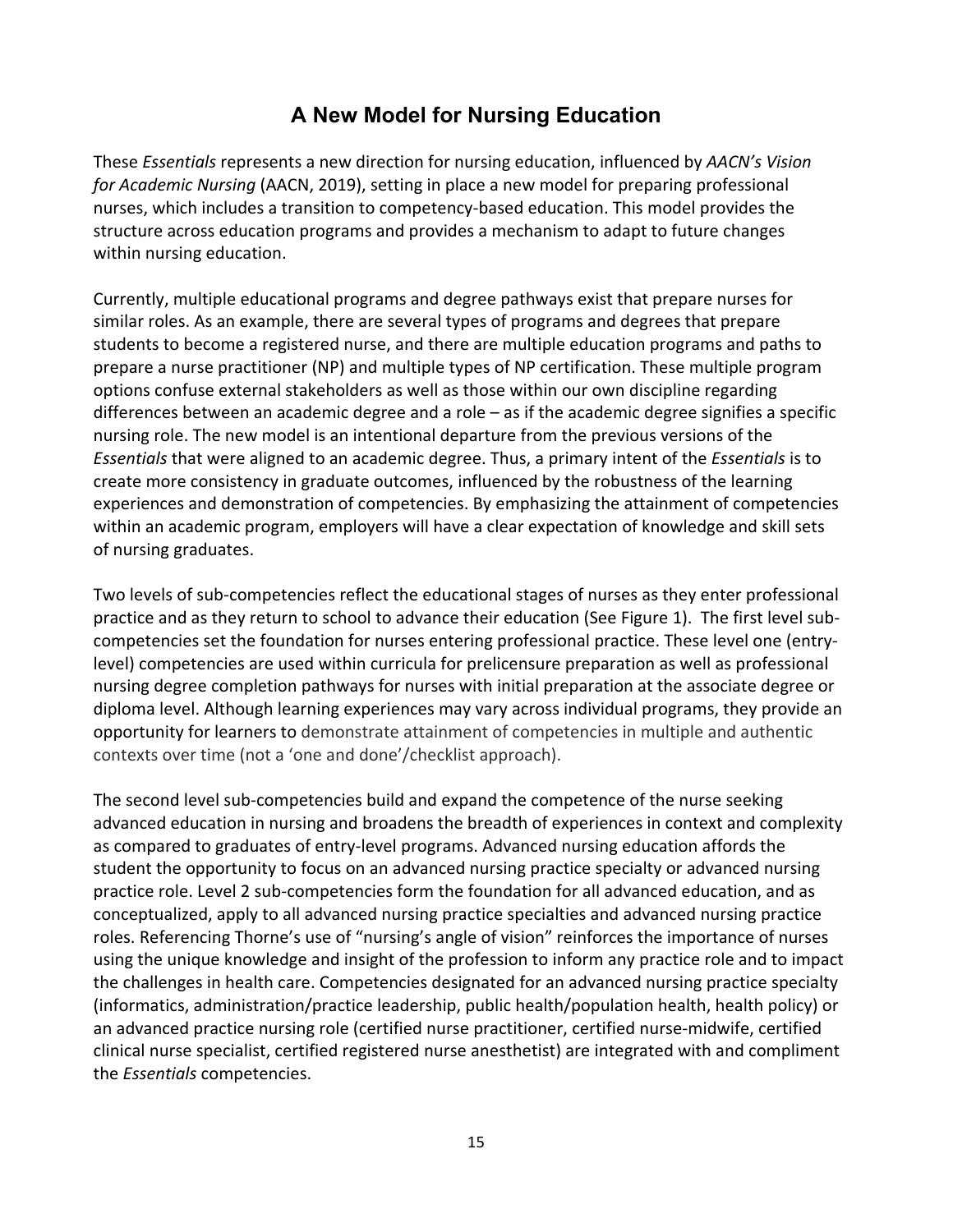## A New Model for Nursing Education

These *Essentials* represents a new direction for nursing education, influenced by *AACN's Vision for Academic Nursing* (AACN, 2019), setting in place a new model for preparing professional nurses, which includes a transition to competency-based education. This model provides the structure across education programs and provides a mechanism to adapt to future changes within nursing education.

Currently, multiple educational programs and degree pathways exist that prepare nurses for similar roles. As an example, there are several types of programs and degrees that prepare students to become a registered nurse, and there are multiple education programs and paths to prepare a nurse practitioner (NP) and multiple types of NP certification. These multiple program options confuse external stakeholders as well as those within our own discipline regarding differences between an academic degree and a role – as if the academic degree signifies a specific nursing role. The new model is an intentional departure from the previous versions of the *Essentials* that were aligned to an academic degree. Thus, a primary intent of the *Essentials* is to create more consistency in graduate outcomes, influenced by the robustness of the learning experiences and demonstration of competencies. By emphasizing the attainment of competencies within an academic program, employers will have a clear expectation of knowledge and skill sets of nursing graduates.

Two levels of sub-competencies reflect the educational stages of nurses as they enter professional practice and as they return to school to advance their education (See Figure 1). The first level sub-competencies set the foundation for nurses entering professional practice. These level one (entry-level) competencies are used within curricula for prelicensure preparation as well as professional nursing degree completion pathways for nurses with initial preparation at the associate degree or diploma level. Although learning experiences may vary across individual programs, they provide an opportunity for learners to demonstrate attainment of competencies in multiple and authentic contexts over time (not a 'one and done'/checklist approach).

The second level sub-competencies build and expand the competence of the nurse seeking advanced education in nursing and broadens the breadth of experiences in context and complexity as compared to graduates of entry-level programs. Advanced nursing education affords the student the opportunity to focus on an advanced nursing practice specialty or advanced nursing practice role. Level 2 sub-competencies form the foundation for all advanced education, and as conceptualized, apply to all advanced nursing practice specialties and advanced nursing practice roles. Referencing Thorne's use of "nursing's angle of vision" reinforces the importance of nurses using the unique knowledge and insight of the profession to inform any practice role and to impact the challenges in health care. Competencies designated for an advanced nursing practice specialty (informatics, administration/practice leadership, public health/population health, health policy) or an advanced practice nursing role (certified nurse practitioner, certified nurse-midwife, certified clinical nurse specialist, certified registered nurse anesthetist) are integrated with and compliment the *Essentials* competencies.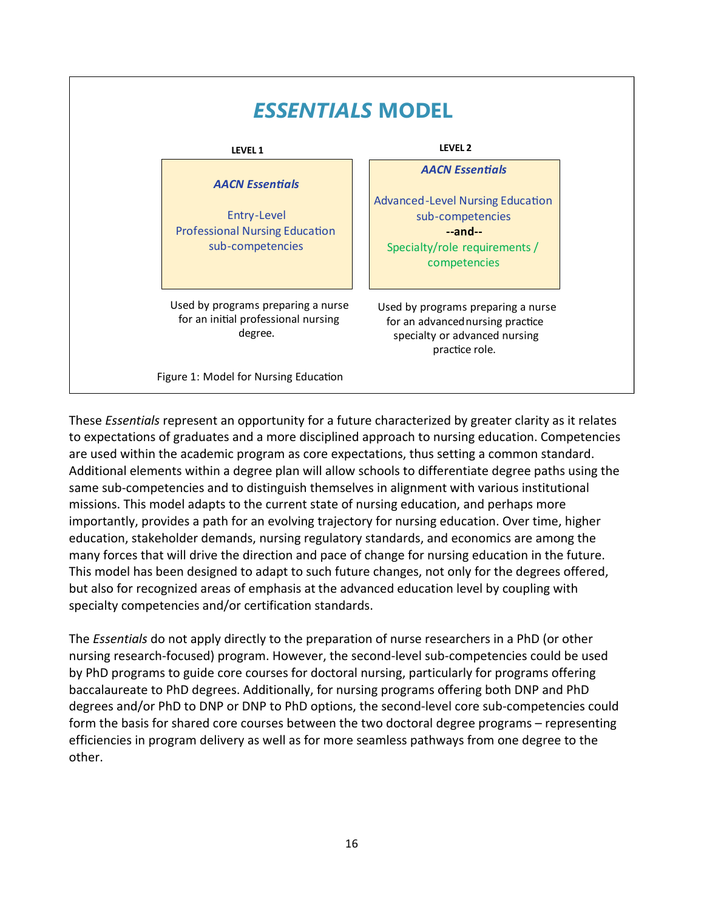## *ESSENTIALS* MODEL

| LEVEL 1 | LEVEL 2 |
| --- | --- |
| *AACN Essentials*<br><br>Entry-Level Professional Nursing Education sub-competencies | *AACN Essentials*<br><br>Advanced-Level Nursing Education sub-competencies<br>**--and--**<br>Specialty/role requirements / competencies |
| Used by programs preparing a nurse for an initial professional nursing degree. | Used by programs preparing a nurse for an advanced nursing practice specialty or advanced nursing practice role. |

Figure 1: Model for Nursing Education

These *Essentials* represent an opportunity for a future characterized by greater clarity as it relates to expectations of graduates and a more disciplined approach to nursing education. Competencies are used within the academic program as core expectations, thus setting a common standard. Additional elements within a degree plan will allow schools to differentiate degree paths using the same sub-competencies and to distinguish themselves in alignment with various institutional missions. This model adapts to the current state of nursing education, and perhaps more importantly, provides a path for an evolving trajectory for nursing education. Over time, higher education, stakeholder demands, nursing regulatory standards, and economics are among the many forces that will drive the direction and pace of change for nursing education in the future. This model has been designed to adapt to such future changes, not only for the degrees offered, but also for recognized areas of emphasis at the advanced education level by coupling with specialty competencies and/or certification standards.

The *Essentials* do not apply directly to the preparation of nurse researchers in a PhD (or other nursing research-focused) program. However, the second-level sub-competencies could be used by PhD programs to guide core courses for doctoral nursing, particularly for programs offering baccalaureate to PhD degrees. Additionally, for nursing programs offering both DNP and PhD degrees and/or PhD to DNP or DNP to PhD options, the second-level core sub-competencies could form the basis for shared core courses between the two doctoral degree programs – representing efficiencies in program delivery as well as for more seamless pathways from one degree to the other.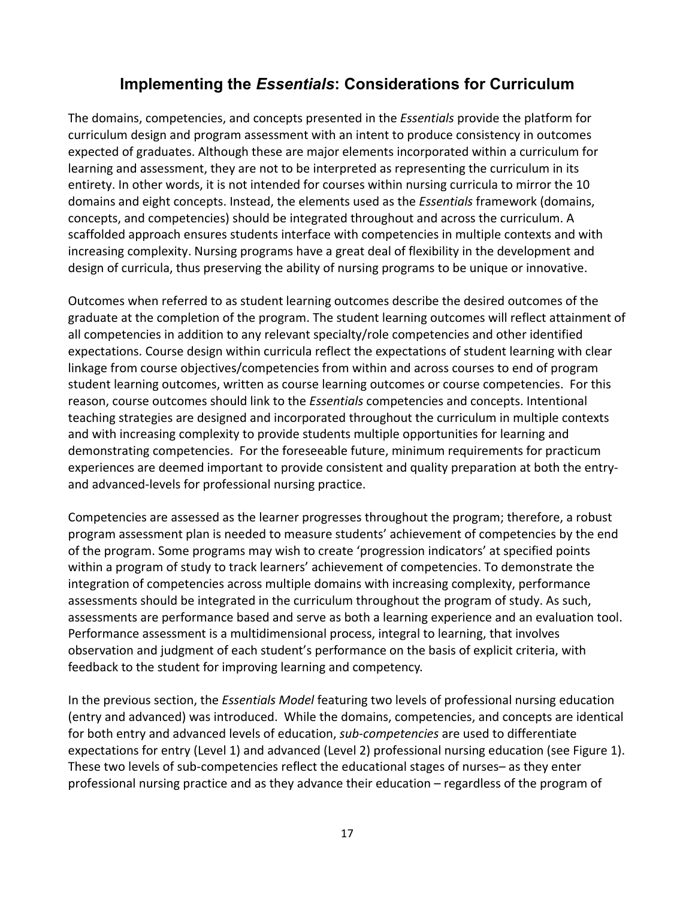## Implementing the *Essentials*: Considerations for Curriculum

The domains, competencies, and concepts presented in the *Essentials* provide the platform for curriculum design and program assessment with an intent to produce consistency in outcomes expected of graduates. Although these are major elements incorporated within a curriculum for learning and assessment, they are not to be interpreted as representing the curriculum in its entirety. In other words, it is not intended for courses within nursing curricula to mirror the 10 domains and eight concepts. Instead, the elements used as the *Essentials* framework (domains, concepts, and competencies) should be integrated throughout and across the curriculum. A scaffolded approach ensures students interface with competencies in multiple contexts and with increasing complexity. Nursing programs have a great deal of flexibility in the development and design of curricula, thus preserving the ability of nursing programs to be unique or innovative.

Outcomes when referred to as student learning outcomes describe the desired outcomes of the graduate at the completion of the program. The student learning outcomes will reflect attainment of all competencies in addition to any relevant specialty/role competencies and other identified expectations. Course design within curricula reflect the expectations of student learning with clear linkage from course objectives/competencies from within and across courses to end of program student learning outcomes, written as course learning outcomes or course competencies. For this reason, course outcomes should link to the *Essentials* competencies and concepts. Intentional teaching strategies are designed and incorporated throughout the curriculum in multiple contexts and with increasing complexity to provide students multiple opportunities for learning and demonstrating competencies. For the foreseeable future, minimum requirements for practicum experiences are deemed important to provide consistent and quality preparation at both the entry- and advanced-levels for professional nursing practice.

Competencies are assessed as the learner progresses throughout the program; therefore, a robust program assessment plan is needed to measure students' achievement of competencies by the end of the program. Some programs may wish to create 'progression indicators' at specified points within a program of study to track learners' achievement of competencies. To demonstrate the integration of competencies across multiple domains with increasing complexity, performance assessments should be integrated in the curriculum throughout the program of study. As such, assessments are performance based and serve as both a learning experience and an evaluation tool. Performance assessment is a multidimensional process, integral to learning, that involves observation and judgment of each student's performance on the basis of explicit criteria, with feedback to the student for improving learning and competency.

In the previous section, the *Essentials Model* featuring two levels of professional nursing education (entry and advanced) was introduced. While the domains, competencies, and concepts are identical for both entry and advanced levels of education, *sub-competencies* are used to differentiate expectations for entry (Level 1) and advanced (Level 2) professional nursing education (see Figure 1). These two levels of sub-competencies reflect the educational stages of nurses– as they enter professional nursing practice and as they advance their education – regardless of the program of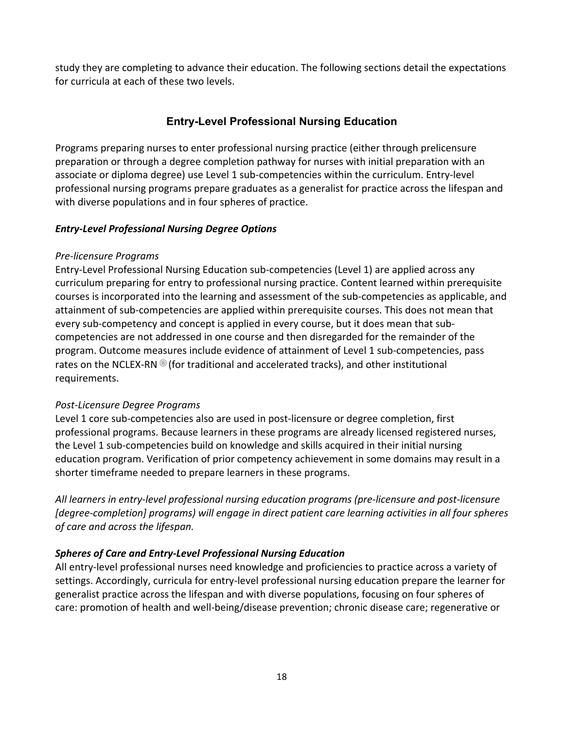study they are completing to advance their education. The following sections detail the expectations for curricula at each of these two levels.

## Entry-Level Professional Nursing Education

Programs preparing nurses to enter professional nursing practice (either through prelicensure preparation or through a degree completion pathway for nurses with initial preparation with an associate or diploma degree) use Level 1 sub-competencies within the curriculum. Entry-level professional nursing programs prepare graduates as a generalist for practice across the lifespan and with diverse populations and in four spheres of practice.

### *Entry-Level Professional Nursing Degree Options*

*Pre-licensure Programs*

Entry-Level Professional Nursing Education sub-competencies (Level 1) are applied across any curriculum preparing for entry to professional nursing practice. Content learned within prerequisite courses is incorporated into the learning and assessment of the sub-competencies as applicable, and attainment of sub-competencies are applied within prerequisite courses. This does not mean that every sub-competency and concept is applied in every course, but it does mean that sub-competencies are not addressed in one course and then disregarded for the remainder of the program. Outcome measures include evidence of attainment of Level 1 sub-competencies, pass rates on the NCLEX-RN ® (for traditional and accelerated tracks), and other institutional requirements.

*Post-Licensure Degree Programs*

Level 1 core sub-competencies also are used in post-licensure or degree completion, first professional programs. Because learners in these programs are already licensed registered nurses, the Level 1 sub-competencies build on knowledge and skills acquired in their initial nursing education program. Verification of prior competency achievement in some domains may result in a shorter timeframe needed to prepare learners in these programs.

*All learners in entry-level professional nursing education programs (pre-licensure and post-licensure [degree-completion] programs) will engage in direct patient care learning activities in all four spheres of care and across the lifespan.*

### *Spheres of Care and Entry-Level Professional Nursing Education*

All entry-level professional nurses need knowledge and proficiencies to practice across a variety of settings. Accordingly, curricula for entry-level professional nursing education prepare the learner for generalist practice across the lifespan and with diverse populations, focusing on four spheres of care: promotion of health and well-being/disease prevention; chronic disease care; regenerative or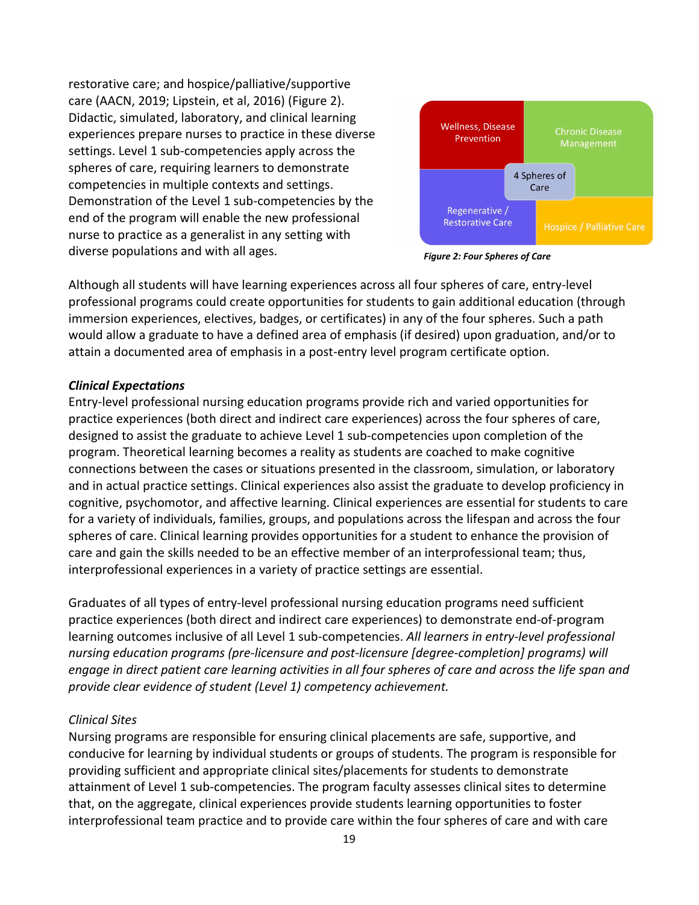restorative care; and hospice/palliative/supportive care (AACN, 2019; Lipstein, et al, 2016) (Figure 2). Didactic, simulated, laboratory, and clinical learning experiences prepare nurses to practice in these diverse settings. Level 1 sub-competencies apply across the spheres of care, requiring learners to demonstrate competencies in multiple contexts and settings. Demonstration of the Level 1 sub-competencies by the end of the program will enable the new professional nurse to practice as a generalist in any setting with diverse populations and with all ages.

Wellness, Disease Prevention | Chronic Disease Management | 4 Spheres of Care | Regenerative / Restorative Care | Hospice / Palliative Care

***Figure 2: Four Spheres of Care***

Although all students will have learning experiences across all four spheres of care, entry-level professional programs could create opportunities for students to gain additional education (through immersion experiences, electives, badges, or certificates) in any of the four spheres. Such a path would allow a graduate to have a defined area of emphasis (if desired) upon graduation, and/or to attain a documented area of emphasis in a post-entry level program certificate option.

***Clinical Expectations***

Entry-level professional nursing education programs provide rich and varied opportunities for practice experiences (both direct and indirect care experiences) across the four spheres of care, designed to assist the graduate to achieve Level 1 sub-competencies upon completion of the program. Theoretical learning becomes a reality as students are coached to make cognitive connections between the cases or situations presented in the classroom, simulation, or laboratory and in actual practice settings. Clinical experiences also assist the graduate to develop proficiency in cognitive, psychomotor, and affective learning. Clinical experiences are essential for students to care for a variety of individuals, families, groups, and populations across the lifespan and across the four spheres of care. Clinical learning provides opportunities for a student to enhance the provision of care and gain the skills needed to be an effective member of an interprofessional team; thus, interprofessional experiences in a variety of practice settings are essential.

Graduates of all types of entry-level professional nursing education programs need sufficient practice experiences (both direct and indirect care experiences) to demonstrate end-of-program learning outcomes inclusive of all Level 1 sub-competencies. *All learners in entry-level professional nursing education programs (pre-licensure and post-licensure [degree-completion] programs) will engage in direct patient care learning activities in all four spheres of care and across the life span and provide clear evidence of student (Level 1) competency achievement.*

*Clinical Sites*

Nursing programs are responsible for ensuring clinical placements are safe, supportive, and conducive for learning by individual students or groups of students. The program is responsible for providing sufficient and appropriate clinical sites/placements for students to demonstrate attainment of Level 1 sub-competencies. The program faculty assesses clinical sites to determine that, on the aggregate, clinical experiences provide students learning opportunities to foster interprofessional team practice and to provide care within the four spheres of care and with care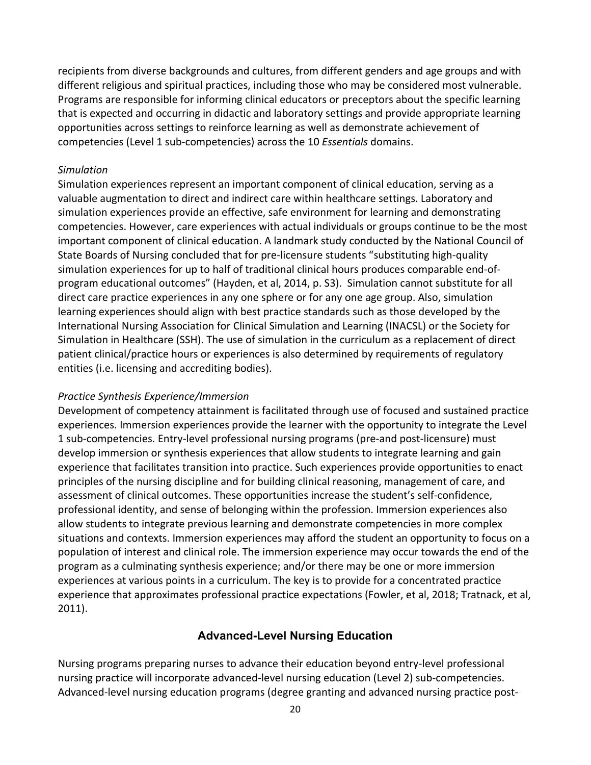recipients from diverse backgrounds and cultures, from different genders and age groups and with different religious and spiritual practices, including those who may be considered most vulnerable. Programs are responsible for informing clinical educators or preceptors about the specific learning that is expected and occurring in didactic and laboratory settings and provide appropriate learning opportunities across settings to reinforce learning as well as demonstrate achievement of competencies (Level 1 sub-competencies) across the 10 *Essentials* domains.

*Simulation*

Simulation experiences represent an important component of clinical education, serving as a valuable augmentation to direct and indirect care within healthcare settings. Laboratory and simulation experiences provide an effective, safe environment for learning and demonstrating competencies. However, care experiences with actual individuals or groups continue to be the most important component of clinical education. A landmark study conducted by the National Council of State Boards of Nursing concluded that for pre-licensure students "substituting high-quality simulation experiences for up to half of traditional clinical hours produces comparable end-of-program educational outcomes" (Hayden, et al, 2014, p. S3). Simulation cannot substitute for all direct care practice experiences in any one sphere or for any one age group. Also, simulation learning experiences should align with best practice standards such as those developed by the International Nursing Association for Clinical Simulation and Learning (INACSL) or the Society for Simulation in Healthcare (SSH). The use of simulation in the curriculum as a replacement of direct patient clinical/practice hours or experiences is also determined by requirements of regulatory entities (i.e. licensing and accrediting bodies).

*Practice Synthesis Experience/Immersion*

Development of competency attainment is facilitated through use of focused and sustained practice experiences. Immersion experiences provide the learner with the opportunity to integrate the Level 1 sub-competencies. Entry-level professional nursing programs (pre-and post-licensure) must develop immersion or synthesis experiences that allow students to integrate learning and gain experience that facilitates transition into practice. Such experiences provide opportunities to enact principles of the nursing discipline and for building clinical reasoning, management of care, and assessment of clinical outcomes. These opportunities increase the student's self-confidence, professional identity, and sense of belonging within the profession. Immersion experiences also allow students to integrate previous learning and demonstrate competencies in more complex situations and contexts. Immersion experiences may afford the student an opportunity to focus on a population of interest and clinical role. The immersion experience may occur towards the end of the program as a culminating synthesis experience; and/or there may be one or more immersion experiences at various points in a curriculum. The key is to provide for a concentrated practice experience that approximates professional practice expectations (Fowler, et al, 2018; Tratnack, et al, 2011).

## Advanced-Level Nursing Education

Nursing programs preparing nurses to advance their education beyond entry-level professional nursing practice will incorporate advanced-level nursing education (Level 2) sub-competencies. Advanced-level nursing education programs (degree granting and advanced nursing practice post-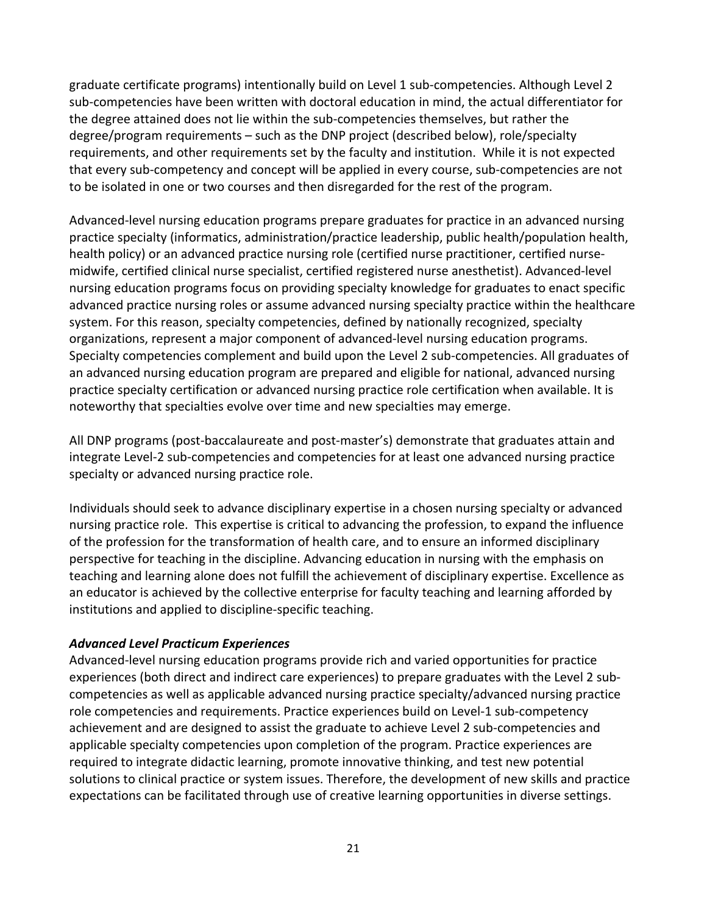graduate certificate programs) intentionally build on Level 1 sub-competencies. Although Level 2 sub-competencies have been written with doctoral education in mind, the actual differentiator for the degree attained does not lie within the sub-competencies themselves, but rather the degree/program requirements – such as the DNP project (described below), role/specialty requirements, and other requirements set by the faculty and institution. While it is not expected that every sub-competency and concept will be applied in every course, sub-competencies are not to be isolated in one or two courses and then disregarded for the rest of the program.

Advanced-level nursing education programs prepare graduates for practice in an advanced nursing practice specialty (informatics, administration/practice leadership, public health/population health, health policy) or an advanced practice nursing role (certified nurse practitioner, certified nurse-midwife, certified clinical nurse specialist, certified registered nurse anesthetist). Advanced-level nursing education programs focus on providing specialty knowledge for graduates to enact specific advanced practice nursing roles or assume advanced nursing specialty practice within the healthcare system. For this reason, specialty competencies, defined by nationally recognized, specialty organizations, represent a major component of advanced-level nursing education programs. Specialty competencies complement and build upon the Level 2 sub-competencies. All graduates of an advanced nursing education program are prepared and eligible for national, advanced nursing practice specialty certification or advanced nursing practice role certification when available. It is noteworthy that specialties evolve over time and new specialties may emerge.

All DNP programs (post-baccalaureate and post-master's) demonstrate that graduates attain and integrate Level-2 sub-competencies and competencies for at least one advanced nursing practice specialty or advanced nursing practice role.

Individuals should seek to advance disciplinary expertise in a chosen nursing specialty or advanced nursing practice role. This expertise is critical to advancing the profession, to expand the influence of the profession for the transformation of health care, and to ensure an informed disciplinary perspective for teaching in the discipline. Advancing education in nursing with the emphasis on teaching and learning alone does not fulfill the achievement of disciplinary expertise. Excellence as an educator is achieved by the collective enterprise for faculty teaching and learning afforded by institutions and applied to discipline-specific teaching.

***Advanced Level Practicum Experiences***

Advanced-level nursing education programs provide rich and varied opportunities for practice experiences (both direct and indirect care experiences) to prepare graduates with the Level 2 sub-competencies as well as applicable advanced nursing practice specialty/advanced nursing practice role competencies and requirements. Practice experiences build on Level-1 sub-competency achievement and are designed to assist the graduate to achieve Level 2 sub-competencies and applicable specialty competencies upon completion of the program. Practice experiences are required to integrate didactic learning, promote innovative thinking, and test new potential solutions to clinical practice or system issues. Therefore, the development of new skills and practice expectations can be facilitated through use of creative learning opportunities in diverse settings.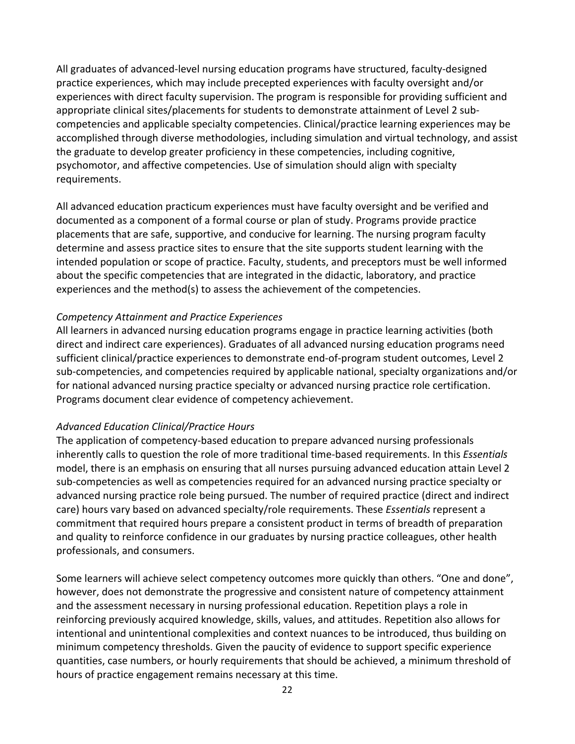All graduates of advanced-level nursing education programs have structured, faculty-designed practice experiences, which may include precepted experiences with faculty oversight and/or experiences with direct faculty supervision. The program is responsible for providing sufficient and appropriate clinical sites/placements for students to demonstrate attainment of Level 2 sub-competencies and applicable specialty competencies. Clinical/practice learning experiences may be accomplished through diverse methodologies, including simulation and virtual technology, and assist the graduate to develop greater proficiency in these competencies, including cognitive, psychomotor, and affective competencies. Use of simulation should align with specialty requirements.

All advanced education practicum experiences must have faculty oversight and be verified and documented as a component of a formal course or plan of study. Programs provide practice placements that are safe, supportive, and conducive for learning. The nursing program faculty determine and assess practice sites to ensure that the site supports student learning with the intended population or scope of practice. Faculty, students, and preceptors must be well informed about the specific competencies that are integrated in the didactic, laboratory, and practice experiences and the method(s) to assess the achievement of the competencies.

*Competency Attainment and Practice Experiences*

All learners in advanced nursing education programs engage in practice learning activities (both direct and indirect care experiences). Graduates of all advanced nursing education programs need sufficient clinical/practice experiences to demonstrate end-of-program student outcomes, Level 2 sub-competencies, and competencies required by applicable national, specialty organizations and/or for national advanced nursing practice specialty or advanced nursing practice role certification. Programs document clear evidence of competency achievement.

*Advanced Education Clinical/Practice Hours*

The application of competency-based education to prepare advanced nursing professionals inherently calls to question the role of more traditional time-based requirements. In this *Essentials* model, there is an emphasis on ensuring that all nurses pursuing advanced education attain Level 2 sub-competencies as well as competencies required for an advanced nursing practice specialty or advanced nursing practice role being pursued. The number of required practice (direct and indirect care) hours vary based on advanced specialty/role requirements. These *Essentials* represent a commitment that required hours prepare a consistent product in terms of breadth of preparation and quality to reinforce confidence in our graduates by nursing practice colleagues, other health professionals, and consumers.

Some learners will achieve select competency outcomes more quickly than others. "One and done", however, does not demonstrate the progressive and consistent nature of competency attainment and the assessment necessary in nursing professional education. Repetition plays a role in reinforcing previously acquired knowledge, skills, values, and attitudes. Repetition also allows for intentional and unintentional complexities and context nuances to be introduced, thus building on minimum competency thresholds. Given the paucity of evidence to support specific experience quantities, case numbers, or hourly requirements that should be achieved, a minimum threshold of hours of practice engagement remains necessary at this time.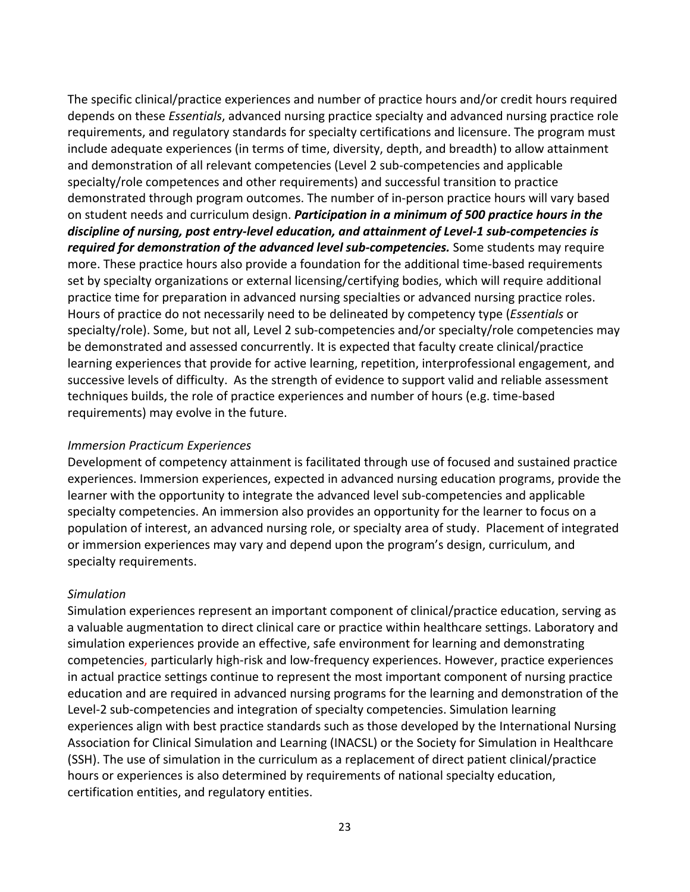The specific clinical/practice experiences and number of practice hours and/or credit hours required depends on these *Essentials*, advanced nursing practice specialty and advanced nursing practice role requirements, and regulatory standards for specialty certifications and licensure. The program must include adequate experiences (in terms of time, diversity, depth, and breadth) to allow attainment and demonstration of all relevant competencies (Level 2 sub-competencies and applicable specialty/role competences and other requirements) and successful transition to practice demonstrated through program outcomes. The number of in-person practice hours will vary based on student needs and curriculum design. ***Participation in a minimum of 500 practice hours in the discipline of nursing, post entry-level education, and attainment of Level-1 sub-competencies is required for demonstration of the advanced level sub-competencies.*** Some students may require more. These practice hours also provide a foundation for the additional time-based requirements set by specialty organizations or external licensing/certifying bodies, which will require additional practice time for preparation in advanced nursing specialties or advanced nursing practice roles. Hours of practice do not necessarily need to be delineated by competency type (*Essentials* or specialty/role). Some, but not all, Level 2 sub-competencies and/or specialty/role competencies may be demonstrated and assessed concurrently. It is expected that faculty create clinical/practice learning experiences that provide for active learning, repetition, interprofessional engagement, and successive levels of difficulty. As the strength of evidence to support valid and reliable assessment techniques builds, the role of practice experiences and number of hours (e.g. time-based requirements) may evolve in the future.

*Immersion Practicum Experiences*

Development of competency attainment is facilitated through use of focused and sustained practice experiences. Immersion experiences, expected in advanced nursing education programs, provide the learner with the opportunity to integrate the advanced level sub-competencies and applicable specialty competencies. An immersion also provides an opportunity for the learner to focus on a population of interest, an advanced nursing role, or specialty area of study. Placement of integrated or immersion experiences may vary and depend upon the program's design, curriculum, and specialty requirements.

*Simulation*

Simulation experiences represent an important component of clinical/practice education, serving as a valuable augmentation to direct clinical care or practice within healthcare settings. Laboratory and simulation experiences provide an effective, safe environment for learning and demonstrating competencies, particularly high-risk and low-frequency experiences. However, practice experiences in actual practice settings continue to represent the most important component of nursing practice education and are required in advanced nursing programs for the learning and demonstration of the Level-2 sub-competencies and integration of specialty competencies. Simulation learning experiences align with best practice standards such as those developed by the International Nursing Association for Clinical Simulation and Learning (INACSL) or the Society for Simulation in Healthcare (SSH). The use of simulation in the curriculum as a replacement of direct patient clinical/practice hours or experiences is also determined by requirements of national specialty education, certification entities, and regulatory entities.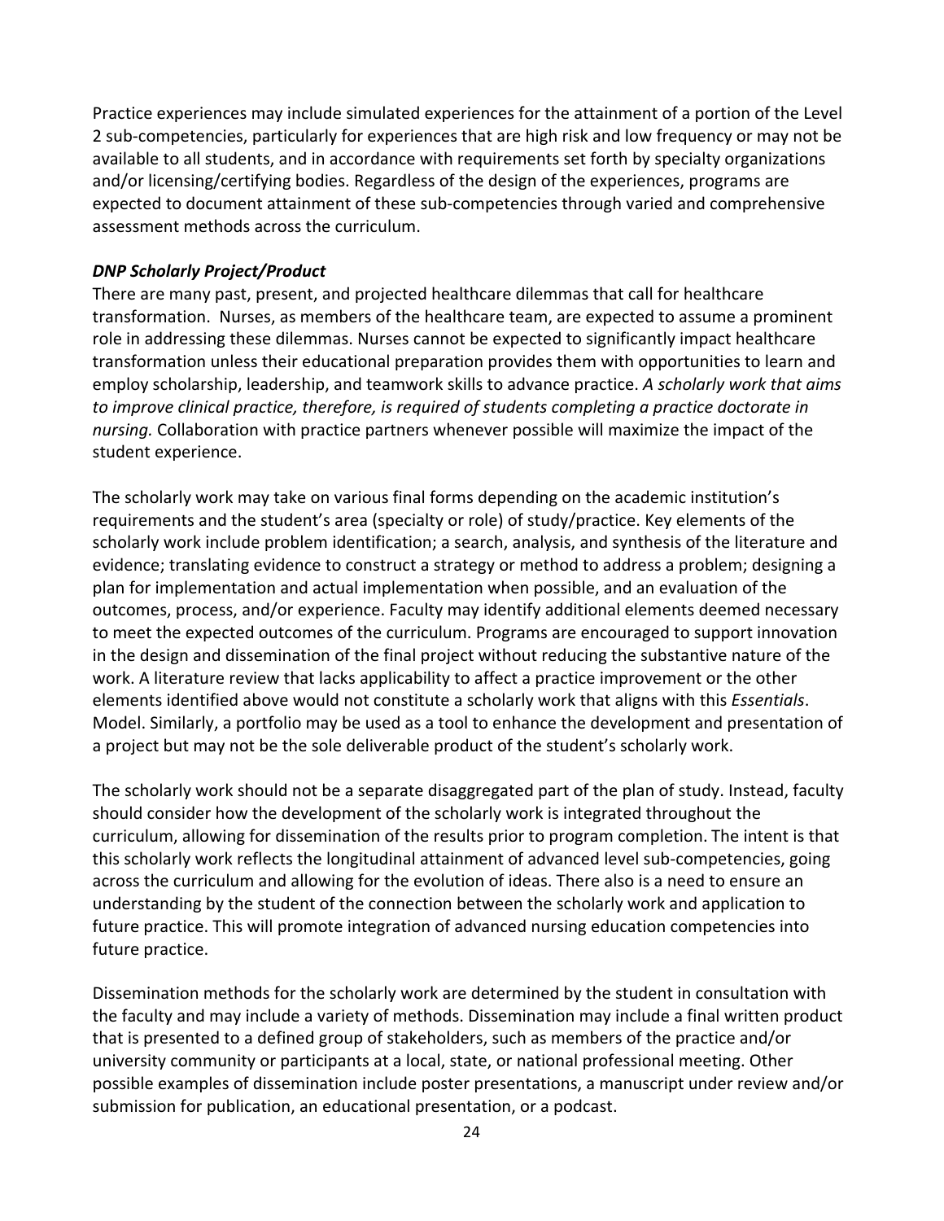Practice experiences may include simulated experiences for the attainment of a portion of the Level 2 sub-competencies, particularly for experiences that are high risk and low frequency or may not be available to all students, and in accordance with requirements set forth by specialty organizations and/or licensing/certifying bodies. Regardless of the design of the experiences, programs are expected to document attainment of these sub-competencies through varied and comprehensive assessment methods across the curriculum.

***DNP Scholarly Project/Product***

There are many past, present, and projected healthcare dilemmas that call for healthcare transformation. Nurses, as members of the healthcare team, are expected to assume a prominent role in addressing these dilemmas. Nurses cannot be expected to significantly impact healthcare transformation unless their educational preparation provides them with opportunities to learn and employ scholarship, leadership, and teamwork skills to advance practice. *A scholarly work that aims to improve clinical practice, therefore, is required of students completing a practice doctorate in nursing.* Collaboration with practice partners whenever possible will maximize the impact of the student experience.

The scholarly work may take on various final forms depending on the academic institution's requirements and the student's area (specialty or role) of study/practice. Key elements of the scholarly work include problem identification; a search, analysis, and synthesis of the literature and evidence; translating evidence to construct a strategy or method to address a problem; designing a plan for implementation and actual implementation when possible, and an evaluation of the outcomes, process, and/or experience. Faculty may identify additional elements deemed necessary to meet the expected outcomes of the curriculum. Programs are encouraged to support innovation in the design and dissemination of the final project without reducing the substantive nature of the work. A literature review that lacks applicability to affect a practice improvement or the other elements identified above would not constitute a scholarly work that aligns with this *Essentials*. Model. Similarly, a portfolio may be used as a tool to enhance the development and presentation of a project but may not be the sole deliverable product of the student's scholarly work.

The scholarly work should not be a separate disaggregated part of the plan of study. Instead, faculty should consider how the development of the scholarly work is integrated throughout the curriculum, allowing for dissemination of the results prior to program completion. The intent is that this scholarly work reflects the longitudinal attainment of advanced level sub-competencies, going across the curriculum and allowing for the evolution of ideas. There also is a need to ensure an understanding by the student of the connection between the scholarly work and application to future practice. This will promote integration of advanced nursing education competencies into future practice.

Dissemination methods for the scholarly work are determined by the student in consultation with the faculty and may include a variety of methods. Dissemination may include a final written product that is presented to a defined group of stakeholders, such as members of the practice and/or university community or participants at a local, state, or national professional meeting. Other possible examples of dissemination include poster presentations, a manuscript under review and/or submission for publication, an educational presentation, or a podcast.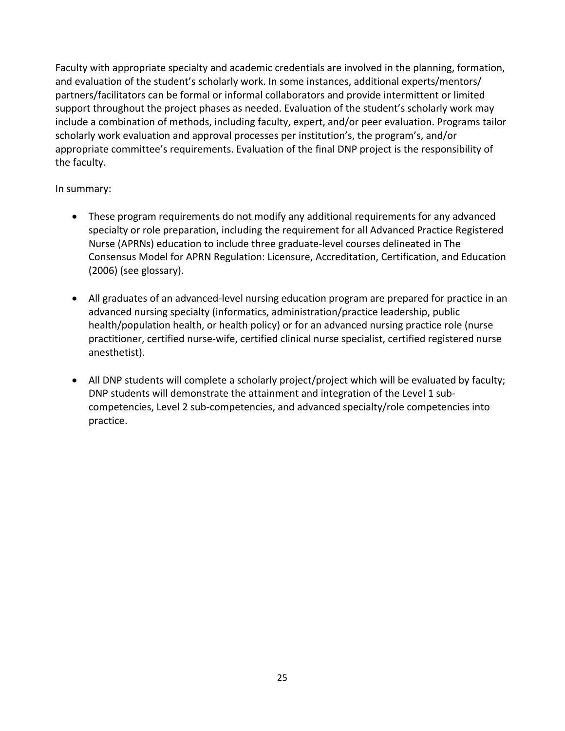Faculty with appropriate specialty and academic credentials are involved in the planning, formation, and evaluation of the student's scholarly work. In some instances, additional experts/mentors/ partners/facilitators can be formal or informal collaborators and provide intermittent or limited support throughout the project phases as needed. Evaluation of the student's scholarly work may include a combination of methods, including faculty, expert, and/or peer evaluation. Programs tailor scholarly work evaluation and approval processes per institution's, the program's, and/or appropriate committee's requirements. Evaluation of the final DNP project is the responsibility of the faculty.

In summary:

- These program requirements do not modify any additional requirements for any advanced specialty or role preparation, including the requirement for all Advanced Practice Registered Nurse (APRNs) education to include three graduate-level courses delineated in The Consensus Model for APRN Regulation: Licensure, Accreditation, Certification, and Education (2006) (see glossary).
- All graduates of an advanced-level nursing education program are prepared for practice in an advanced nursing specialty (informatics, administration/practice leadership, public health/population health, or health policy) or for an advanced nursing practice role (nurse practitioner, certified nurse-wife, certified clinical nurse specialist, certified registered nurse anesthetist).
- All DNP students will complete a scholarly project/project which will be evaluated by faculty; DNP students will demonstrate the attainment and integration of the Level 1 sub-competencies, Level 2 sub-competencies, and advanced specialty/role competencies into practice.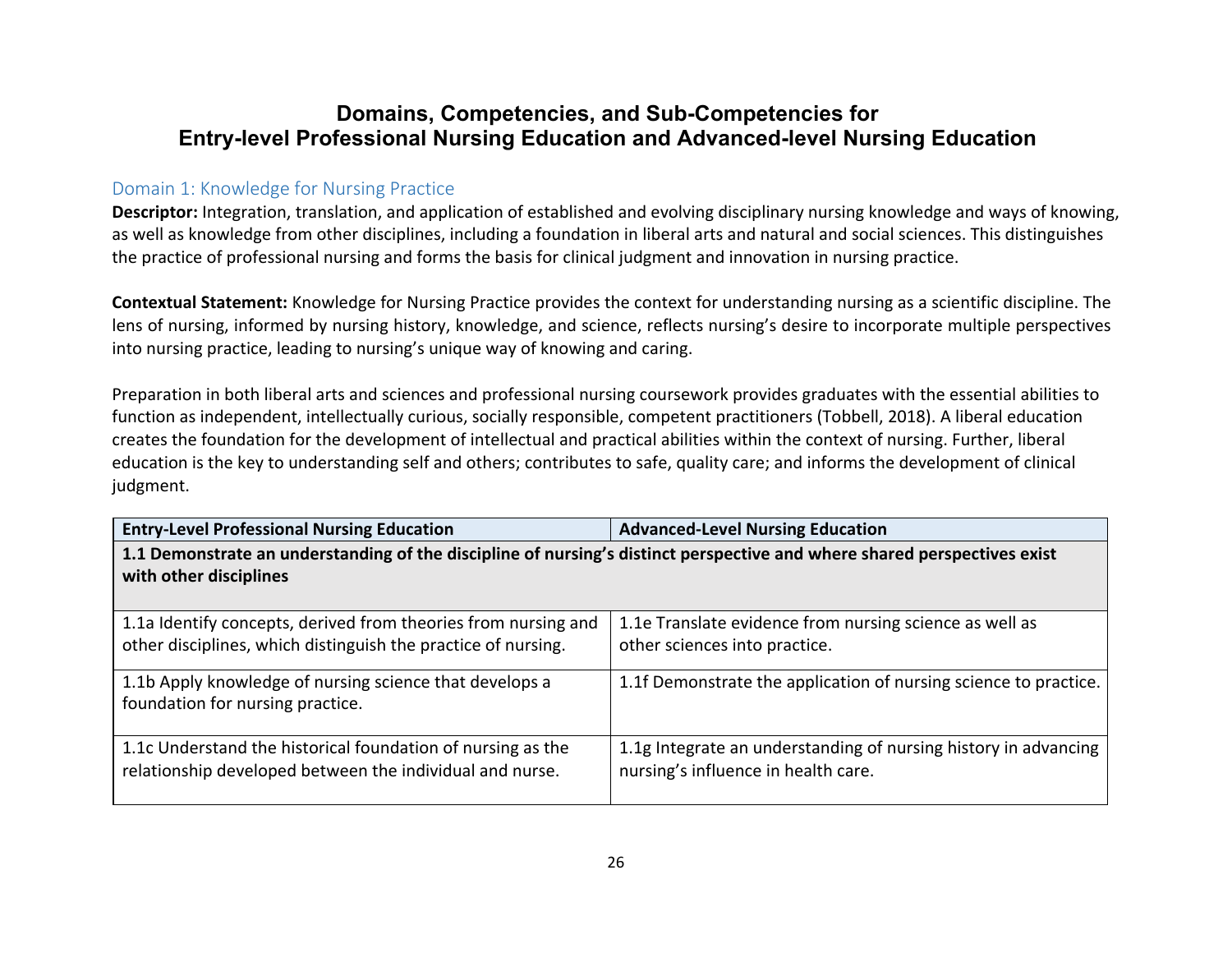# Domains, Competencies, and Sub-Competencies for Entry-level Professional Nursing Education and Advanced-level Nursing Education

## Domain 1: Knowledge for Nursing Practice

**Descriptor:** Integration, translation, and application of established and evolving disciplinary nursing knowledge and ways of knowing, as well as knowledge from other disciplines, including a foundation in liberal arts and natural and social sciences. This distinguishes the practice of professional nursing and forms the basis for clinical judgment and innovation in nursing practice.

**Contextual Statement:** Knowledge for Nursing Practice provides the context for understanding nursing as a scientific discipline. The lens of nursing, informed by nursing history, knowledge, and science, reflects nursing's desire to incorporate multiple perspectives into nursing practice, leading to nursing's unique way of knowing and caring.

Preparation in both liberal arts and sciences and professional nursing coursework provides graduates with the essential abilities to function as independent, intellectually curious, socially responsible, competent practitioners (Tobbell, 2018). A liberal education creates the foundation for the development of intellectual and practical abilities within the context of nursing. Further, liberal education is the key to understanding self and others; contributes to safe, quality care; and informs the development of clinical judgment.

| Entry-Level Professional Nursing Education | Advanced-Level Nursing Education |
|---|---|
| **1.1 Demonstrate an understanding of the discipline of nursing's distinct perspective and where shared perspectives exist with other disciplines** | |
| 1.1a Identify concepts, derived from theories from nursing and other disciplines, which distinguish the practice of nursing. | 1.1e Translate evidence from nursing science as well as other sciences into practice. |
| 1.1b Apply knowledge of nursing science that develops a foundation for nursing practice. | 1.1f Demonstrate the application of nursing science to practice. |
| 1.1c Understand the historical foundation of nursing as the relationship developed between the individual and nurse. | 1.1g Integrate an understanding of nursing history in advancing nursing's influence in health care. |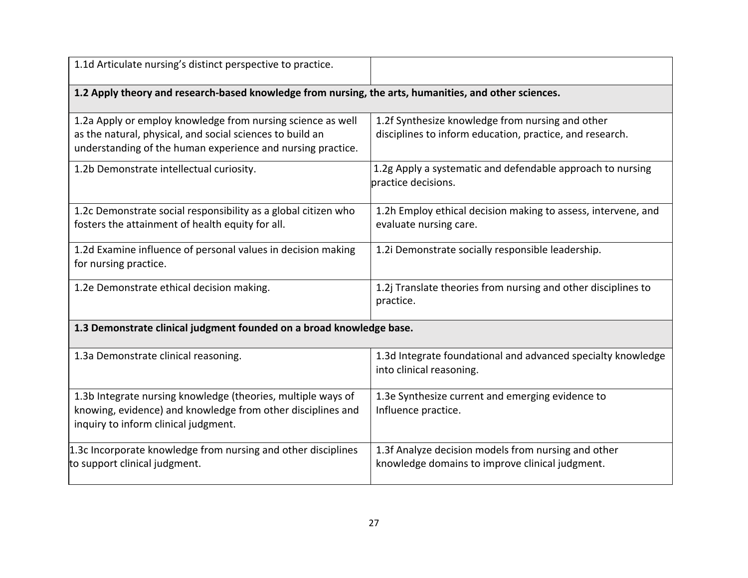| | |
|---|---|
| 1.1d Articulate nursing's distinct perspective to practice. | |
| **1.2 Apply theory and research-based knowledge from nursing, the arts, humanities, and other sciences.** | |
| 1.2a Apply or employ knowledge from nursing science as well as the natural, physical, and social sciences to build an understanding of the human experience and nursing practice. | 1.2f Synthesize knowledge from nursing and other disciplines to inform education, practice, and research. |
| 1.2b Demonstrate intellectual curiosity. | 1.2g Apply a systematic and defendable approach to nursing practice decisions. |
| 1.2c Demonstrate social responsibility as a global citizen who fosters the attainment of health equity for all. | 1.2h Employ ethical decision making to assess, intervene, and evaluate nursing care. |
| 1.2d Examine influence of personal values in decision making for nursing practice. | 1.2i Demonstrate socially responsible leadership. |
| 1.2e Demonstrate ethical decision making. | 1.2j Translate theories from nursing and other disciplines to practice. |
| **1.3 Demonstrate clinical judgment founded on a broad knowledge base.** | |
| 1.3a Demonstrate clinical reasoning. | 1.3d Integrate foundational and advanced specialty knowledge into clinical reasoning. |
| 1.3b Integrate nursing knowledge (theories, multiple ways of knowing, evidence) and knowledge from other disciplines and inquiry to inform clinical judgment. | 1.3e Synthesize current and emerging evidence to Influence practice. |
| 1.3c Incorporate knowledge from nursing and other disciplines to support clinical judgment. | 1.3f Analyze decision models from nursing and other knowledge domains to improve clinical judgment. |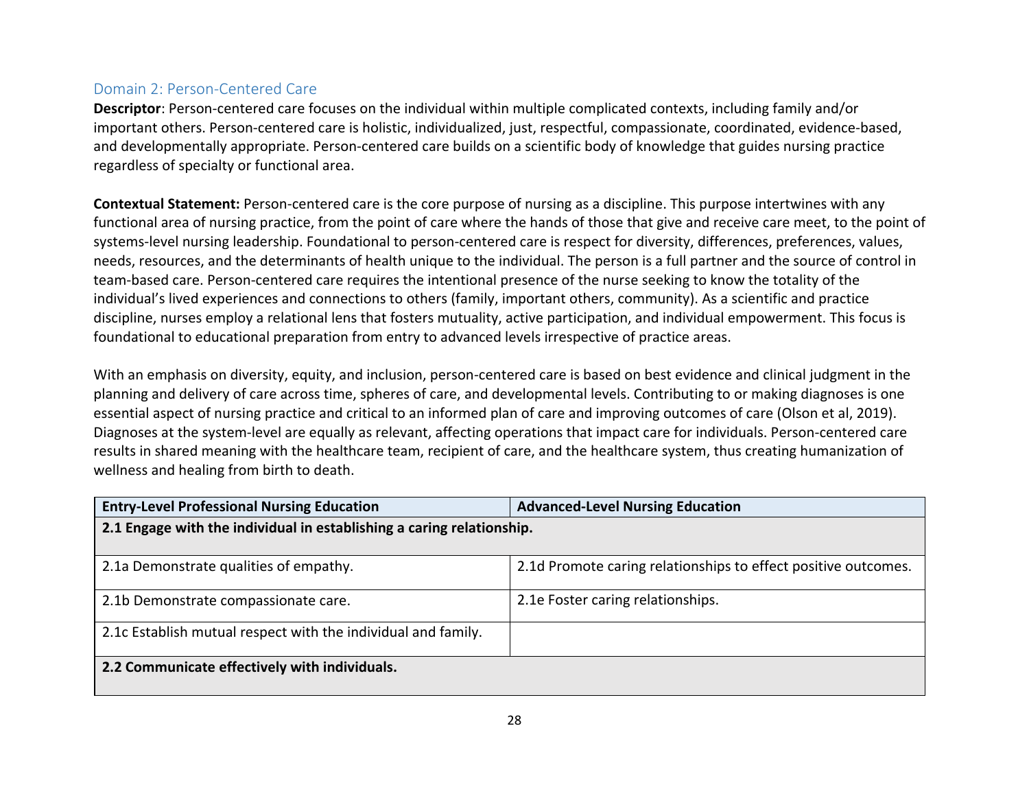## Domain 2: Person-Centered Care

**Descriptor**: Person-centered care focuses on the individual within multiple complicated contexts, including family and/or important others. Person-centered care is holistic, individualized, just, respectful, compassionate, coordinated, evidence-based, and developmentally appropriate. Person-centered care builds on a scientific body of knowledge that guides nursing practice regardless of specialty or functional area.

**Contextual Statement:** Person-centered care is the core purpose of nursing as a discipline. This purpose intertwines with any functional area of nursing practice, from the point of care where the hands of those that give and receive care meet, to the point of systems-level nursing leadership. Foundational to person-centered care is respect for diversity, differences, preferences, values, needs, resources, and the determinants of health unique to the individual. The person is a full partner and the source of control in team-based care. Person-centered care requires the intentional presence of the nurse seeking to know the totality of the individual's lived experiences and connections to others (family, important others, community). As a scientific and practice discipline, nurses employ a relational lens that fosters mutuality, active participation, and individual empowerment. This focus is foundational to educational preparation from entry to advanced levels irrespective of practice areas.

With an emphasis on diversity, equity, and inclusion, person-centered care is based on best evidence and clinical judgment in the planning and delivery of care across time, spheres of care, and developmental levels. Contributing to or making diagnoses is one essential aspect of nursing practice and critical to an informed plan of care and improving outcomes of care (Olson et al, 2019). Diagnoses at the system-level are equally as relevant, affecting operations that impact care for individuals. Person-centered care results in shared meaning with the healthcare team, recipient of care, and the healthcare system, thus creating humanization of wellness and healing from birth to death.

| **Entry-Level Professional Nursing Education** | **Advanced-Level Nursing Education** |
|---|---|
| **2.1 Engage with the individual in establishing a caring relationship.** | |
| 2.1a Demonstrate qualities of empathy. | 2.1d Promote caring relationships to effect positive outcomes. |
| 2.1b Demonstrate compassionate care. | 2.1e Foster caring relationships. |
| 2.1c Establish mutual respect with the individual and family. | |
| **2.2 Communicate effectively with individuals.** | |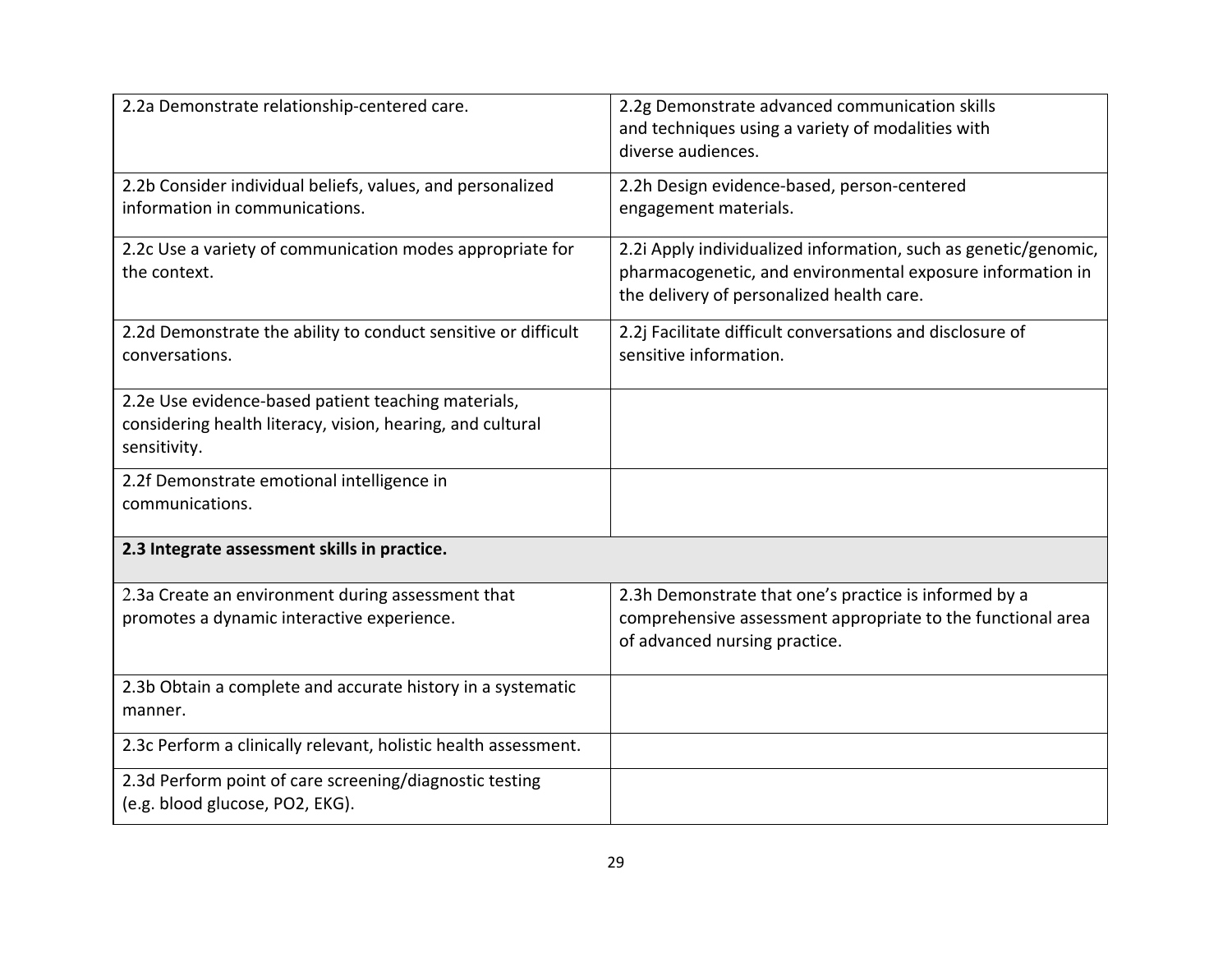| | |
|---|---|
| 2.2a Demonstrate relationship-centered care. | 2.2g Demonstrate advanced communication skills and techniques using a variety of modalities with diverse audiences. |
| 2.2b Consider individual beliefs, values, and personalized information in communications. | 2.2h Design evidence-based, person-centered engagement materials. |
| 2.2c Use a variety of communication modes appropriate for the context. | 2.2i Apply individualized information, such as genetic/genomic, pharmacogenetic, and environmental exposure information in the delivery of personalized health care. |
| 2.2d Demonstrate the ability to conduct sensitive or difficult conversations. | 2.2j Facilitate difficult conversations and disclosure of sensitive information. |
| 2.2e Use evidence-based patient teaching materials, considering health literacy, vision, hearing, and cultural sensitivity. | |
| 2.2f Demonstrate emotional intelligence in communications. | |
| **2.3 Integrate assessment skills in practice.** | |
| 2.3a Create an environment during assessment that promotes a dynamic interactive experience. | 2.3h Demonstrate that one's practice is informed by a comprehensive assessment appropriate to the functional area of advanced nursing practice. |
| 2.3b Obtain a complete and accurate history in a systematic manner. | |
| 2.3c Perform a clinically relevant, holistic health assessment. | |
| 2.3d Perform point of care screening/diagnostic testing (e.g. blood glucose, PO2, EKG). | |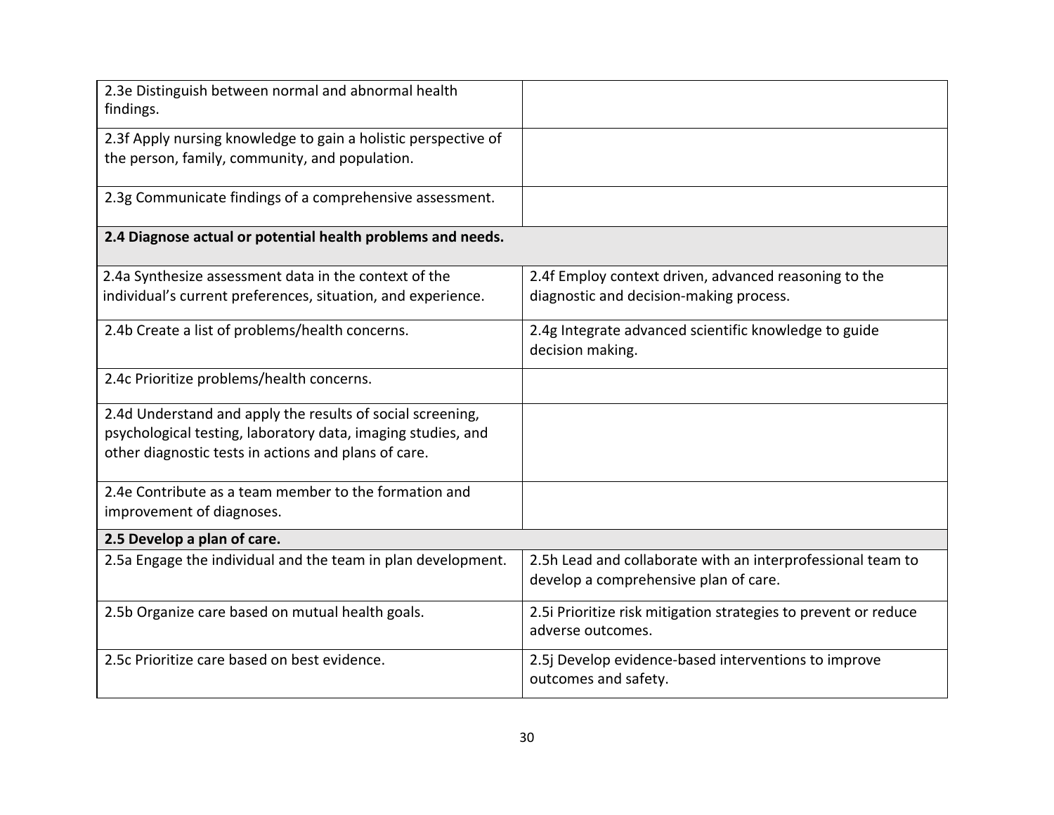| | |
|---|---|
| 2.3e Distinguish between normal and abnormal health findings. | |
| 2.3f Apply nursing knowledge to gain a holistic perspective of the person, family, community, and population. | |
| 2.3g Communicate findings of a comprehensive assessment. | |
| **2.4 Diagnose actual or potential health problems and needs.** | |
| 2.4a Synthesize assessment data in the context of the individual's current preferences, situation, and experience. | 2.4f Employ context driven, advanced reasoning to the diagnostic and decision-making process. |
| 2.4b Create a list of problems/health concerns. | 2.4g Integrate advanced scientific knowledge to guide decision making. |
| 2.4c Prioritize problems/health concerns. | |
| 2.4d Understand and apply the results of social screening, psychological testing, laboratory data, imaging studies, and other diagnostic tests in actions and plans of care. | |
| 2.4e Contribute as a team member to the formation and improvement of diagnoses. | |
| **2.5 Develop a plan of care.** | |
| 2.5a Engage the individual and the team in plan development. | 2.5h Lead and collaborate with an interprofessional team to develop a comprehensive plan of care. |
| 2.5b Organize care based on mutual health goals. | 2.5i Prioritize risk mitigation strategies to prevent or reduce adverse outcomes. |
| 2.5c Prioritize care based on best evidence. | 2.5j Develop evidence-based interventions to improve outcomes and safety. |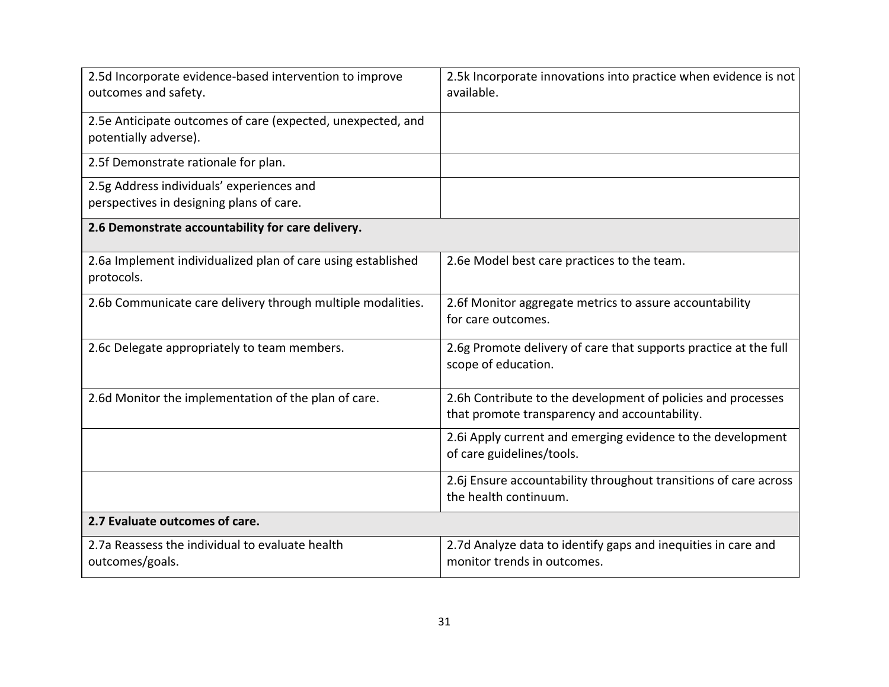| | |
|---|---|
| 2.5d Incorporate evidence-based intervention to improve outcomes and safety. | 2.5k Incorporate innovations into practice when evidence is not available. |
| 2.5e Anticipate outcomes of care (expected, unexpected, and potentially adverse). | |
| 2.5f Demonstrate rationale for plan. | |
| 2.5g Address individuals' experiences and perspectives in designing plans of care. | |
| **2.6 Demonstrate accountability for care delivery.** | |
| 2.6a Implement individualized plan of care using established protocols. | 2.6e Model best care practices to the team. |
| 2.6b Communicate care delivery through multiple modalities. | 2.6f Monitor aggregate metrics to assure accountability for care outcomes. |
| 2.6c Delegate appropriately to team members. | 2.6g Promote delivery of care that supports practice at the full scope of education. |
| 2.6d Monitor the implementation of the plan of care. | 2.6h Contribute to the development of policies and processes that promote transparency and accountability. |
| | 2.6i Apply current and emerging evidence to the development of care guidelines/tools. |
| | 2.6j Ensure accountability throughout transitions of care across the health continuum. |
| **2.7 Evaluate outcomes of care.** | |
| 2.7a Reassess the individual to evaluate health outcomes/goals. | 2.7d Analyze data to identify gaps and inequities in care and monitor trends in outcomes. |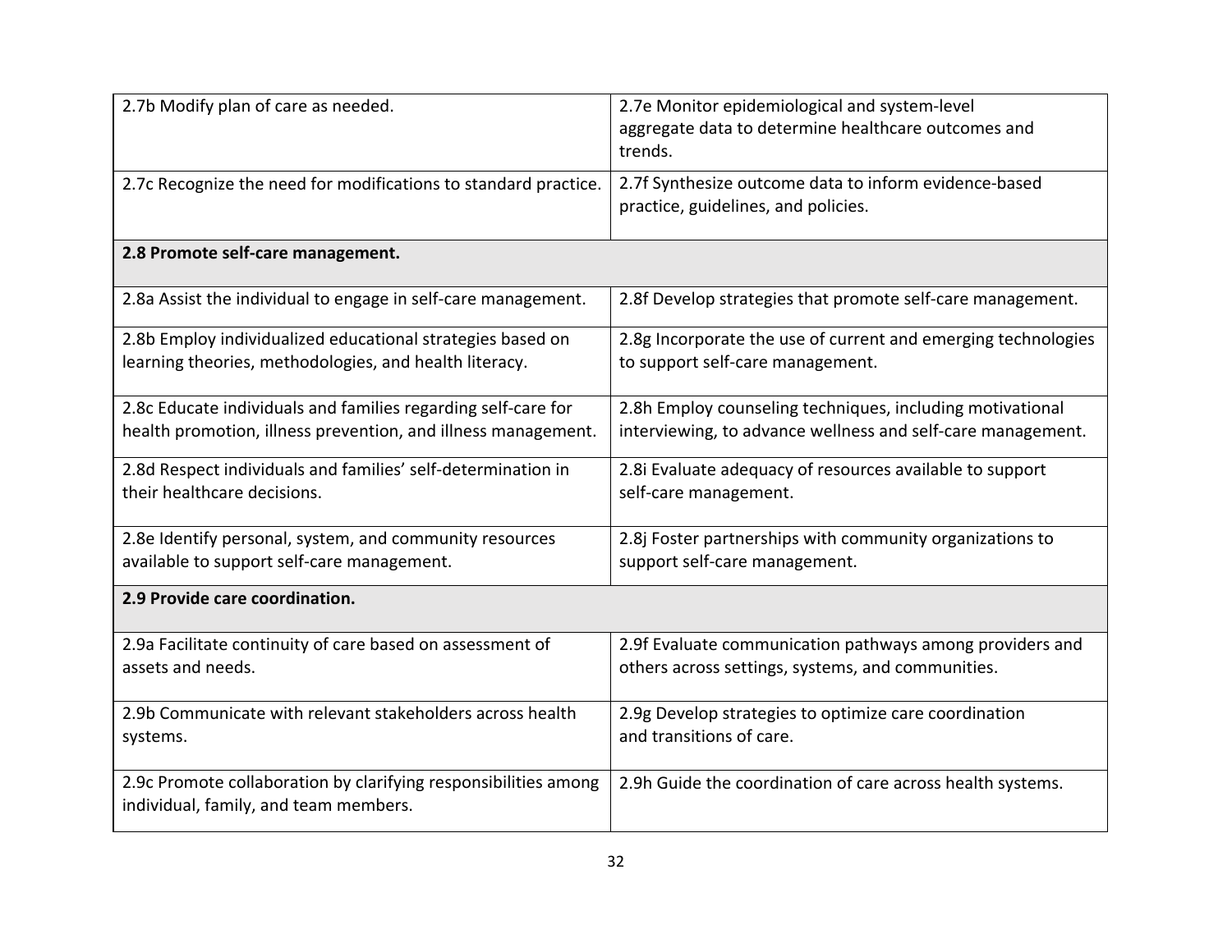| | |
|---|---|
| 2.7b Modify plan of care as needed. | 2.7e Monitor epidemiological and system-level aggregate data to determine healthcare outcomes and trends. |
| 2.7c Recognize the need for modifications to standard practice. | 2.7f Synthesize outcome data to inform evidence-based practice, guidelines, and policies. |
| **2.8 Promote self-care management.** | |
| 2.8a Assist the individual to engage in self-care management. | 2.8f Develop strategies that promote self-care management. |
| 2.8b Employ individualized educational strategies based on learning theories, methodologies, and health literacy. | 2.8g Incorporate the use of current and emerging technologies to support self-care management. |
| 2.8c Educate individuals and families regarding self-care for health promotion, illness prevention, and illness management. | 2.8h Employ counseling techniques, including motivational interviewing, to advance wellness and self-care management. |
| 2.8d Respect individuals and families' self-determination in their healthcare decisions. | 2.8i Evaluate adequacy of resources available to support self-care management. |
| 2.8e Identify personal, system, and community resources available to support self-care management. | 2.8j Foster partnerships with community organizations to support self-care management. |
| **2.9 Provide care coordination.** | |
| 2.9a Facilitate continuity of care based on assessment of assets and needs. | 2.9f Evaluate communication pathways among providers and others across settings, systems, and communities. |
| 2.9b Communicate with relevant stakeholders across health systems. | 2.9g Develop strategies to optimize care coordination and transitions of care. |
| 2.9c Promote collaboration by clarifying responsibilities among individual, family, and team members. | 2.9h Guide the coordination of care across health systems. |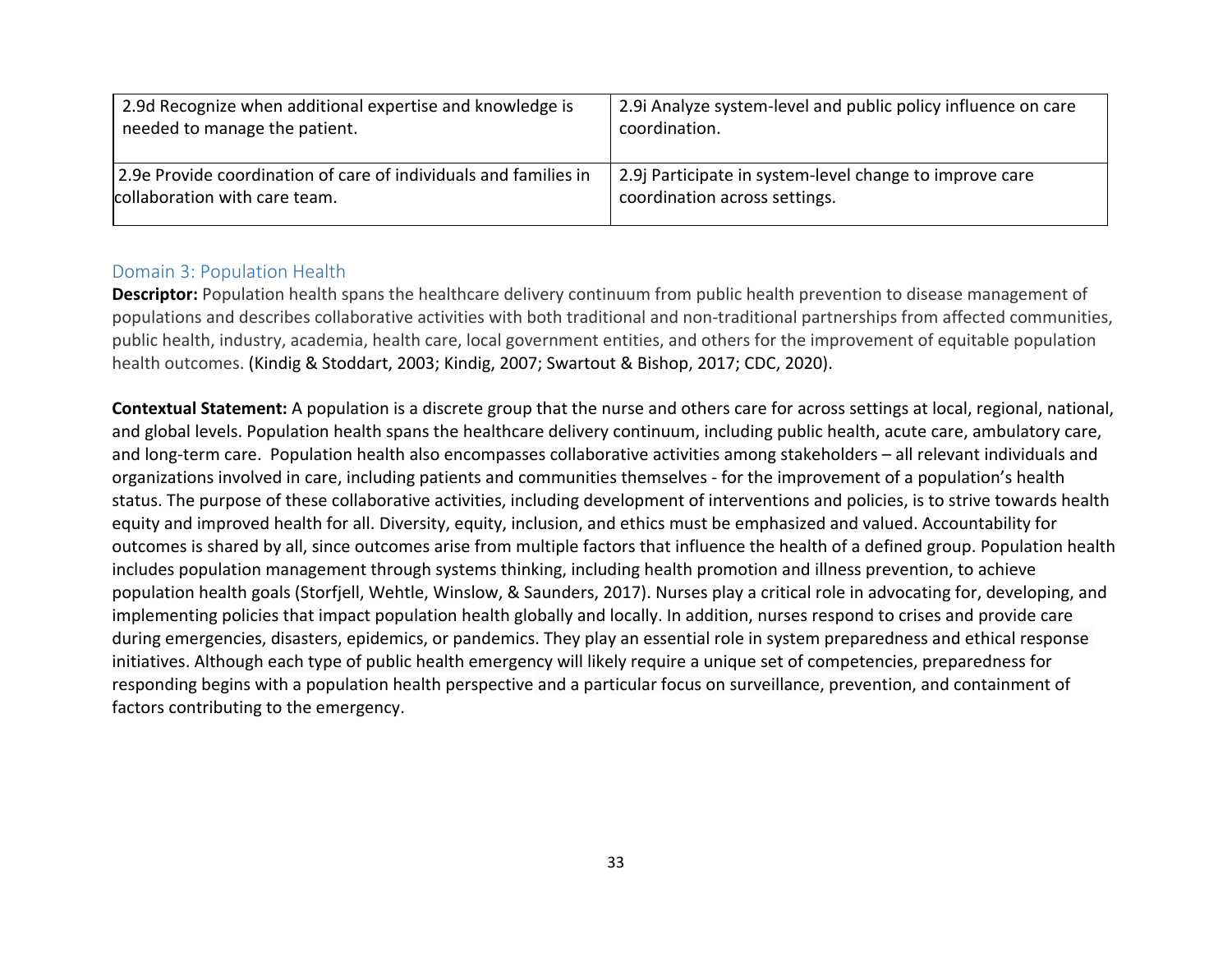| | |
|---|---|
| 2.9d Recognize when additional expertise and knowledge is needed to manage the patient. | 2.9i Analyze system-level and public policy influence on care coordination. |
| 2.9e Provide coordination of care of individuals and families in collaboration with care team. | 2.9j Participate in system-level change to improve care coordination across settings. |

## Domain 3: Population Health

**Descriptor:** Population health spans the healthcare delivery continuum from public health prevention to disease management of populations and describes collaborative activities with both traditional and non-traditional partnerships from affected communities, public health, industry, academia, health care, local government entities, and others for the improvement of equitable population health outcomes. (Kindig & Stoddart, 2003; Kindig, 2007; Swartout & Bishop, 2017; CDC, 2020).

**Contextual Statement:** A population is a discrete group that the nurse and others care for across settings at local, regional, national, and global levels. Population health spans the healthcare delivery continuum, including public health, acute care, ambulatory care, and long-term care. Population health also encompasses collaborative activities among stakeholders – all relevant individuals and organizations involved in care, including patients and communities themselves - for the improvement of a population's health status. The purpose of these collaborative activities, including development of interventions and policies, is to strive towards health equity and improved health for all. Diversity, equity, inclusion, and ethics must be emphasized and valued. Accountability for outcomes is shared by all, since outcomes arise from multiple factors that influence the health of a defined group. Population health includes population management through systems thinking, including health promotion and illness prevention, to achieve population health goals (Storfjell, Wehtle, Winslow, & Saunders, 2017). Nurses play a critical role in advocating for, developing, and implementing policies that impact population health globally and locally. In addition, nurses respond to crises and provide care during emergencies, disasters, epidemics, or pandemics. They play an essential role in system preparedness and ethical response initiatives. Although each type of public health emergency will likely require a unique set of competencies, preparedness for responding begins with a population health perspective and a particular focus on surveillance, prevention, and containment of factors contributing to the emergency.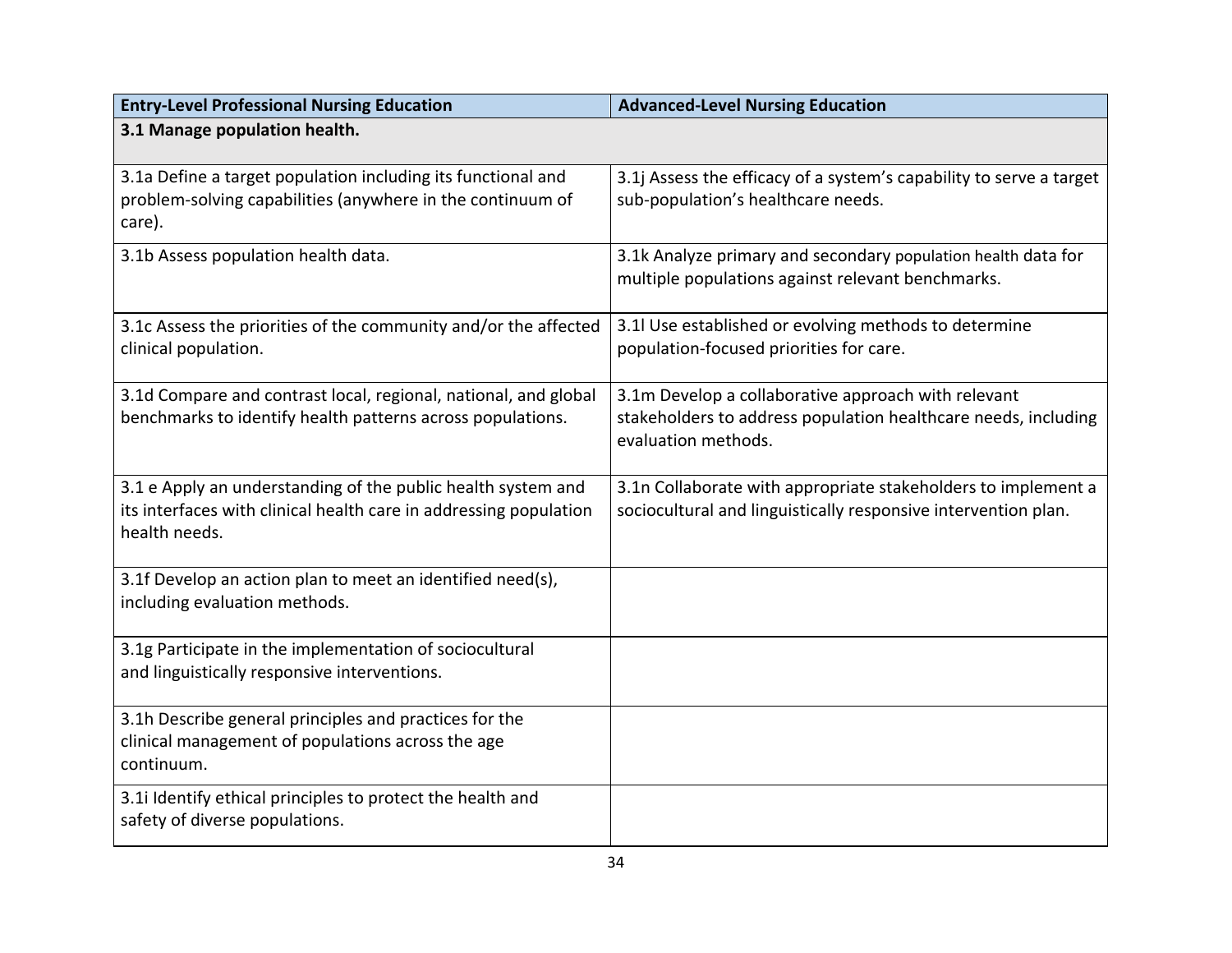| Entry-Level Professional Nursing Education | Advanced-Level Nursing Education |
|---|---|
| **3.1 Manage population health.** | |
| 3.1a Define a target population including its functional and problem-solving capabilities (anywhere in the continuum of care). | 3.1j Assess the efficacy of a system's capability to serve a target sub-population's healthcare needs. |
| 3.1b Assess population health data. | 3.1k Analyze primary and secondary population health data for multiple populations against relevant benchmarks. |
| 3.1c Assess the priorities of the community and/or the affected clinical population. | 3.1l Use established or evolving methods to determine population-focused priorities for care. |
| 3.1d Compare and contrast local, regional, national, and global benchmarks to identify health patterns across populations. | 3.1m Develop a collaborative approach with relevant stakeholders to address population healthcare needs, including evaluation methods. |
| 3.1 e Apply an understanding of the public health system and its interfaces with clinical health care in addressing population health needs. | 3.1n Collaborate with appropriate stakeholders to implement a sociocultural and linguistically responsive intervention plan. |
| 3.1f Develop an action plan to meet an identified need(s), including evaluation methods. | |
| 3.1g Participate in the implementation of sociocultural and linguistically responsive interventions. | |
| 3.1h Describe general principles and practices for the clinical management of populations across the age continuum. | |
| 3.1i Identify ethical principles to protect the health and safety of diverse populations. | |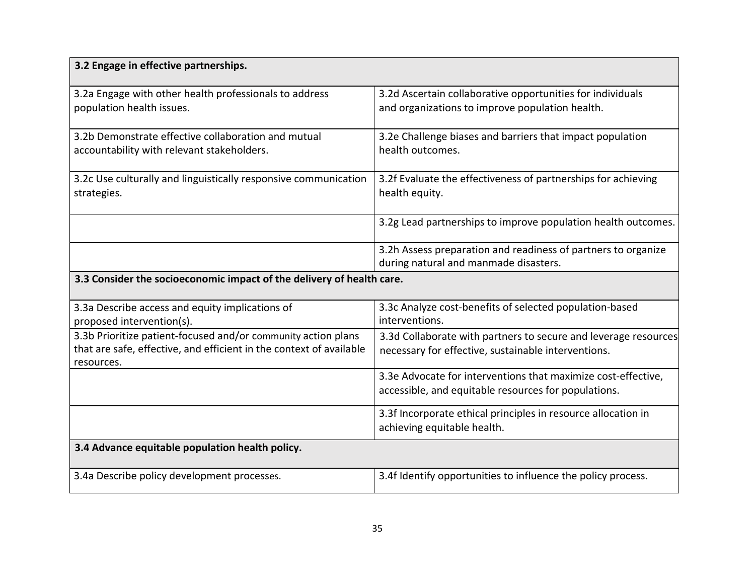| **3.2 Engage in effective partnerships.** | |
|---|---|
| 3.2a Engage with other health professionals to address population health issues. | 3.2d Ascertain collaborative opportunities for individuals and organizations to improve population health. |
| 3.2b Demonstrate effective collaboration and mutual accountability with relevant stakeholders. | 3.2e Challenge biases and barriers that impact population health outcomes. |
| 3.2c Use culturally and linguistically responsive communication strategies. | 3.2f Evaluate the effectiveness of partnerships for achieving health equity. |
| | 3.2g Lead partnerships to improve population health outcomes. |
| | 3.2h Assess preparation and readiness of partners to organize during natural and manmade disasters. |
| **3.3 Consider the socioeconomic impact of the delivery of health care.** | |
| 3.3a Describe access and equity implications of proposed intervention(s). | 3.3c Analyze cost-benefits of selected population-based interventions. |
| 3.3b Prioritize patient-focused and/or community action plans that are safe, effective, and efficient in the context of available resources. | 3.3d Collaborate with partners to secure and leverage resources necessary for effective, sustainable interventions. |
| | 3.3e Advocate for interventions that maximize cost-effective, accessible, and equitable resources for populations. |
| | 3.3f Incorporate ethical principles in resource allocation in achieving equitable health. |
| **3.4 Advance equitable population health policy.** | |
| 3.4a Describe policy development processes. | 3.4f Identify opportunities to influence the policy process. |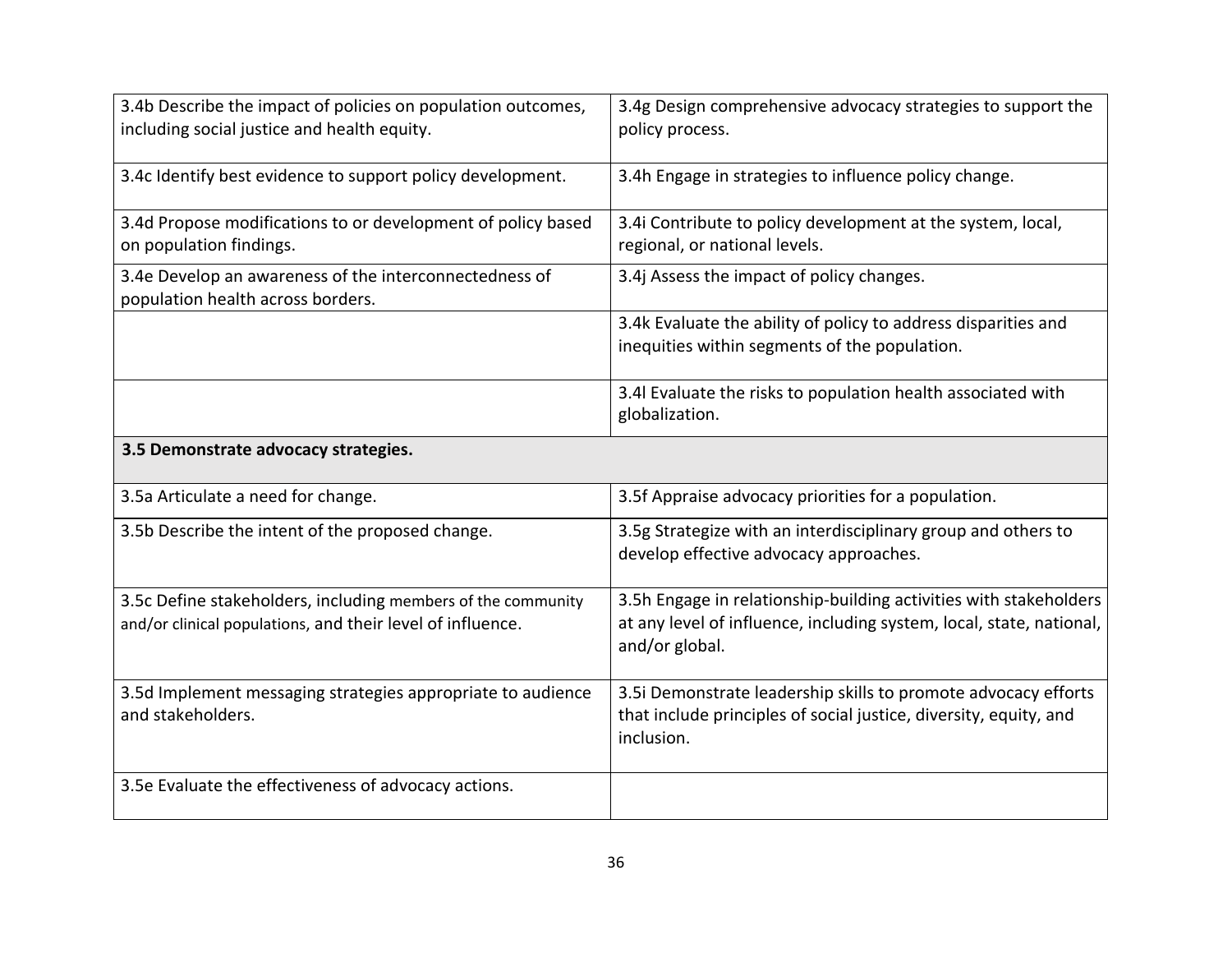| | |
|---|---|
| 3.4b Describe the impact of policies on population outcomes, including social justice and health equity. | 3.4g Design comprehensive advocacy strategies to support the policy process. |
| 3.4c Identify best evidence to support policy development. | 3.4h Engage in strategies to influence policy change. |
| 3.4d Propose modifications to or development of policy based on population findings. | 3.4i Contribute to policy development at the system, local, regional, or national levels. |
| 3.4e Develop an awareness of the interconnectedness of population health across borders. | 3.4j Assess the impact of policy changes. |
| | 3.4k Evaluate the ability of policy to address disparities and inequities within segments of the population. |
| | 3.4l Evaluate the risks to population health associated with globalization. |
| **3.5 Demonstrate advocacy strategies.** | |
| 3.5a Articulate a need for change. | 3.5f Appraise advocacy priorities for a population. |
| 3.5b Describe the intent of the proposed change. | 3.5g Strategize with an interdisciplinary group and others to develop effective advocacy approaches. |
| 3.5c Define stakeholders, including members of the community and/or clinical populations, and their level of influence. | 3.5h Engage in relationship-building activities with stakeholders at any level of influence, including system, local, state, national, and/or global. |
| 3.5d Implement messaging strategies appropriate to audience and stakeholders. | 3.5i Demonstrate leadership skills to promote advocacy efforts that include principles of social justice, diversity, equity, and inclusion. |
| 3.5e Evaluate the effectiveness of advocacy actions. | |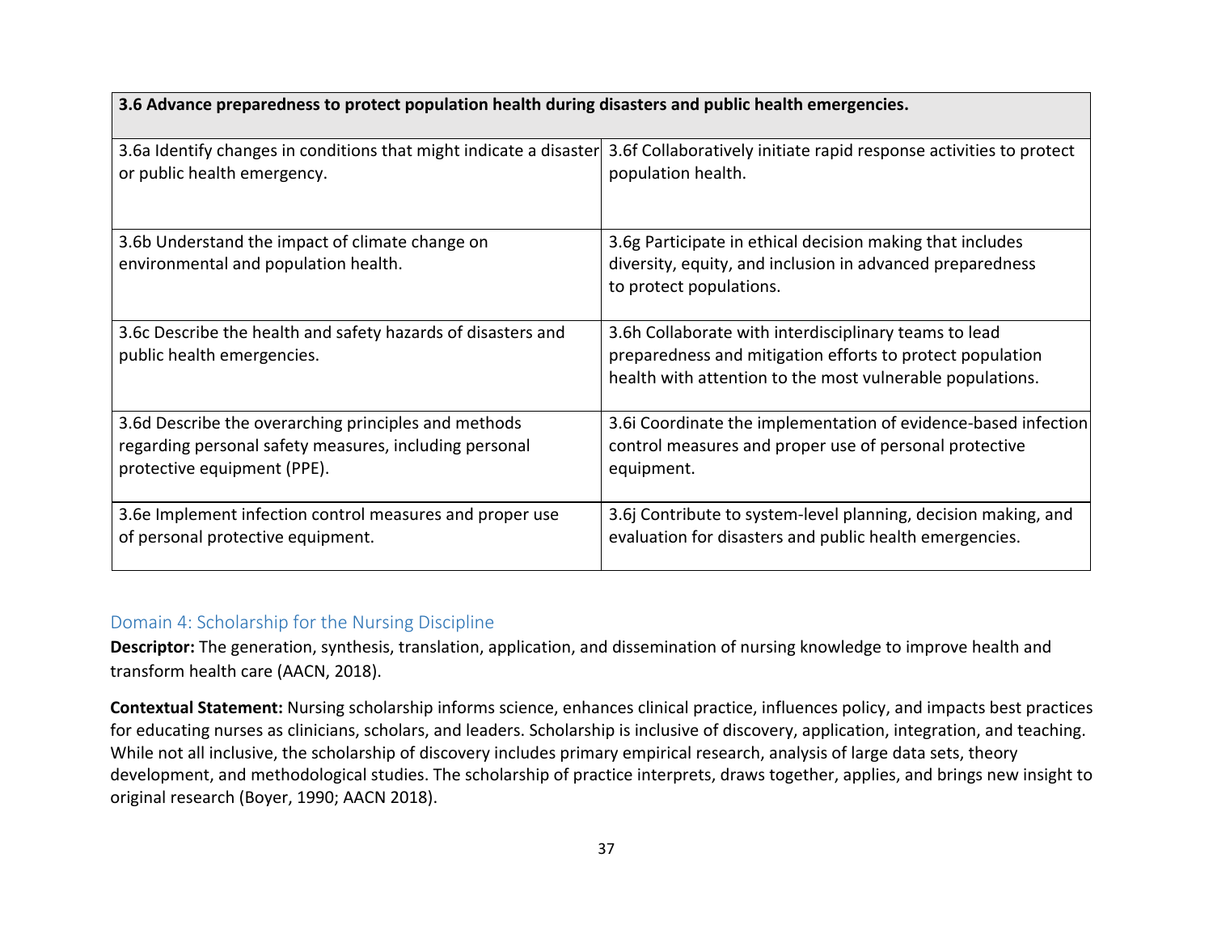| 3.6 Advance preparedness to protect population health during disasters and public health emergencies. | |
|---|---|
| 3.6a Identify changes in conditions that might indicate a disaster or public health emergency. | 3.6f Collaboratively initiate rapid response activities to protect population health. |
| 3.6b Understand the impact of climate change on environmental and population health. | 3.6g Participate in ethical decision making that includes diversity, equity, and inclusion in advanced preparedness to protect populations. |
| 3.6c Describe the health and safety hazards of disasters and public health emergencies. | 3.6h Collaborate with interdisciplinary teams to lead preparedness and mitigation efforts to protect population health with attention to the most vulnerable populations. |
| 3.6d Describe the overarching principles and methods regarding personal safety measures, including personal protective equipment (PPE). | 3.6i Coordinate the implementation of evidence-based infection control measures and proper use of personal protective equipment. |
| 3.6e Implement infection control measures and proper use of personal protective equipment. | 3.6j Contribute to system-level planning, decision making, and evaluation for disasters and public health emergencies. |

## Domain 4: Scholarship for the Nursing Discipline

**Descriptor:** The generation, synthesis, translation, application, and dissemination of nursing knowledge to improve health and transform health care (AACN, 2018).

**Contextual Statement:** Nursing scholarship informs science, enhances clinical practice, influences policy, and impacts best practices for educating nurses as clinicians, scholars, and leaders. Scholarship is inclusive of discovery, application, integration, and teaching. While not all inclusive, the scholarship of discovery includes primary empirical research, analysis of large data sets, theory development, and methodological studies. The scholarship of practice interprets, draws together, applies, and brings new insight to original research (Boyer, 1990; AACN 2018).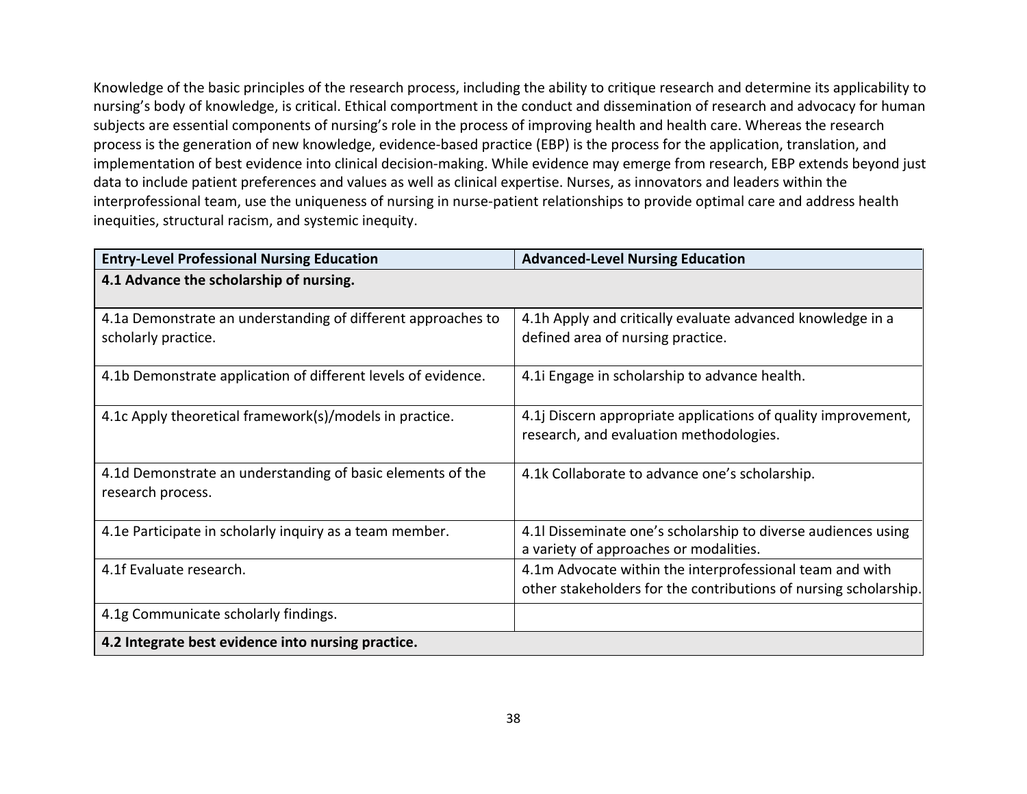Knowledge of the basic principles of the research process, including the ability to critique research and determine its applicability to nursing's body of knowledge, is critical. Ethical comportment in the conduct and dissemination of research and advocacy for human subjects are essential components of nursing's role in the process of improving health and health care. Whereas the research process is the generation of new knowledge, evidence-based practice (EBP) is the process for the application, translation, and implementation of best evidence into clinical decision-making. While evidence may emerge from research, EBP extends beyond just data to include patient preferences and values as well as clinical expertise. Nurses, as innovators and leaders within the interprofessional team, use the uniqueness of nursing in nurse-patient relationships to provide optimal care and address health inequities, structural racism, and systemic inequity.

| **Entry-Level Professional Nursing Education** | **Advanced-Level Nursing Education** |
|---|---|
| **4.1 Advance the scholarship of nursing.** | |
| 4.1a Demonstrate an understanding of different approaches to scholarly practice. | 4.1h Apply and critically evaluate advanced knowledge in a defined area of nursing practice. |
| 4.1b Demonstrate application of different levels of evidence. | 4.1i Engage in scholarship to advance health. |
| 4.1c Apply theoretical framework(s)/models in practice. | 4.1j Discern appropriate applications of quality improvement, research, and evaluation methodologies. |
| 4.1d Demonstrate an understanding of basic elements of the research process. | 4.1k Collaborate to advance one's scholarship. |
| 4.1e Participate in scholarly inquiry as a team member. | 4.1l Disseminate one's scholarship to diverse audiences using a variety of approaches or modalities. |
| 4.1f Evaluate research. | 4.1m Advocate within the interprofessional team and with other stakeholders for the contributions of nursing scholarship. |
| 4.1g Communicate scholarly findings. | |
| **4.2 Integrate best evidence into nursing practice.** | |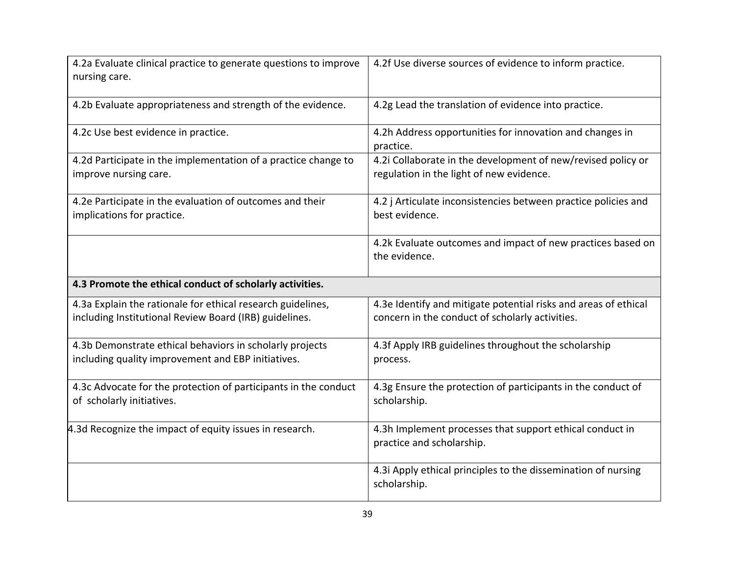| | |
|---|---|
| 4.2a Evaluate clinical practice to generate questions to improve nursing care. | 4.2f Use diverse sources of evidence to inform practice. |
| 4.2b Evaluate appropriateness and strength of the evidence. | 4.2g Lead the translation of evidence into practice. |
| 4.2c Use best evidence in practice. | 4.2h Address opportunities for innovation and changes in practice. |
| 4.2d Participate in the implementation of a practice change to improve nursing care. | 4.2i Collaborate in the development of new/revised policy or regulation in the light of new evidence. |
| 4.2e Participate in the evaluation of outcomes and their implications for practice. | 4.2 j Articulate inconsistencies between practice policies and best evidence. |
| | 4.2k Evaluate outcomes and impact of new practices based on the evidence. |
| **4.3 Promote the ethical conduct of scholarly activities.** | |
| 4.3a Explain the rationale for ethical research guidelines, including Institutional Review Board (IRB) guidelines. | 4.3e Identify and mitigate potential risks and areas of ethical concern in the conduct of scholarly activities. |
| 4.3b Demonstrate ethical behaviors in scholarly projects including quality improvement and EBP initiatives. | 4.3f Apply IRB guidelines throughout the scholarship process. |
| 4.3c Advocate for the protection of participants in the conduct of scholarly initiatives. | 4.3g Ensure the protection of participants in the conduct of scholarship. |
| 4.3d Recognize the impact of equity issues in research. | 4.3h Implement processes that support ethical conduct in practice and scholarship. |
| | 4.3i Apply ethical principles to the dissemination of nursing scholarship. |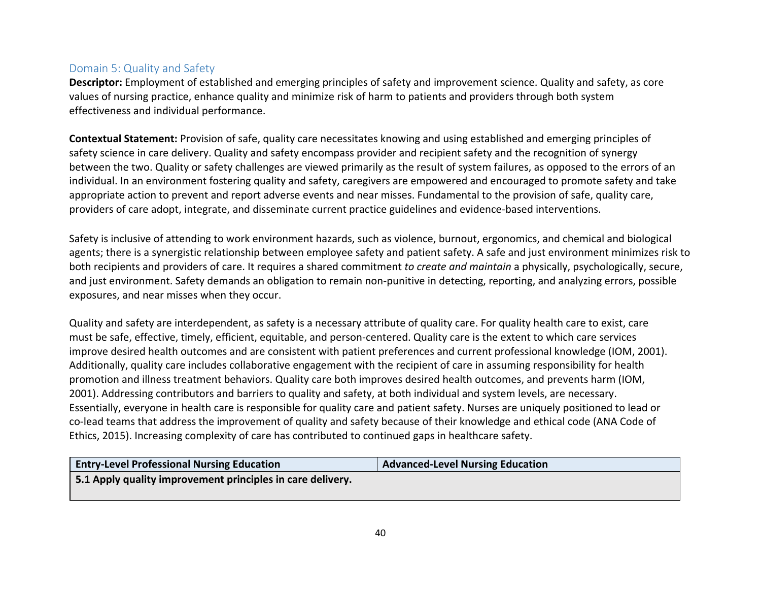## Domain 5: Quality and Safety

**Descriptor:** Employment of established and emerging principles of safety and improvement science. Quality and safety, as core values of nursing practice, enhance quality and minimize risk of harm to patients and providers through both system effectiveness and individual performance.

**Contextual Statement:** Provision of safe, quality care necessitates knowing and using established and emerging principles of safety science in care delivery. Quality and safety encompass provider and recipient safety and the recognition of synergy between the two. Quality or safety challenges are viewed primarily as the result of system failures, as opposed to the errors of an individual. In an environment fostering quality and safety, caregivers are empowered and encouraged to promote safety and take appropriate action to prevent and report adverse events and near misses. Fundamental to the provision of safe, quality care, providers of care adopt, integrate, and disseminate current practice guidelines and evidence-based interventions.

Safety is inclusive of attending to work environment hazards, such as violence, burnout, ergonomics, and chemical and biological agents; there is a synergistic relationship between employee safety and patient safety. A safe and just environment minimizes risk to both recipients and providers of care. It requires a shared commitment *to create and maintain* a physically, psychologically, secure, and just environment. Safety demands an obligation to remain non-punitive in detecting, reporting, and analyzing errors, possible exposures, and near misses when they occur.

Quality and safety are interdependent, as safety is a necessary attribute of quality care. For quality health care to exist, care must be safe, effective, timely, efficient, equitable, and person-centered. Quality care is the extent to which care services improve desired health outcomes and are consistent with patient preferences and current professional knowledge (IOM, 2001). Additionally, quality care includes collaborative engagement with the recipient of care in assuming responsibility for health promotion and illness treatment behaviors. Quality care both improves desired health outcomes, and prevents harm (IOM, 2001). Addressing contributors and barriers to quality and safety, at both individual and system levels, are necessary. Essentially, everyone in health care is responsible for quality care and patient safety. Nurses are uniquely positioned to lead or co-lead teams that address the improvement of quality and safety because of their knowledge and ethical code (ANA Code of Ethics, 2015). Increasing complexity of care has contributed to continued gaps in healthcare safety.

| **Entry-Level Professional Nursing Education** | **Advanced-Level Nursing Education** |
|---|---|
| **5.1 Apply quality improvement principles in care delivery.** | |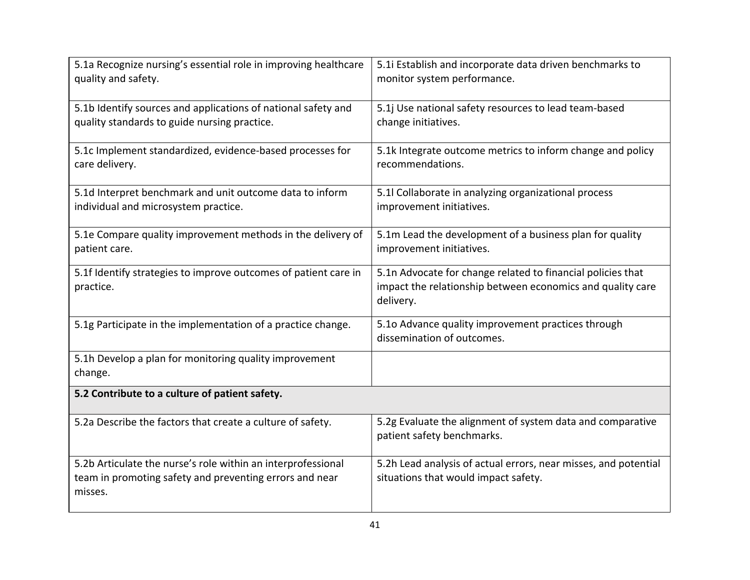| | |
|---|---|
| 5.1a Recognize nursing's essential role in improving healthcare quality and safety. | 5.1i Establish and incorporate data driven benchmarks to monitor system performance. |
| 5.1b Identify sources and applications of national safety and quality standards to guide nursing practice. | 5.1j Use national safety resources to lead team-based change initiatives. |
| 5.1c Implement standardized, evidence-based processes for care delivery. | 5.1k Integrate outcome metrics to inform change and policy recommendations. |
| 5.1d Interpret benchmark and unit outcome data to inform individual and microsystem practice. | 5.1l Collaborate in analyzing organizational process improvement initiatives. |
| 5.1e Compare quality improvement methods in the delivery of patient care. | 5.1m Lead the development of a business plan for quality improvement initiatives. |
| 5.1f Identify strategies to improve outcomes of patient care in practice. | 5.1n Advocate for change related to financial policies that impact the relationship between economics and quality care delivery. |
| 5.1g Participate in the implementation of a practice change. | 5.1o Advance quality improvement practices through dissemination of outcomes. |
| 5.1h Develop a plan for monitoring quality improvement change. | |
| **5.2 Contribute to a culture of patient safety.** | |
| 5.2a Describe the factors that create a culture of safety. | 5.2g Evaluate the alignment of system data and comparative patient safety benchmarks. |
| 5.2b Articulate the nurse's role within an interprofessional team in promoting safety and preventing errors and near misses. | 5.2h Lead analysis of actual errors, near misses, and potential situations that would impact safety. |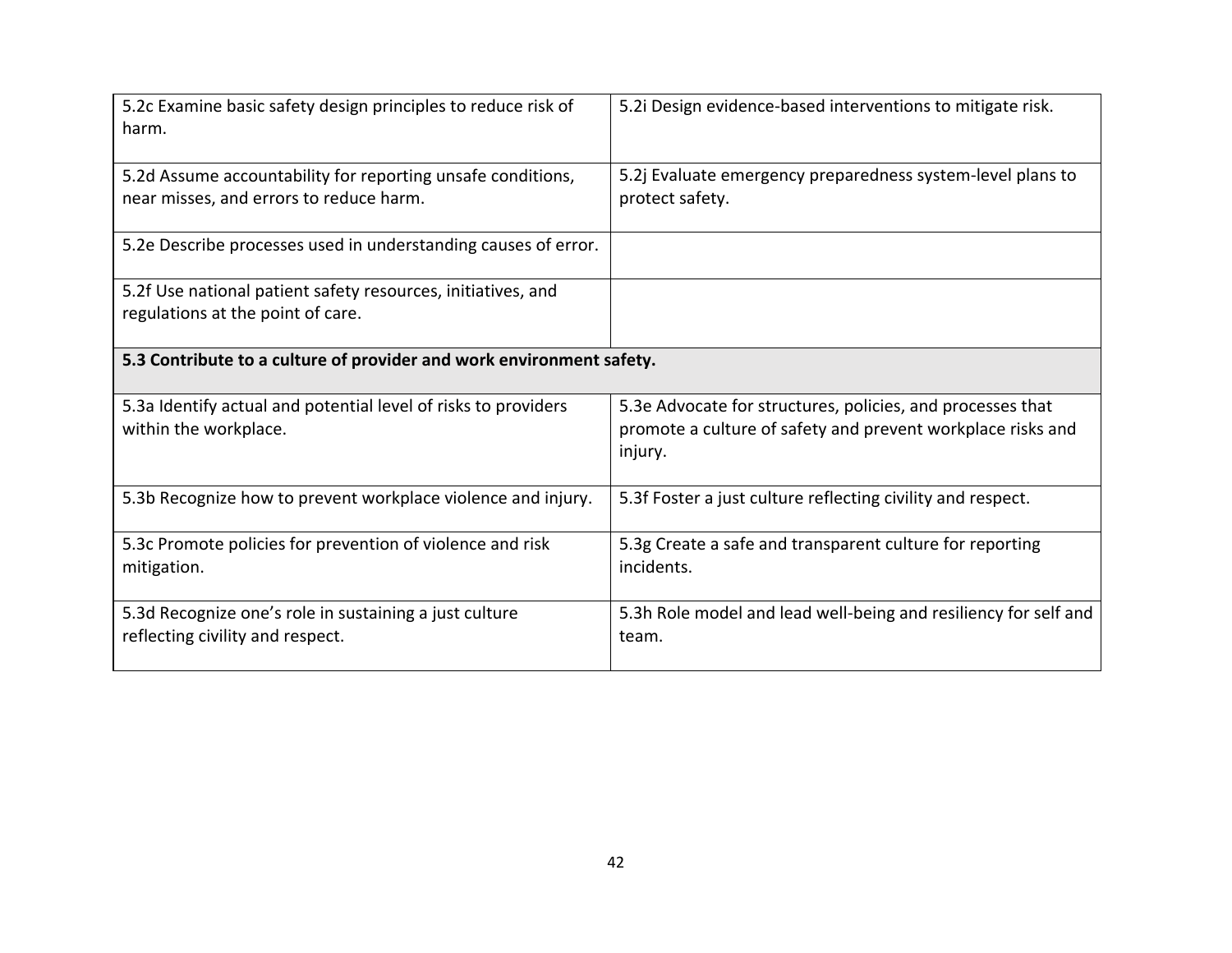| | |
|---|---|
| 5.2c Examine basic safety design principles to reduce risk of harm. | 5.2i Design evidence-based interventions to mitigate risk. |
| 5.2d Assume accountability for reporting unsafe conditions, near misses, and errors to reduce harm. | 5.2j Evaluate emergency preparedness system-level plans to protect safety. |
| 5.2e Describe processes used in understanding causes of error. | |
| 5.2f Use national patient safety resources, initiatives, and regulations at the point of care. | |
| **5.3 Contribute to a culture of provider and work environment safety.** | |
| 5.3a Identify actual and potential level of risks to providers within the workplace. | 5.3e Advocate for structures, policies, and processes that promote a culture of safety and prevent workplace risks and injury. |
| 5.3b Recognize how to prevent workplace violence and injury. | 5.3f Foster a just culture reflecting civility and respect. |
| 5.3c Promote policies for prevention of violence and risk mitigation. | 5.3g Create a safe and transparent culture for reporting incidents. |
| 5.3d Recognize one's role in sustaining a just culture reflecting civility and respect. | 5.3h Role model and lead well-being and resiliency for self and team. |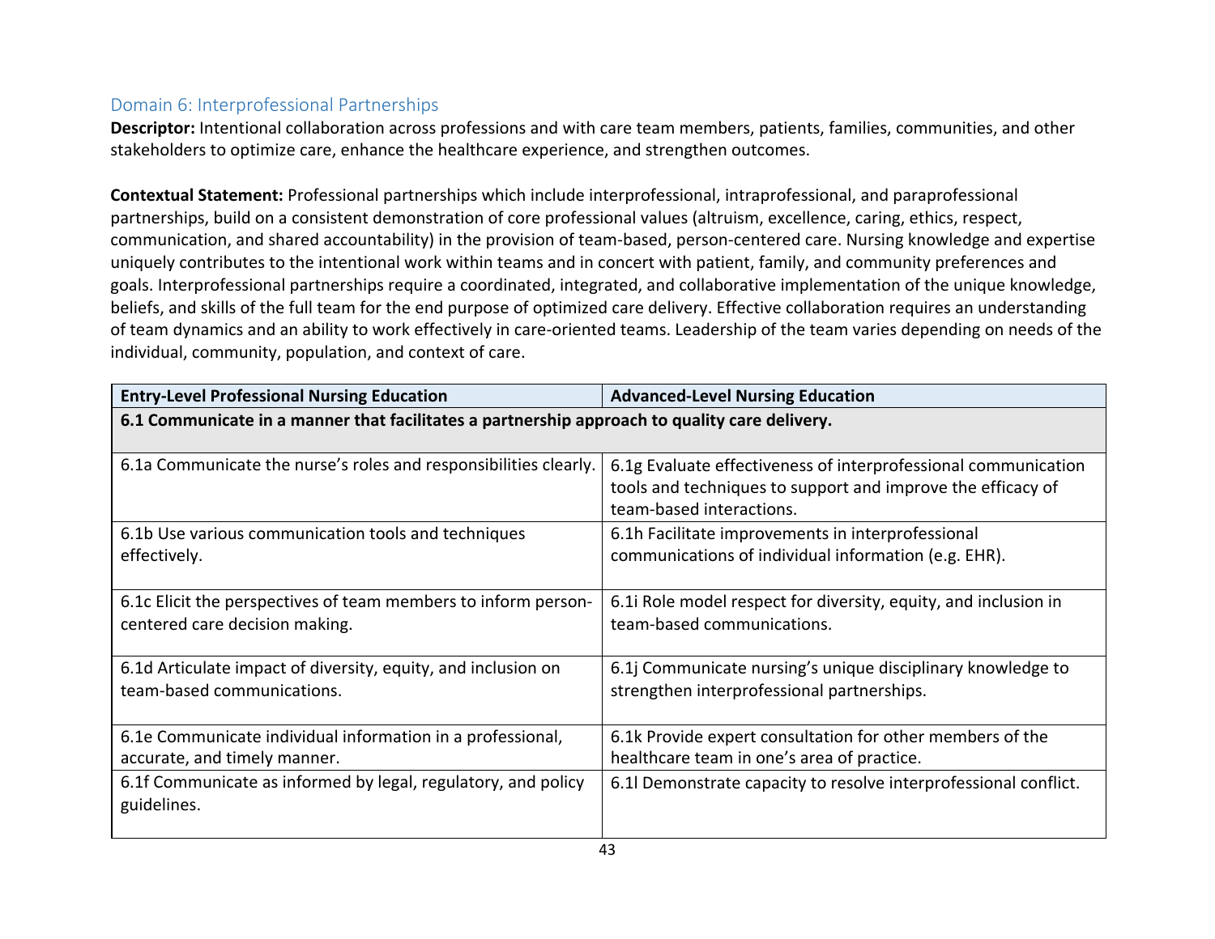## Domain 6: Interprofessional Partnerships

**Descriptor:** Intentional collaboration across professions and with care team members, patients, families, communities, and other stakeholders to optimize care, enhance the healthcare experience, and strengthen outcomes.

**Contextual Statement:** Professional partnerships which include interprofessional, intraprofessional, and paraprofessional partnerships, build on a consistent demonstration of core professional values (altruism, excellence, caring, ethics, respect, communication, and shared accountability) in the provision of team-based, person-centered care. Nursing knowledge and expertise uniquely contributes to the intentional work within teams and in concert with patient, family, and community preferences and goals. Interprofessional partnerships require a coordinated, integrated, and collaborative implementation of the unique knowledge, beliefs, and skills of the full team for the end purpose of optimized care delivery. Effective collaboration requires an understanding of team dynamics and an ability to work effectively in care-oriented teams. Leadership of the team varies depending on needs of the individual, community, population, and context of care.

| Entry-Level Professional Nursing Education | Advanced-Level Nursing Education |
|---|---|
| **6.1 Communicate in a manner that facilitates a partnership approach to quality care delivery.** | |
| 6.1a Communicate the nurse's roles and responsibilities clearly. | 6.1g Evaluate effectiveness of interprofessional communication tools and techniques to support and improve the efficacy of team-based interactions. |
| 6.1b Use various communication tools and techniques effectively. | 6.1h Facilitate improvements in interprofessional communications of individual information (e.g. EHR). |
| 6.1c Elicit the perspectives of team members to inform person-centered care decision making. | 6.1i Role model respect for diversity, equity, and inclusion in team-based communications. |
| 6.1d Articulate impact of diversity, equity, and inclusion on team-based communications. | 6.1j Communicate nursing's unique disciplinary knowledge to strengthen interprofessional partnerships. |
| 6.1e Communicate individual information in a professional, accurate, and timely manner. | 6.1k Provide expert consultation for other members of the healthcare team in one's area of practice. |
| 6.1f Communicate as informed by legal, regulatory, and policy guidelines. | 6.1l Demonstrate capacity to resolve interprofessional conflict. |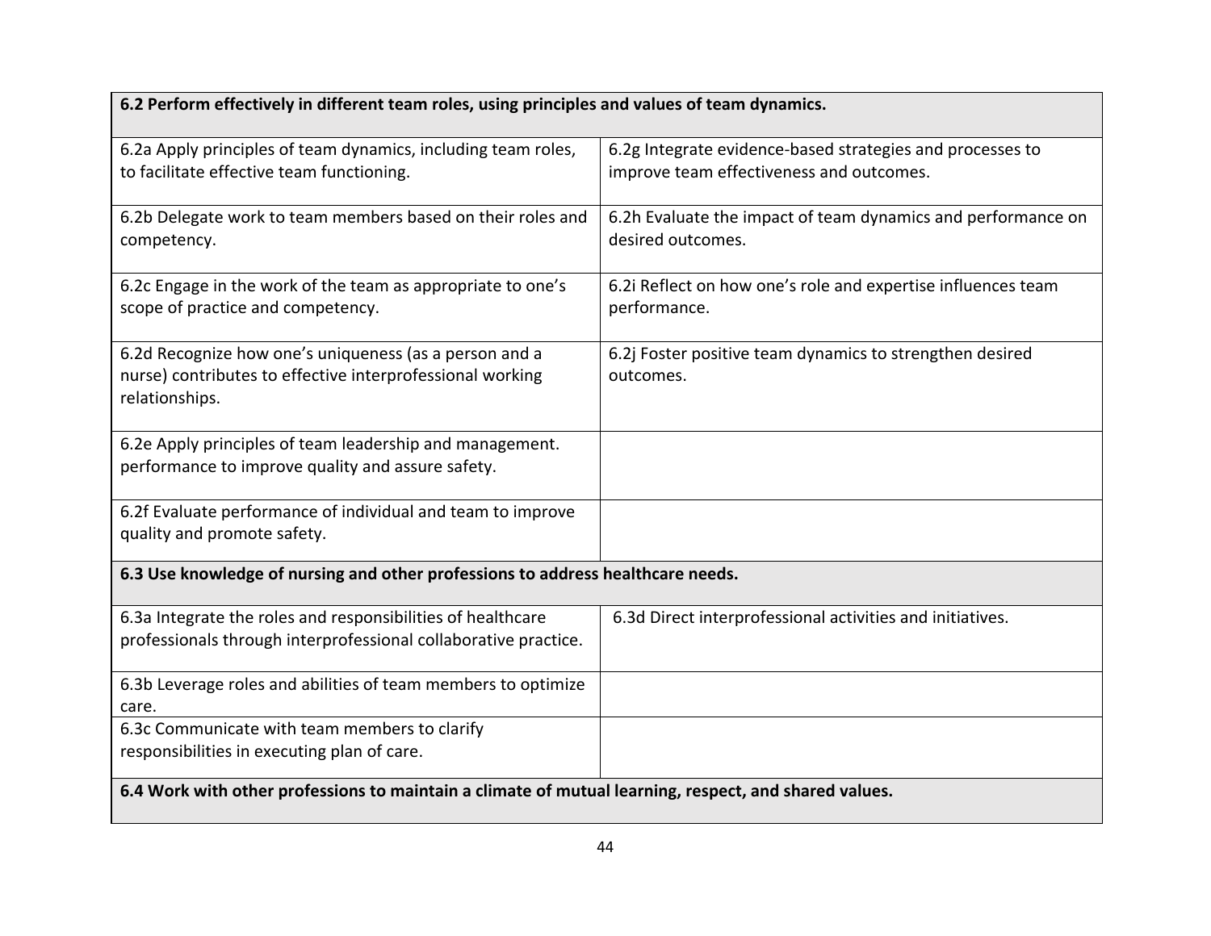| **6.2 Perform effectively in different team roles, using principles and values of team dynamics.** | |
|---|---|
| 6.2a Apply principles of team dynamics, including team roles, to facilitate effective team functioning. | 6.2g Integrate evidence-based strategies and processes to improve team effectiveness and outcomes. |
| 6.2b Delegate work to team members based on their roles and competency. | 6.2h Evaluate the impact of team dynamics and performance on desired outcomes. |
| 6.2c Engage in the work of the team as appropriate to one's scope of practice and competency. | 6.2i Reflect on how one's role and expertise influences team performance. |
| 6.2d Recognize how one's uniqueness (as a person and a nurse) contributes to effective interprofessional working relationships. | 6.2j Foster positive team dynamics to strengthen desired outcomes. |
| 6.2e Apply principles of team leadership and management. performance to improve quality and assure safety. | |
| 6.2f Evaluate performance of individual and team to improve quality and promote safety. | |
| **6.3 Use knowledge of nursing and other professions to address healthcare needs.** | |
| 6.3a Integrate the roles and responsibilities of healthcare professionals through interprofessional collaborative practice. | 6.3d Direct interprofessional activities and initiatives. |
| 6.3b Leverage roles and abilities of team members to optimize care. | |
| 6.3c Communicate with team members to clarify responsibilities in executing plan of care. | |
| **6.4 Work with other professions to maintain a climate of mutual learning, respect, and shared values.** | |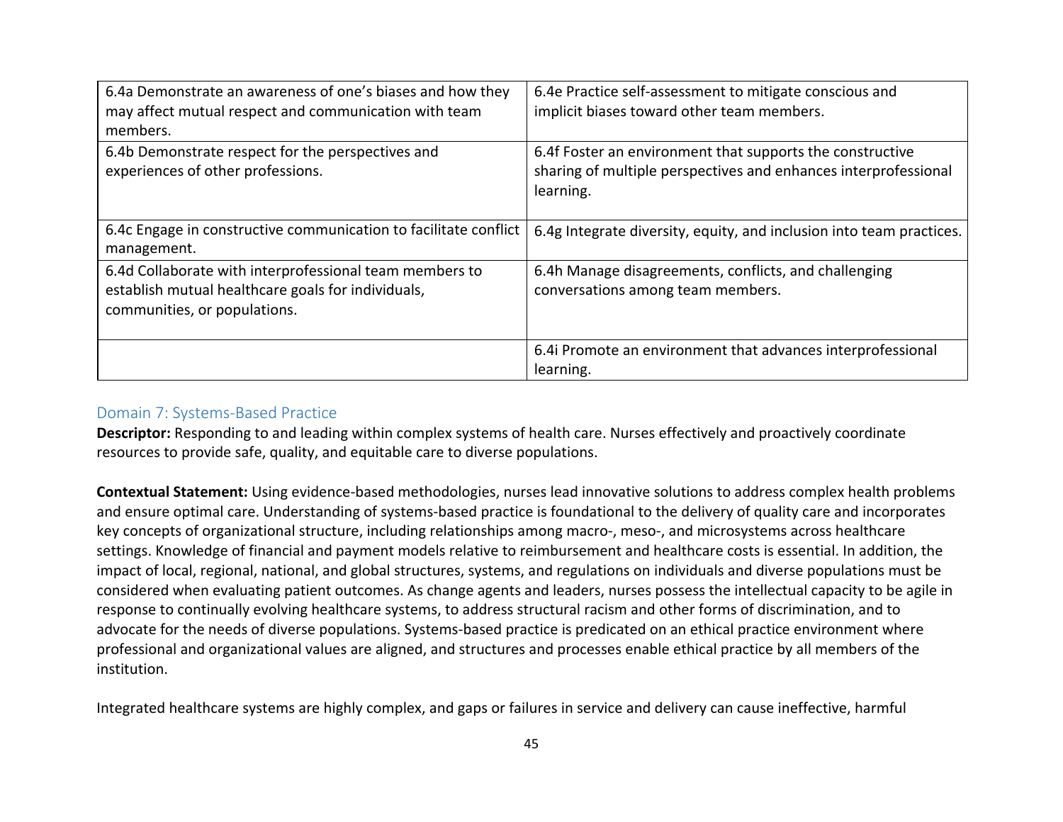| | |
|---|---|
| 6.4a Demonstrate an awareness of one's biases and how they may affect mutual respect and communication with team members. | 6.4e Practice self-assessment to mitigate conscious and implicit biases toward other team members. |
| 6.4b Demonstrate respect for the perspectives and experiences of other professions. | 6.4f Foster an environment that supports the constructive sharing of multiple perspectives and enhances interprofessional learning. |
| 6.4c Engage in constructive communication to facilitate conflict management. | 6.4g Integrate diversity, equity, and inclusion into team practices. |
| 6.4d Collaborate with interprofessional team members to establish mutual healthcare goals for individuals, communities, or populations. | 6.4h Manage disagreements, conflicts, and challenging conversations among team members. |
| | 6.4i Promote an environment that advances interprofessional learning. |

## Domain 7: Systems-Based Practice

**Descriptor:** Responding to and leading within complex systems of health care. Nurses effectively and proactively coordinate resources to provide safe, quality, and equitable care to diverse populations.

**Contextual Statement:** Using evidence-based methodologies, nurses lead innovative solutions to address complex health problems and ensure optimal care. Understanding of systems-based practice is foundational to the delivery of quality care and incorporates key concepts of organizational structure, including relationships among macro-, meso-, and microsystems across healthcare settings. Knowledge of financial and payment models relative to reimbursement and healthcare costs is essential. In addition, the impact of local, regional, national, and global structures, systems, and regulations on individuals and diverse populations must be considered when evaluating patient outcomes. As change agents and leaders, nurses possess the intellectual capacity to be agile in response to continually evolving healthcare systems, to address structural racism and other forms of discrimination, and to advocate for the needs of diverse populations. Systems-based practice is predicated on an ethical practice environment where professional and organizational values are aligned, and structures and processes enable ethical practice by all members of the institution.

Integrated healthcare systems are highly complex, and gaps or failures in service and delivery can cause ineffective, harmful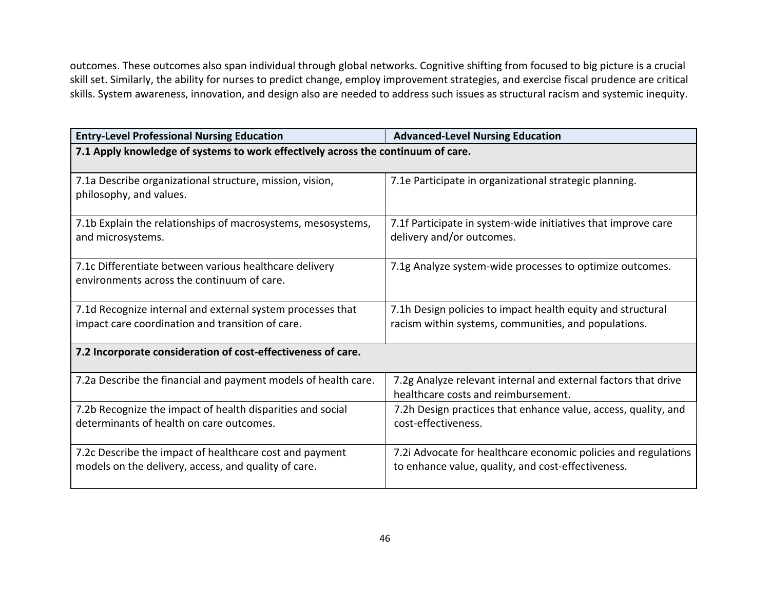outcomes. These outcomes also span individual through global networks. Cognitive shifting from focused to big picture is a crucial skill set. Similarly, the ability for nurses to predict change, employ improvement strategies, and exercise fiscal prudence are critical skills. System awareness, innovation, and design also are needed to address such issues as structural racism and systemic inequity.

| Entry-Level Professional Nursing Education | Advanced-Level Nursing Education |
|---|---|
| **7.1 Apply knowledge of systems to work effectively across the continuum of care.** | |
| 7.1a Describe organizational structure, mission, vision, philosophy, and values. | 7.1e Participate in organizational strategic planning. |
| 7.1b Explain the relationships of macrosystems, mesosystems, and microsystems. | 7.1f Participate in system-wide initiatives that improve care delivery and/or outcomes. |
| 7.1c Differentiate between various healthcare delivery environments across the continuum of care. | 7.1g Analyze system-wide processes to optimize outcomes. |
| 7.1d Recognize internal and external system processes that impact care coordination and transition of care. | 7.1h Design policies to impact health equity and structural racism within systems, communities, and populations. |
| **7.2 Incorporate consideration of cost-effectiveness of care.** | |
| 7.2a Describe the financial and payment models of health care. | 7.2g Analyze relevant internal and external factors that drive healthcare costs and reimbursement. |
| 7.2b Recognize the impact of health disparities and social determinants of health on care outcomes. | 7.2h Design practices that enhance value, access, quality, and cost-effectiveness. |
| 7.2c Describe the impact of healthcare cost and payment models on the delivery, access, and quality of care. | 7.2i Advocate for healthcare economic policies and regulations to enhance value, quality, and cost-effectiveness. |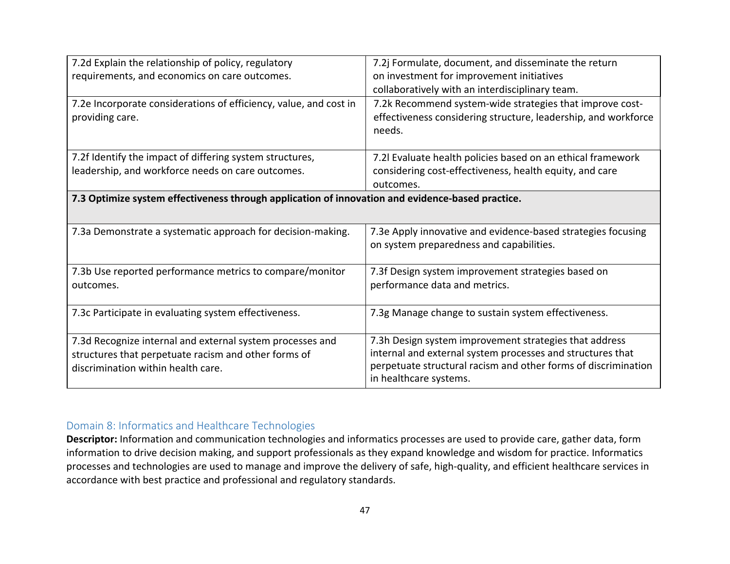| | |
|---|---|
| 7.2d Explain the relationship of policy, regulatory requirements, and economics on care outcomes. | 7.2j Formulate, document, and disseminate the return on investment for improvement initiatives collaboratively with an interdisciplinary team. |
| 7.2e Incorporate considerations of efficiency, value, and cost in providing care. | 7.2k Recommend system-wide strategies that improve cost-effectiveness considering structure, leadership, and workforce needs. |
| 7.2f Identify the impact of differing system structures, leadership, and workforce needs on care outcomes. | 7.2l Evaluate health policies based on an ethical framework considering cost-effectiveness, health equity, and care outcomes. |
| **7.3 Optimize system effectiveness through application of innovation and evidence-based practice.** | |
| 7.3a Demonstrate a systematic approach for decision-making. | 7.3e Apply innovative and evidence-based strategies focusing on system preparedness and capabilities. |
| 7.3b Use reported performance metrics to compare/monitor outcomes. | 7.3f Design system improvement strategies based on performance data and metrics. |
| 7.3c Participate in evaluating system effectiveness. | 7.3g Manage change to sustain system effectiveness. |
| 7.3d Recognize internal and external system processes and structures that perpetuate racism and other forms of discrimination within health care. | 7.3h Design system improvement strategies that address internal and external system processes and structures that perpetuate structural racism and other forms of discrimination in healthcare systems. |

## Domain 8: Informatics and Healthcare Technologies

**Descriptor:** Information and communication technologies and informatics processes are used to provide care, gather data, form information to drive decision making, and support professionals as they expand knowledge and wisdom for practice. Informatics processes and technologies are used to manage and improve the delivery of safe, high-quality, and efficient healthcare services in accordance with best practice and professional and regulatory standards.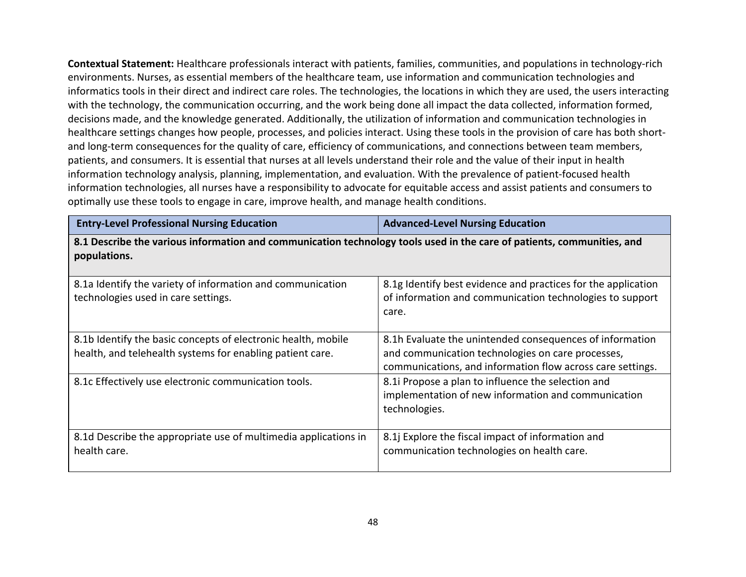**Contextual Statement:** Healthcare professionals interact with patients, families, communities, and populations in technology-rich environments. Nurses, as essential members of the healthcare team, use information and communication technologies and informatics tools in their direct and indirect care roles. The technologies, the locations in which they are used, the users interacting with the technology, the communication occurring, and the work being done all impact the data collected, information formed, decisions made, and the knowledge generated. Additionally, the utilization of information and communication technologies in healthcare settings changes how people, processes, and policies interact. Using these tools in the provision of care has both short- and long-term consequences for the quality of care, efficiency of communications, and connections between team members, patients, and consumers. It is essential that nurses at all levels understand their role and the value of their input in health information technology analysis, planning, implementation, and evaluation. With the prevalence of patient-focused health information technologies, all nurses have a responsibility to advocate for equitable access and assist patients and consumers to optimally use these tools to engage in care, improve health, and manage health conditions.

| Entry-Level Professional Nursing Education | Advanced-Level Nursing Education |
|---|---|
| **8.1 Describe the various information and communication technology tools used in the care of patients, communities, and populations.** | |
| 8.1a Identify the variety of information and communication technologies used in care settings. | 8.1g Identify best evidence and practices for the application of information and communication technologies to support care. |
| 8.1b Identify the basic concepts of electronic health, mobile health, and telehealth systems for enabling patient care. | 8.1h Evaluate the unintended consequences of information and communication technologies on care processes, communications, and information flow across care settings. |
| 8.1c Effectively use electronic communication tools. | 8.1i Propose a plan to influence the selection and implementation of new information and communication technologies. |
| 8.1d Describe the appropriate use of multimedia applications in health care. | 8.1j Explore the fiscal impact of information and communication technologies on health care. |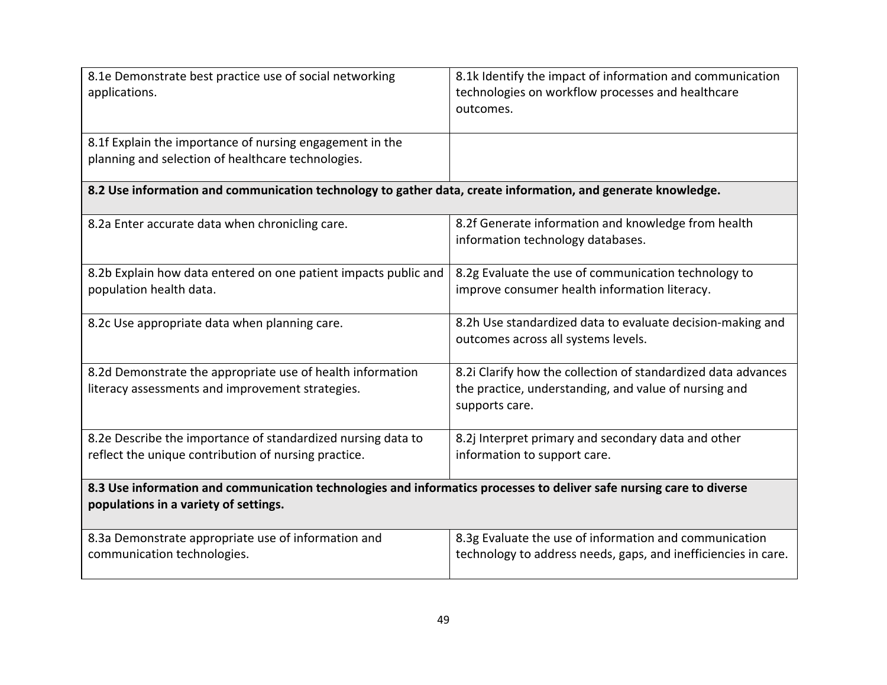| | |
|---|---|
| 8.1e Demonstrate best practice use of social networking applications. | 8.1k Identify the impact of information and communication technologies on workflow processes and healthcare outcomes. |
| 8.1f Explain the importance of nursing engagement in the planning and selection of healthcare technologies. | |
| **8.2 Use information and communication technology to gather data, create information, and generate knowledge.** | |
| 8.2a Enter accurate data when chronicling care. | 8.2f Generate information and knowledge from health information technology databases. |
| 8.2b Explain how data entered on one patient impacts public and population health data. | 8.2g Evaluate the use of communication technology to improve consumer health information literacy. |
| 8.2c Use appropriate data when planning care. | 8.2h Use standardized data to evaluate decision-making and outcomes across all systems levels. |
| 8.2d Demonstrate the appropriate use of health information literacy assessments and improvement strategies. | 8.2i Clarify how the collection of standardized data advances the practice, understanding, and value of nursing and supports care. |
| 8.2e Describe the importance of standardized nursing data to reflect the unique contribution of nursing practice. | 8.2j Interpret primary and secondary data and other information to support care. |
| **8.3 Use information and communication technologies and informatics processes to deliver safe nursing care to diverse populations in a variety of settings.** | |
| 8.3a Demonstrate appropriate use of information and communication technologies. | 8.3g Evaluate the use of information and communication technology to address needs, gaps, and inefficiencies in care. |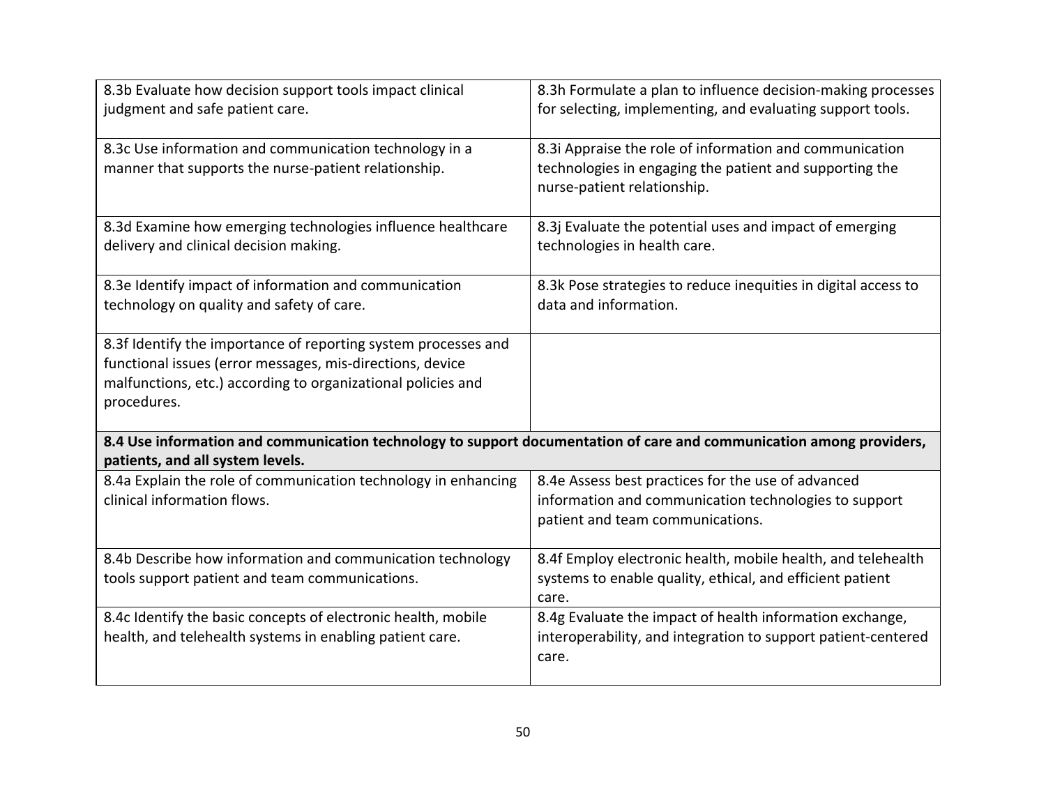| | |
|---|---|
| 8.3b Evaluate how decision support tools impact clinical judgment and safe patient care. | 8.3h Formulate a plan to influence decision-making processes for selecting, implementing, and evaluating support tools. |
| 8.3c Use information and communication technology in a manner that supports the nurse-patient relationship. | 8.3i Appraise the role of information and communication technologies in engaging the patient and supporting the nurse-patient relationship. |
| 8.3d Examine how emerging technologies influence healthcare delivery and clinical decision making. | 8.3j Evaluate the potential uses and impact of emerging technologies in health care. |
| 8.3e Identify impact of information and communication technology on quality and safety of care. | 8.3k Pose strategies to reduce inequities in digital access to data and information. |
| 8.3f Identify the importance of reporting system processes and functional issues (error messages, mis-directions, device malfunctions, etc.) according to organizational policies and procedures. | |
| **8.4 Use information and communication technology to support documentation of care and communication among providers, patients, and all system levels.** | |
| 8.4a Explain the role of communication technology in enhancing clinical information flows. | 8.4e Assess best practices for the use of advanced information and communication technologies to support patient and team communications. |
| 8.4b Describe how information and communication technology tools support patient and team communications. | 8.4f Employ electronic health, mobile health, and telehealth systems to enable quality, ethical, and efficient patient care. |
| 8.4c Identify the basic concepts of electronic health, mobile health, and telehealth systems in enabling patient care. | 8.4g Evaluate the impact of health information exchange, interoperability, and integration to support patient-centered care. |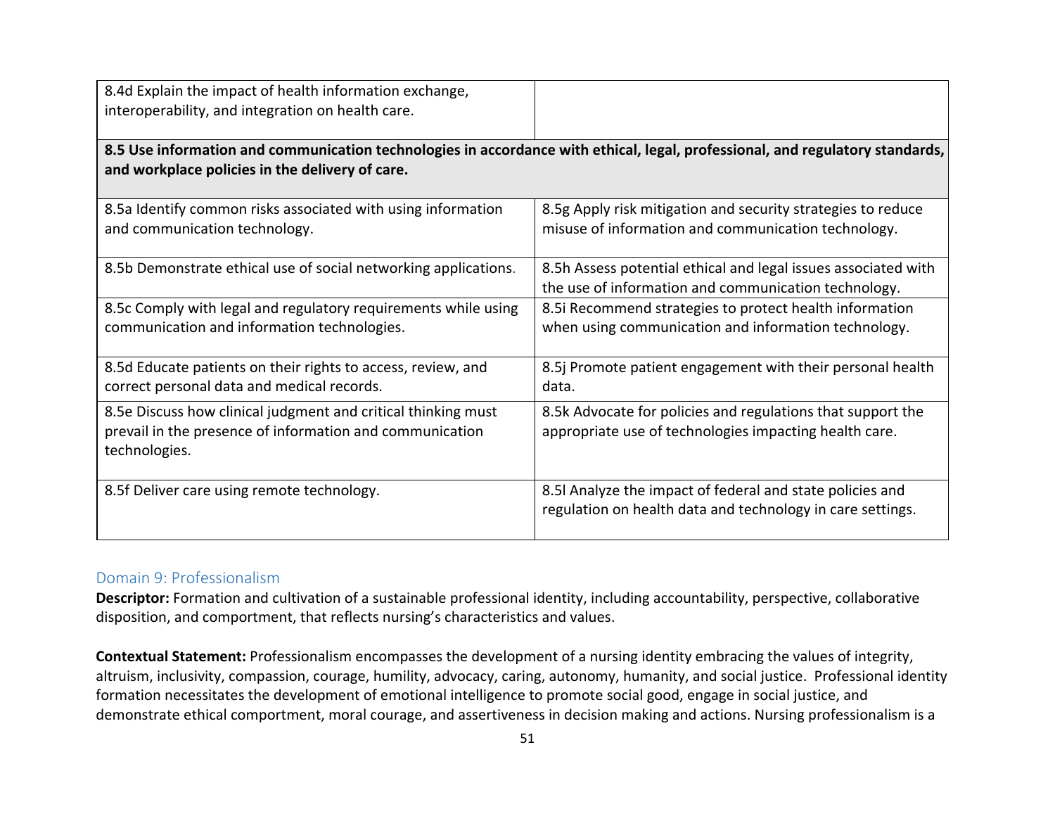| | |
|---|---|
| 8.4d Explain the impact of health information exchange, interoperability, and integration on health care. | |
| **8.5 Use information and communication technologies in accordance with ethical, legal, professional, and regulatory standards, and workplace policies in the delivery of care.** | |
| 8.5a Identify common risks associated with using information and communication technology. | 8.5g Apply risk mitigation and security strategies to reduce misuse of information and communication technology. |
| 8.5b Demonstrate ethical use of social networking applications. | 8.5h Assess potential ethical and legal issues associated with the use of information and communication technology. |
| 8.5c Comply with legal and regulatory requirements while using communication and information technologies. | 8.5i Recommend strategies to protect health information when using communication and information technology. |
| 8.5d Educate patients on their rights to access, review, and correct personal data and medical records. | 8.5j Promote patient engagement with their personal health data. |
| 8.5e Discuss how clinical judgment and critical thinking must prevail in the presence of information and communication technologies. | 8.5k Advocate for policies and regulations that support the appropriate use of technologies impacting health care. |
| 8.5f Deliver care using remote technology. | 8.5l Analyze the impact of federal and state policies and regulation on health data and technology in care settings. |

## Domain 9: Professionalism

**Descriptor:** Formation and cultivation of a sustainable professional identity, including accountability, perspective, collaborative disposition, and comportment, that reflects nursing's characteristics and values.

**Contextual Statement:** Professionalism encompasses the development of a nursing identity embracing the values of integrity, altruism, inclusivity, compassion, courage, humility, advocacy, caring, autonomy, humanity, and social justice. Professional identity formation necessitates the development of emotional intelligence to promote social good, engage in social justice, and demonstrate ethical comportment, moral courage, and assertiveness in decision making and actions. Nursing professionalism is a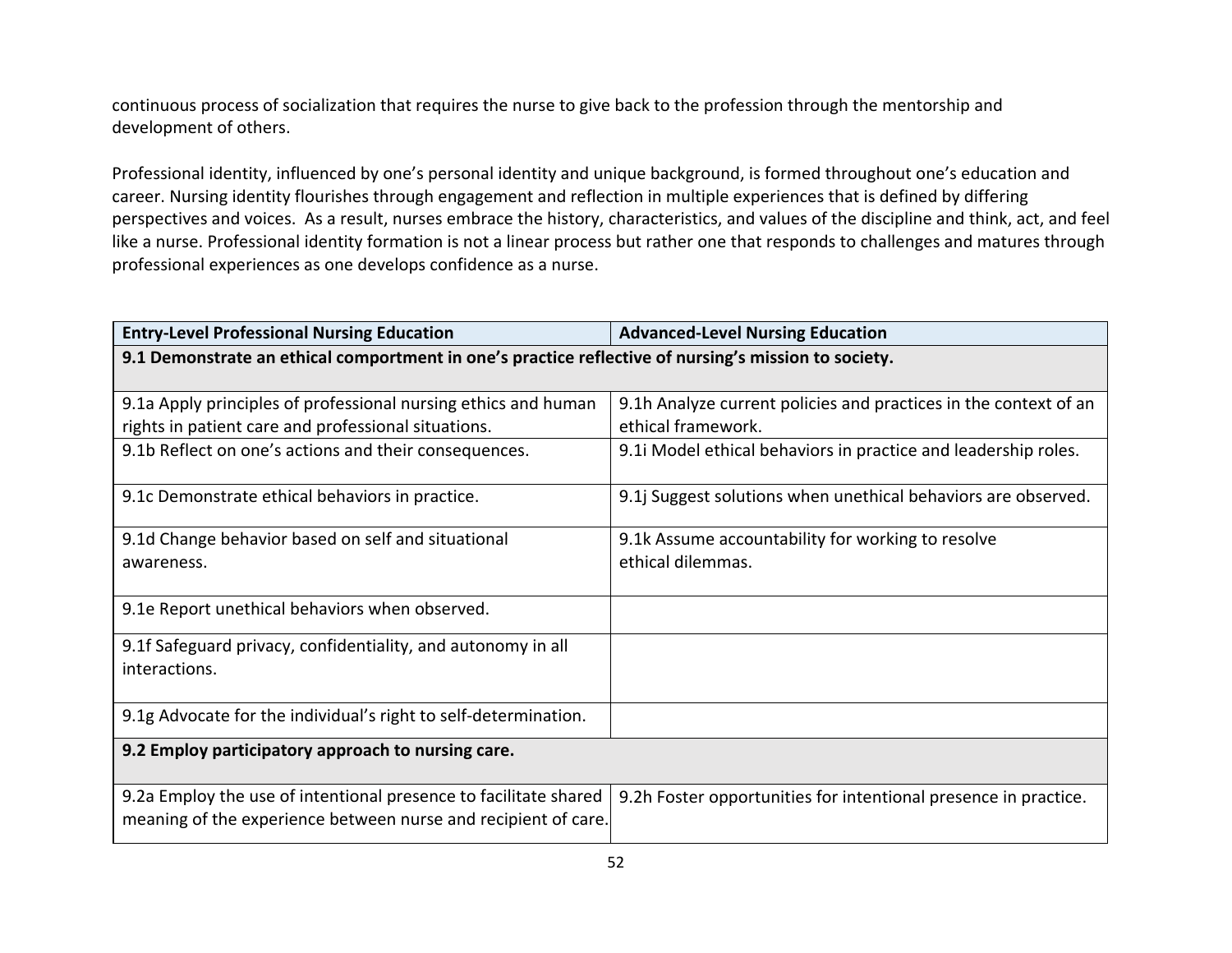continuous process of socialization that requires the nurse to give back to the profession through the mentorship and development of others.

Professional identity, influenced by one's personal identity and unique background, is formed throughout one's education and career. Nursing identity flourishes through engagement and reflection in multiple experiences that is defined by differing perspectives and voices. As a result, nurses embrace the history, characteristics, and values of the discipline and think, act, and feel like a nurse. Professional identity formation is not a linear process but rather one that responds to challenges and matures through professional experiences as one develops confidence as a nurse.

| **Entry-Level Professional Nursing Education** | **Advanced-Level Nursing Education** |
|---|---|
| **9.1 Demonstrate an ethical comportment in one's practice reflective of nursing's mission to society.** | |
| 9.1a Apply principles of professional nursing ethics and human rights in patient care and professional situations. | 9.1h Analyze current policies and practices in the context of an ethical framework. |
| 9.1b Reflect on one's actions and their consequences. | 9.1i Model ethical behaviors in practice and leadership roles. |
| 9.1c Demonstrate ethical behaviors in practice. | 9.1j Suggest solutions when unethical behaviors are observed. |
| 9.1d Change behavior based on self and situational awareness. | 9.1k Assume accountability for working to resolve ethical dilemmas. |
| 9.1e Report unethical behaviors when observed. | |
| 9.1f Safeguard privacy, confidentiality, and autonomy in all interactions. | |
| 9.1g Advocate for the individual's right to self-determination. | |
| **9.2 Employ participatory approach to nursing care.** | |
| 9.2a Employ the use of intentional presence to facilitate shared meaning of the experience between nurse and recipient of care. | 9.2h Foster opportunities for intentional presence in practice. |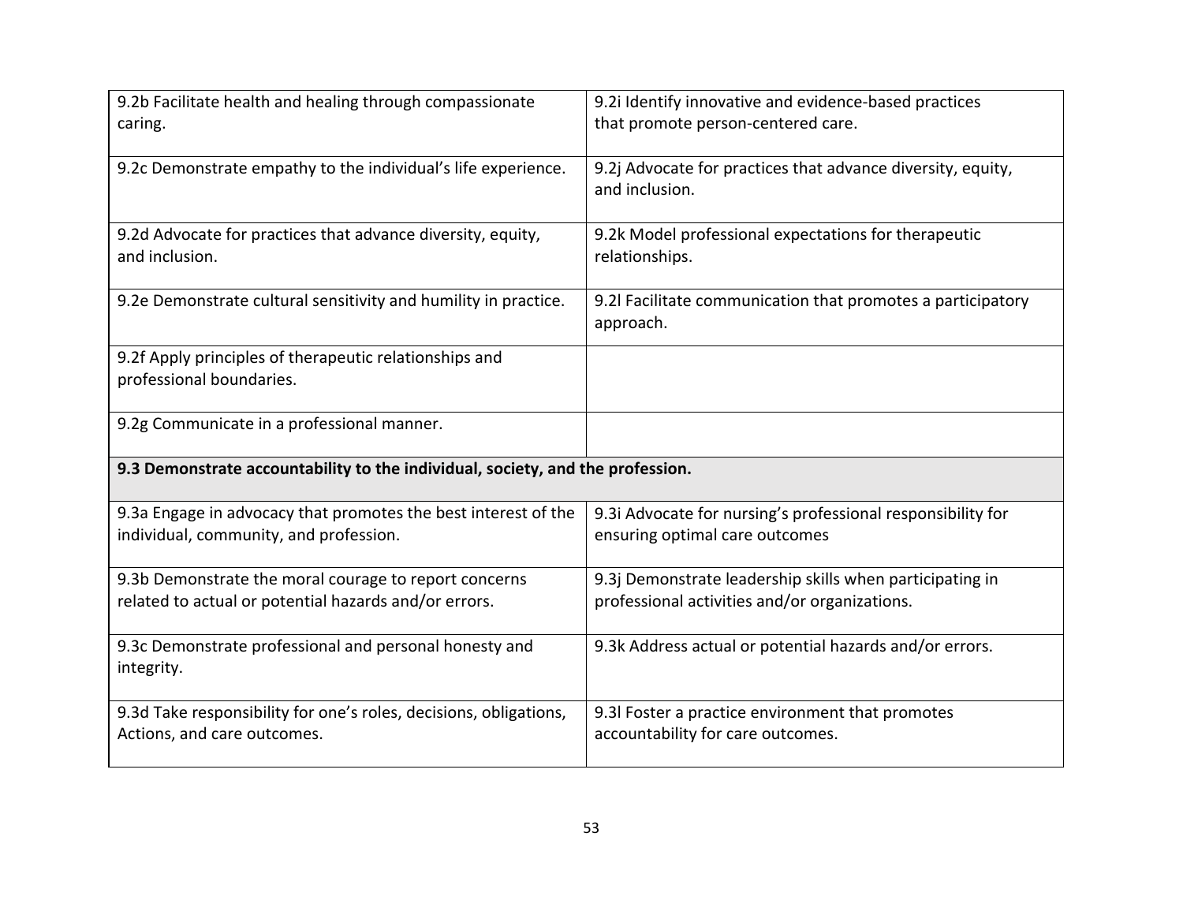| | |
|---|---|
| 9.2b Facilitate health and healing through compassionate caring. | 9.2i Identify innovative and evidence-based practices that promote person-centered care. |
| 9.2c Demonstrate empathy to the individual's life experience. | 9.2j Advocate for practices that advance diversity, equity, and inclusion. |
| 9.2d Advocate for practices that advance diversity, equity, and inclusion. | 9.2k Model professional expectations for therapeutic relationships. |
| 9.2e Demonstrate cultural sensitivity and humility in practice. | 9.2l Facilitate communication that promotes a participatory approach. |
| 9.2f Apply principles of therapeutic relationships and professional boundaries. | |
| 9.2g Communicate in a professional manner. | |
| **9.3 Demonstrate accountability to the individual, society, and the profession.** | |
| 9.3a Engage in advocacy that promotes the best interest of the individual, community, and profession. | 9.3i Advocate for nursing's professional responsibility for ensuring optimal care outcomes |
| 9.3b Demonstrate the moral courage to report concerns related to actual or potential hazards and/or errors. | 9.3j Demonstrate leadership skills when participating in professional activities and/or organizations. |
| 9.3c Demonstrate professional and personal honesty and integrity. | 9.3k Address actual or potential hazards and/or errors. |
| 9.3d Take responsibility for one's roles, decisions, obligations, Actions, and care outcomes. | 9.3l Foster a practice environment that promotes accountability for care outcomes. |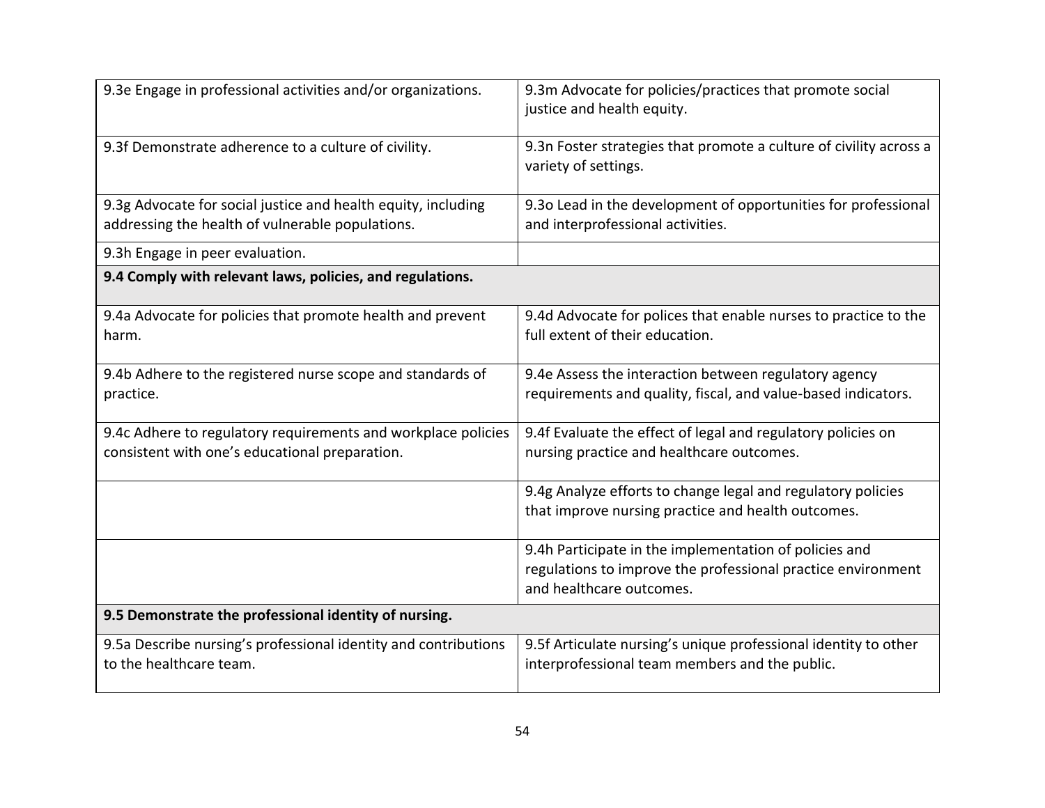| | |
|---|---|
| 9.3e Engage in professional activities and/or organizations. | 9.3m Advocate for policies/practices that promote social justice and health equity. |
| 9.3f Demonstrate adherence to a culture of civility. | 9.3n Foster strategies that promote a culture of civility across a variety of settings. |
| 9.3g Advocate for social justice and health equity, including addressing the health of vulnerable populations. | 9.3o Lead in the development of opportunities for professional and interprofessional activities. |
| 9.3h Engage in peer evaluation. | |
| **9.4 Comply with relevant laws, policies, and regulations.** | |
| 9.4a Advocate for policies that promote health and prevent harm. | 9.4d Advocate for polices that enable nurses to practice to the full extent of their education. |
| 9.4b Adhere to the registered nurse scope and standards of practice. | 9.4e Assess the interaction between regulatory agency requirements and quality, fiscal, and value-based indicators. |
| 9.4c Adhere to regulatory requirements and workplace policies consistent with one's educational preparation. | 9.4f Evaluate the effect of legal and regulatory policies on nursing practice and healthcare outcomes. |
| | 9.4g Analyze efforts to change legal and regulatory policies that improve nursing practice and health outcomes. |
| | 9.4h Participate in the implementation of policies and regulations to improve the professional practice environment and healthcare outcomes. |
| **9.5 Demonstrate the professional identity of nursing.** | |
| 9.5a Describe nursing's professional identity and contributions to the healthcare team. | 9.5f Articulate nursing's unique professional identity to other interprofessional team members and the public. |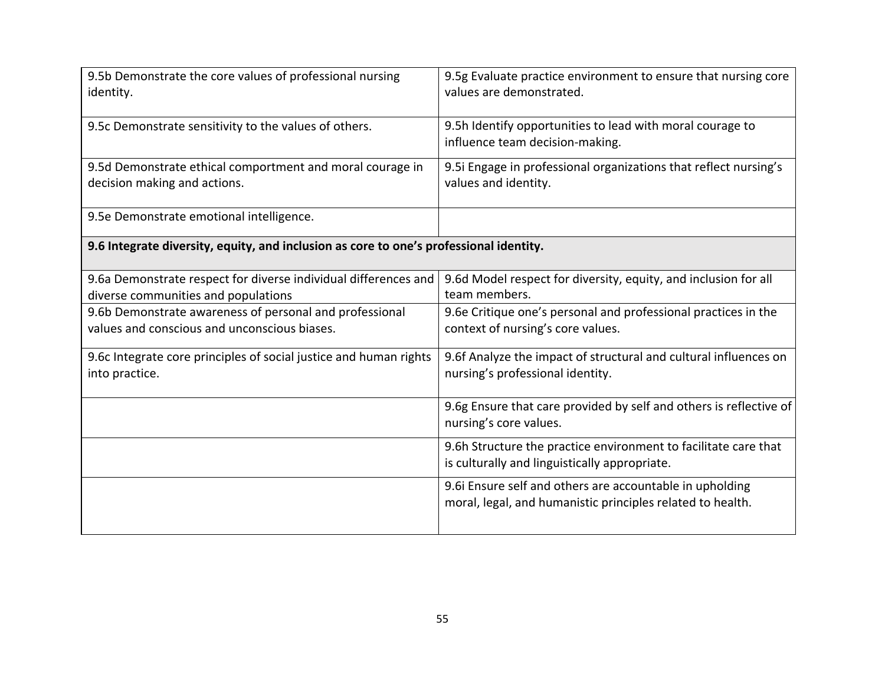| | |
|---|---|
| 9.5b Demonstrate the core values of professional nursing identity. | 9.5g Evaluate practice environment to ensure that nursing core values are demonstrated. |
| 9.5c Demonstrate sensitivity to the values of others. | 9.5h Identify opportunities to lead with moral courage to influence team decision-making. |
| 9.5d Demonstrate ethical comportment and moral courage in decision making and actions. | 9.5i Engage in professional organizations that reflect nursing's values and identity. |
| 9.5e Demonstrate emotional intelligence. | |
| **9.6 Integrate diversity, equity, and inclusion as core to one's professional identity.** | |
| 9.6a Demonstrate respect for diverse individual differences and diverse communities and populations | 9.6d Model respect for diversity, equity, and inclusion for all team members. |
| 9.6b Demonstrate awareness of personal and professional values and conscious and unconscious biases. | 9.6e Critique one's personal and professional practices in the context of nursing's core values. |
| 9.6c Integrate core principles of social justice and human rights into practice. | 9.6f Analyze the impact of structural and cultural influences on nursing's professional identity. |
| | 9.6g Ensure that care provided by self and others is reflective of nursing's core values. |
| | 9.6h Structure the practice environment to facilitate care that is culturally and linguistically appropriate. |
| | 9.6i Ensure self and others are accountable in upholding moral, legal, and humanistic principles related to health. |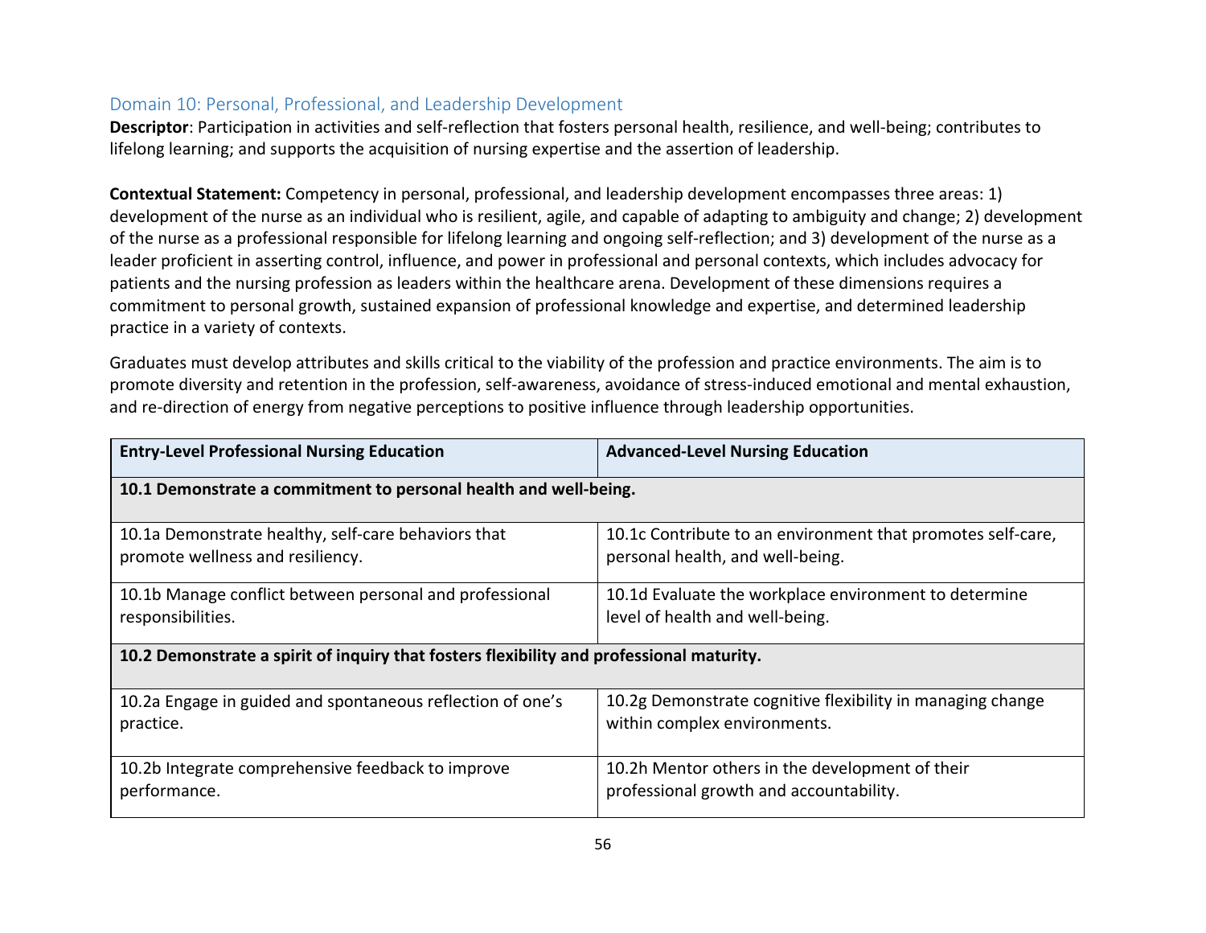## Domain 10: Personal, Professional, and Leadership Development

**Descriptor**: Participation in activities and self-reflection that fosters personal health, resilience, and well-being; contributes to lifelong learning; and supports the acquisition of nursing expertise and the assertion of leadership.

**Contextual Statement:** Competency in personal, professional, and leadership development encompasses three areas: 1) development of the nurse as an individual who is resilient, agile, and capable of adapting to ambiguity and change; 2) development of the nurse as a professional responsible for lifelong learning and ongoing self-reflection; and 3) development of the nurse as a leader proficient in asserting control, influence, and power in professional and personal contexts, which includes advocacy for patients and the nursing profession as leaders within the healthcare arena. Development of these dimensions requires a commitment to personal growth, sustained expansion of professional knowledge and expertise, and determined leadership practice in a variety of contexts.

Graduates must develop attributes and skills critical to the viability of the profession and practice environments. The aim is to promote diversity and retention in the profession, self-awareness, avoidance of stress-induced emotional and mental exhaustion, and re-direction of energy from negative perceptions to positive influence through leadership opportunities.

| **Entry-Level Professional Nursing Education** | **Advanced-Level Nursing Education** |
|---|---|
| **10.1 Demonstrate a commitment to personal health and well-being.** | |
| 10.1a Demonstrate healthy, self-care behaviors that promote wellness and resiliency. | 10.1c Contribute to an environment that promotes self-care, personal health, and well-being. |
| 10.1b Manage conflict between personal and professional responsibilities. | 10.1d Evaluate the workplace environment to determine level of health and well-being. |
| **10.2 Demonstrate a spirit of inquiry that fosters flexibility and professional maturity.** | |
| 10.2a Engage in guided and spontaneous reflection of one's practice. | 10.2g Demonstrate cognitive flexibility in managing change within complex environments. |
| 10.2b Integrate comprehensive feedback to improve performance. | 10.2h Mentor others in the development of their professional growth and accountability. |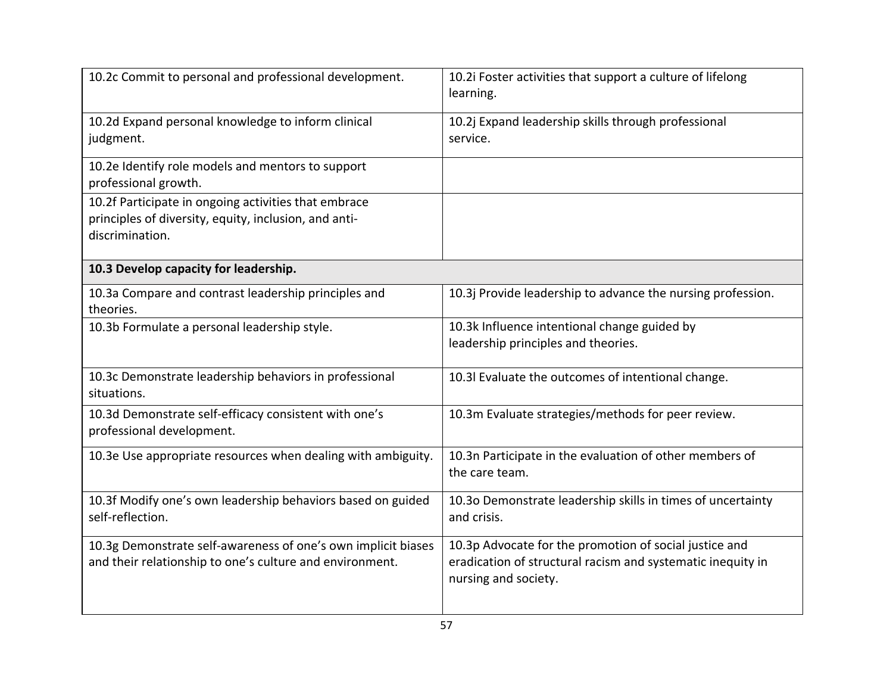| | |
|---|---|
| 10.2c Commit to personal and professional development. | 10.2i Foster activities that support a culture of lifelong learning. |
| 10.2d Expand personal knowledge to inform clinical judgment. | 10.2j Expand leadership skills through professional service. |
| 10.2e Identify role models and mentors to support professional growth. | |
| 10.2f Participate in ongoing activities that embrace principles of diversity, equity, inclusion, and anti-discrimination. | |
| **10.3 Develop capacity for leadership.** | |
| 10.3a Compare and contrast leadership principles and theories. | 10.3j Provide leadership to advance the nursing profession. |
| 10.3b Formulate a personal leadership style. | 10.3k Influence intentional change guided by leadership principles and theories. |
| 10.3c Demonstrate leadership behaviors in professional situations. | 10.3l Evaluate the outcomes of intentional change. |
| 10.3d Demonstrate self-efficacy consistent with one's professional development. | 10.3m Evaluate strategies/methods for peer review. |
| 10.3e Use appropriate resources when dealing with ambiguity. | 10.3n Participate in the evaluation of other members of the care team. |
| 10.3f Modify one's own leadership behaviors based on guided self-reflection. | 10.3o Demonstrate leadership skills in times of uncertainty and crisis. |
| 10.3g Demonstrate self-awareness of one's own implicit biases and their relationship to one's culture and environment. | 10.3p Advocate for the promotion of social justice and eradication of structural racism and systematic inequity in nursing and society. |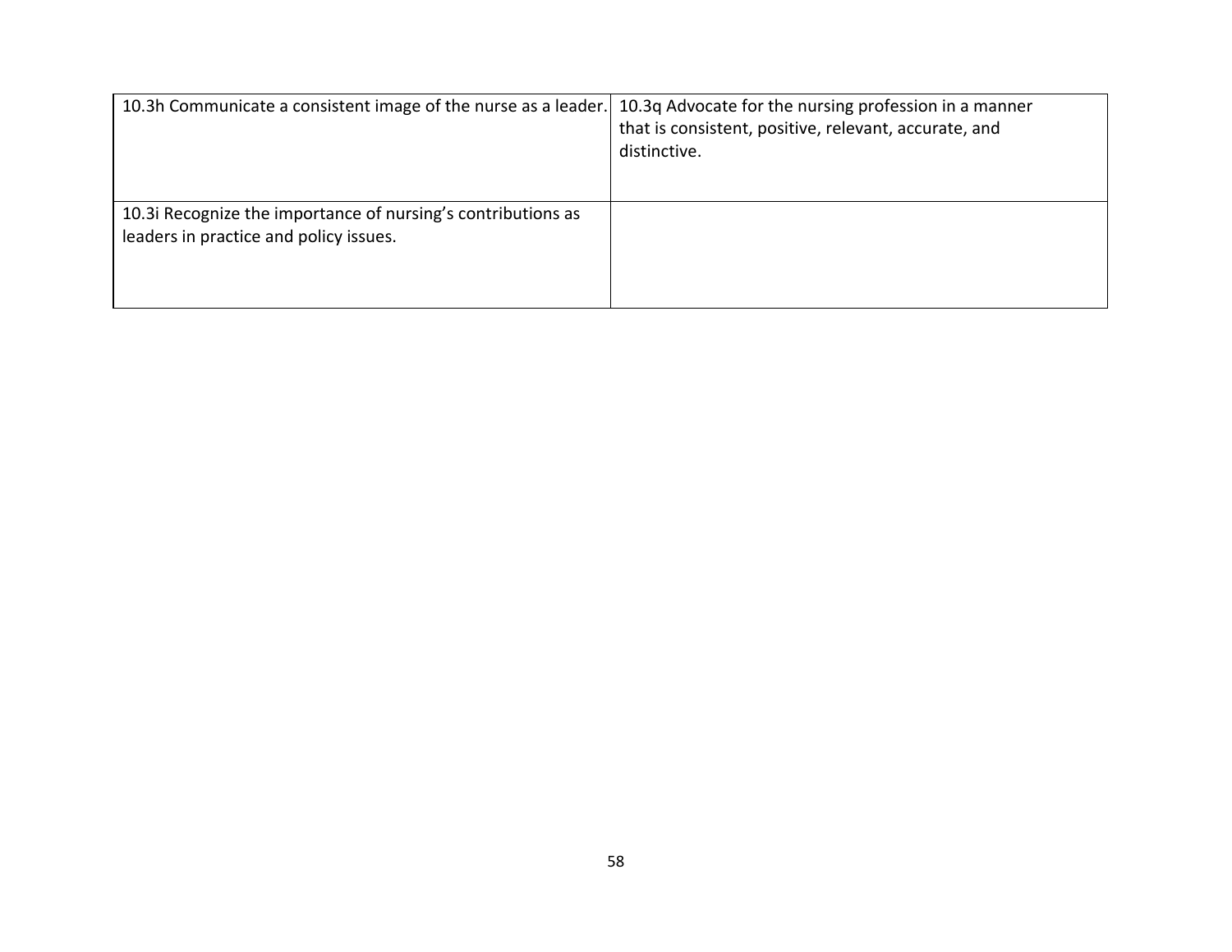| | |
|---|---|
| 10.3h Communicate a consistent image of the nurse as a leader. | 10.3q Advocate for the nursing profession in a manner that is consistent, positive, relevant, accurate, and distinctive. |
| 10.3i Recognize the importance of nursing's contributions as leaders in practice and policy issues. | |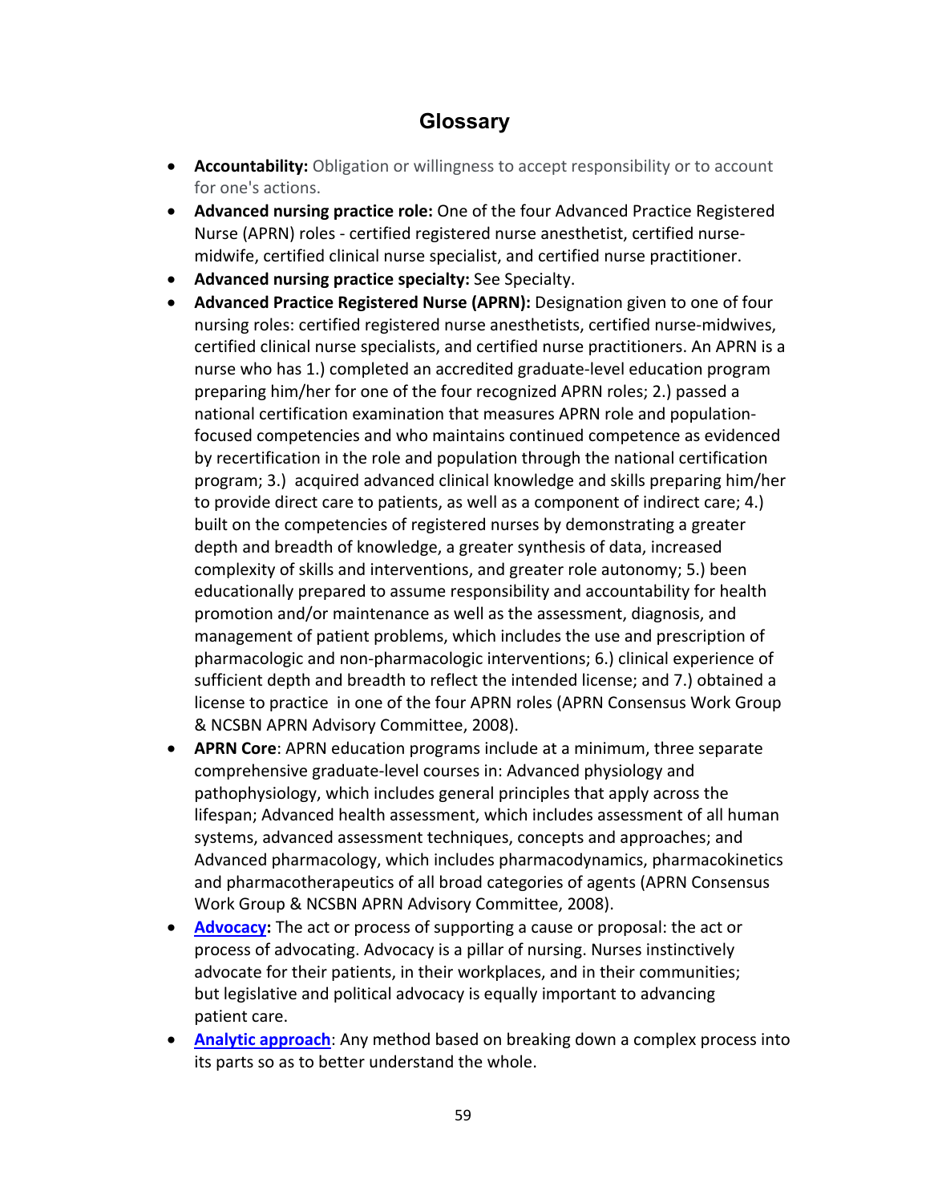# Glossary

- **Accountability:** Obligation or willingness to accept responsibility or to account for one's actions.
- **Advanced nursing practice role:** One of the four Advanced Practice Registered Nurse (APRN) roles - certified registered nurse anesthetist, certified nurse-midwife, certified clinical nurse specialist, and certified nurse practitioner.
- **Advanced nursing practice specialty:** See Specialty.
- **Advanced Practice Registered Nurse (APRN):** Designation given to one of four nursing roles: certified registered nurse anesthetists, certified nurse-midwives, certified clinical nurse specialists, and certified nurse practitioners. An APRN is a nurse who has 1.) completed an accredited graduate-level education program preparing him/her for one of the four recognized APRN roles; 2.) passed a national certification examination that measures APRN role and population-focused competencies and who maintains continued competence as evidenced by recertification in the role and population through the national certification program; 3.) acquired advanced clinical knowledge and skills preparing him/her to provide direct care to patients, as well as a component of indirect care; 4.) built on the competencies of registered nurses by demonstrating a greater depth and breadth of knowledge, a greater synthesis of data, increased complexity of skills and interventions, and greater role autonomy; 5.) been educationally prepared to assume responsibility and accountability for health promotion and/or maintenance as well as the assessment, diagnosis, and management of patient problems, which includes the use and prescription of pharmacologic and non-pharmacologic interventions; 6.) clinical experience of sufficient depth and breadth to reflect the intended license; and 7.) obtained a license to practice in one of the four APRN roles (APRN Consensus Work Group & NCSBN APRN Advisory Committee, 2008).
- **APRN Core**: APRN education programs include at a minimum, three separate comprehensive graduate-level courses in: Advanced physiology and pathophysiology, which includes general principles that apply across the lifespan; Advanced health assessment, which includes assessment of all human systems, advanced assessment techniques, concepts and approaches; and Advanced pharmacology, which includes pharmacodynamics, pharmacokinetics and pharmacotherapeutics of all broad categories of agents (APRN Consensus Work Group & NCSBN APRN Advisory Committee, 2008).
- **Advocacy:** The act or process of supporting a cause or proposal: the act or process of advocating. Advocacy is a pillar of nursing. Nurses instinctively advocate for their patients, in their workplaces, and in their communities; but legislative and political advocacy is equally important to advancing patient care.
- **Analytic approach**: Any method based on breaking down a complex process into its parts so as to better understand the whole.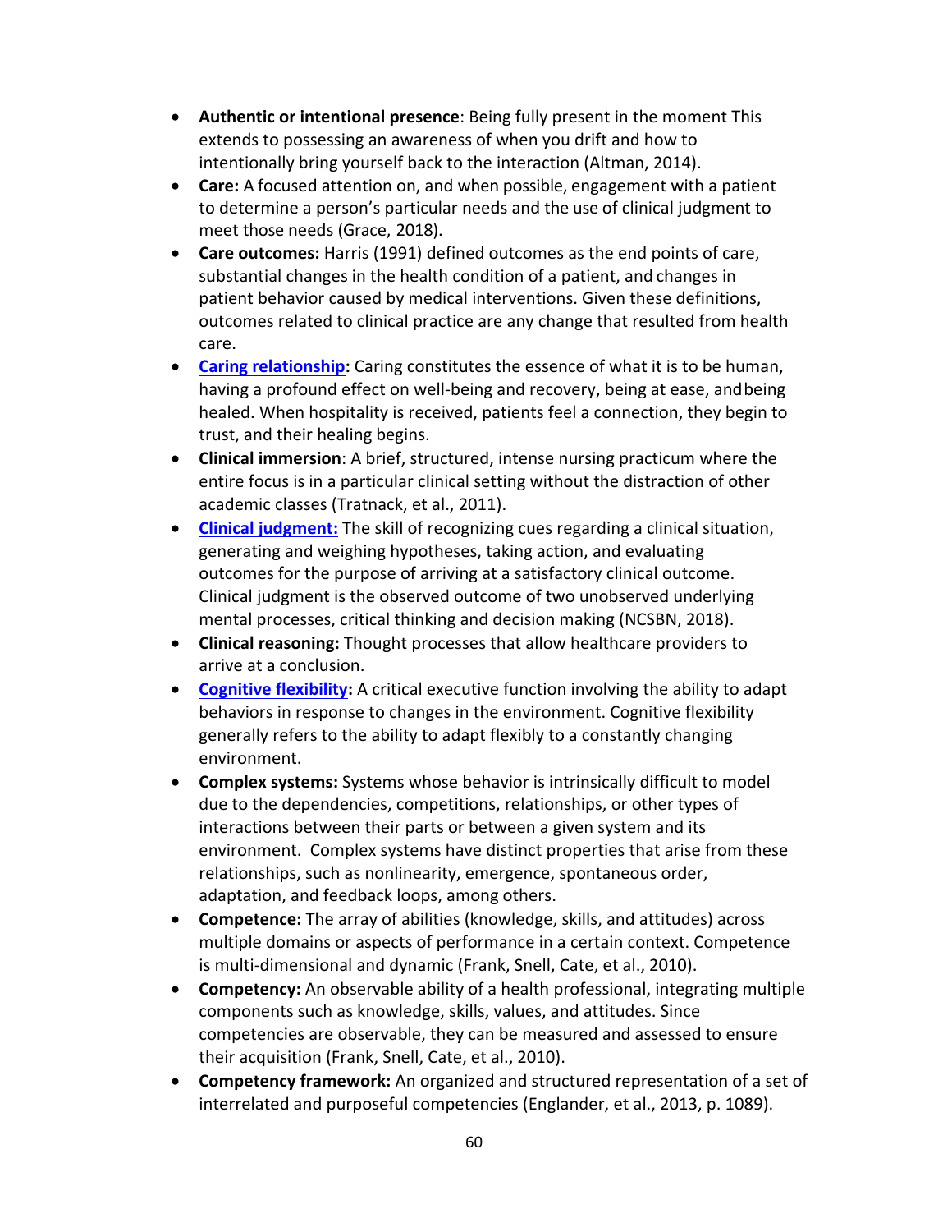- **Authentic or intentional presence**: Being fully present in the moment This extends to possessing an awareness of when you drift and how to intentionally bring yourself back to the interaction (Altman, 2014).
- **Care:** A focused attention on, and when possible, engagement with a patient to determine a person's particular needs and the use of clinical judgment to meet those needs (Grace, 2018).
- **Care outcomes:** Harris (1991) defined outcomes as the end points of care, substantial changes in the health condition of a patient, and changes in patient behavior caused by medical interventions. Given these definitions, outcomes related to clinical practice are any change that resulted from health care.
- **Caring relationship:** Caring constitutes the essence of what it is to be human, having a profound effect on well-being and recovery, being at ease, and being healed. When hospitality is received, patients feel a connection, they begin to trust, and their healing begins.
- **Clinical immersion**: A brief, structured, intense nursing practicum where the entire focus is in a particular clinical setting without the distraction of other academic classes (Tratnack, et al., 2011).
- **Clinical judgment:** The skill of recognizing cues regarding a clinical situation, generating and weighing hypotheses, taking action, and evaluating outcomes for the purpose of arriving at a satisfactory clinical outcome. Clinical judgment is the observed outcome of two unobserved underlying mental processes, critical thinking and decision making (NCSBN, 2018).
- **Clinical reasoning:** Thought processes that allow healthcare providers to arrive at a conclusion.
- **Cognitive flexibility:** A critical executive function involving the ability to adapt behaviors in response to changes in the environment. Cognitive flexibility generally refers to the ability to adapt flexibly to a constantly changing environment.
- **Complex systems:** Systems whose behavior is intrinsically difficult to model due to the dependencies, competitions, relationships, or other types of interactions between their parts or between a given system and its environment. Complex systems have distinct properties that arise from these relationships, such as nonlinearity, emergence, spontaneous order, adaptation, and feedback loops, among others.
- **Competence:** The array of abilities (knowledge, skills, and attitudes) across multiple domains or aspects of performance in a certain context. Competence is multi-dimensional and dynamic (Frank, Snell, Cate, et al., 2010).
- **Competency:** An observable ability of a health professional, integrating multiple components such as knowledge, skills, values, and attitudes. Since competencies are observable, they can be measured and assessed to ensure their acquisition (Frank, Snell, Cate, et al., 2010).
- **Competency framework:** An organized and structured representation of a set of interrelated and purposeful competencies (Englander, et al., 2013, p. 1089).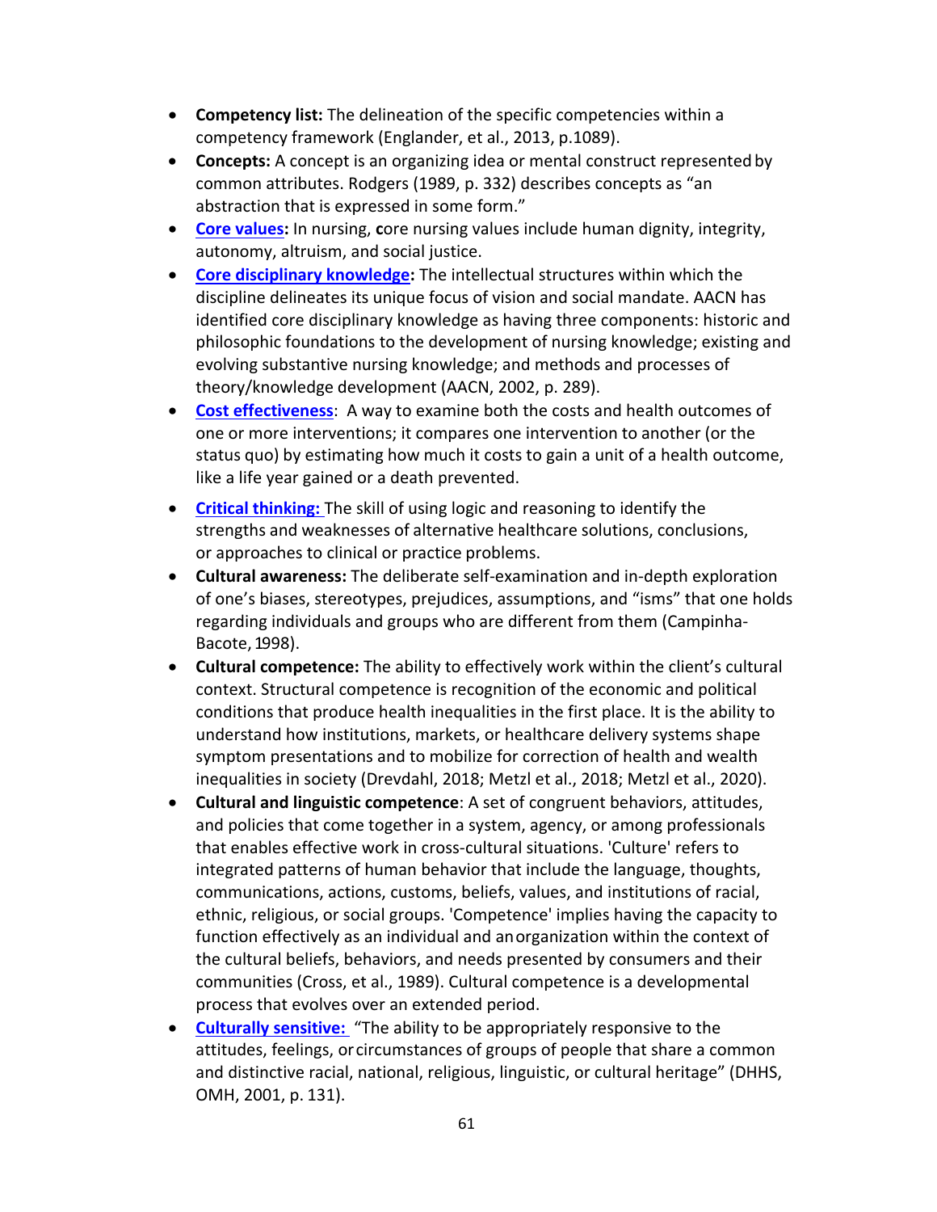- **Competency list:** The delineation of the specific competencies within a competency framework (Englander, et al., 2013, p.1089).
- **Concepts:** A concept is an organizing idea or mental construct represented by common attributes. Rodgers (1989, p. 332) describes concepts as "an abstraction that is expressed in some form."
- **Core values:** In nursing, **c**ore nursing values include human dignity, integrity, autonomy, altruism, and social justice.
- **Core disciplinary knowledge:** The intellectual structures within which the discipline delineates its unique focus of vision and social mandate. AACN has identified core disciplinary knowledge as having three components: historic and philosophic foundations to the development of nursing knowledge; existing and evolving substantive nursing knowledge; and methods and processes of theory/knowledge development (AACN, 2002, p. 289).
- **Cost effectiveness**: A way to examine both the costs and health outcomes of one or more interventions; it compares one intervention to another (or the status quo) by estimating how much it costs to gain a unit of a health outcome, like a life year gained or a death prevented.
- **Critical thinking:** The skill of using logic and reasoning to identify the strengths and weaknesses of alternative healthcare solutions, conclusions, or approaches to clinical or practice problems.
- **Cultural awareness:** The deliberate self-examination and in-depth exploration of one's biases, stereotypes, prejudices, assumptions, and "isms" that one holds regarding individuals and groups who are different from them (Campinha-Bacote, 1998).
- **Cultural competence:** The ability to effectively work within the client's cultural context. Structural competence is recognition of the economic and political conditions that produce health inequalities in the first place. It is the ability to understand how institutions, markets, or healthcare delivery systems shape symptom presentations and to mobilize for correction of health and wealth inequalities in society (Drevdahl, 2018; Metzl et al., 2018; Metzl et al., 2020).
- **Cultural and linguistic competence**: A set of congruent behaviors, attitudes, and policies that come together in a system, agency, or among professionals that enables effective work in cross-cultural situations. 'Culture' refers to integrated patterns of human behavior that include the language, thoughts, communications, actions, customs, beliefs, values, and institutions of racial, ethnic, religious, or social groups. 'Competence' implies having the capacity to function effectively as an individual and an organization within the context of the cultural beliefs, behaviors, and needs presented by consumers and their communities (Cross, et al., 1989). Cultural competence is a developmental process that evolves over an extended period.
- **Culturally sensitive:** "The ability to be appropriately responsive to the attitudes, feelings, or circumstances of groups of people that share a common and distinctive racial, national, religious, linguistic, or cultural heritage" (DHHS, OMH, 2001, p. 131).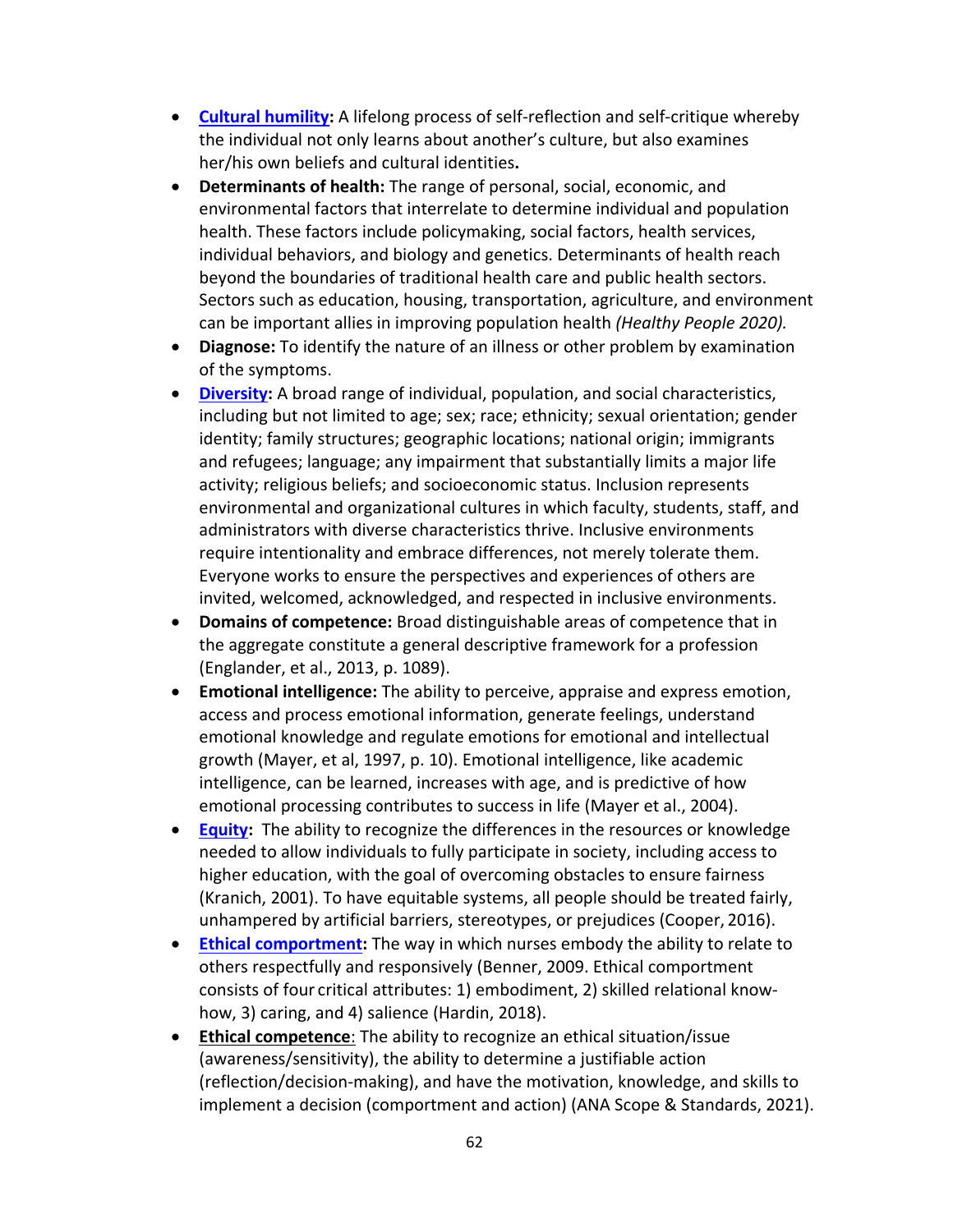- **Cultural humility:** A lifelong process of self-reflection and self-critique whereby the individual not only learns about another's culture, but also examines her/his own beliefs and cultural identities**.**
- **Determinants of health:** The range of personal, social, economic, and environmental factors that interrelate to determine individual and population health. These factors include policymaking, social factors, health services, individual behaviors, and biology and genetics. Determinants of health reach beyond the boundaries of traditional health care and public health sectors. Sectors such as education, housing, transportation, agriculture, and environment can be important allies in improving population health *(Healthy People 2020).*
- **Diagnose:** To identify the nature of an illness or other problem by examination of the symptoms.
- **Diversity:** A broad range of individual, population, and social characteristics, including but not limited to age; sex; race; ethnicity; sexual orientation; gender identity; family structures; geographic locations; national origin; immigrants and refugees; language; any impairment that substantially limits a major life activity; religious beliefs; and socioeconomic status. Inclusion represents environmental and organizational cultures in which faculty, students, staff, and administrators with diverse characteristics thrive. Inclusive environments require intentionality and embrace differences, not merely tolerate them. Everyone works to ensure the perspectives and experiences of others are invited, welcomed, acknowledged, and respected in inclusive environments.
- **Domains of competence:** Broad distinguishable areas of competence that in the aggregate constitute a general descriptive framework for a profession (Englander, et al., 2013, p. 1089).
- **Emotional intelligence:** The ability to perceive, appraise and express emotion, access and process emotional information, generate feelings, understand emotional knowledge and regulate emotions for emotional and intellectual growth (Mayer, et al, 1997, p. 10). Emotional intelligence, like academic intelligence, can be learned, increases with age, and is predictive of how emotional processing contributes to success in life (Mayer et al., 2004).
- **Equity:** The ability to recognize the differences in the resources or knowledge needed to allow individuals to fully participate in society, including access to higher education, with the goal of overcoming obstacles to ensure fairness (Kranich, 2001). To have equitable systems, all people should be treated fairly, unhampered by artificial barriers, stereotypes, or prejudices (Cooper, 2016).
- **Ethical comportment:** The way in which nurses embody the ability to relate to others respectfully and responsively (Benner, 2009. Ethical comportment consists of four critical attributes: 1) embodiment, 2) skilled relational know-how, 3) caring, and 4) salience (Hardin, 2018).
- **Ethical competence**: The ability to recognize an ethical situation/issue (awareness/sensitivity), the ability to determine a justifiable action (reflection/decision-making), and have the motivation, knowledge, and skills to implement a decision (comportment and action) (ANA Scope & Standards, 2021).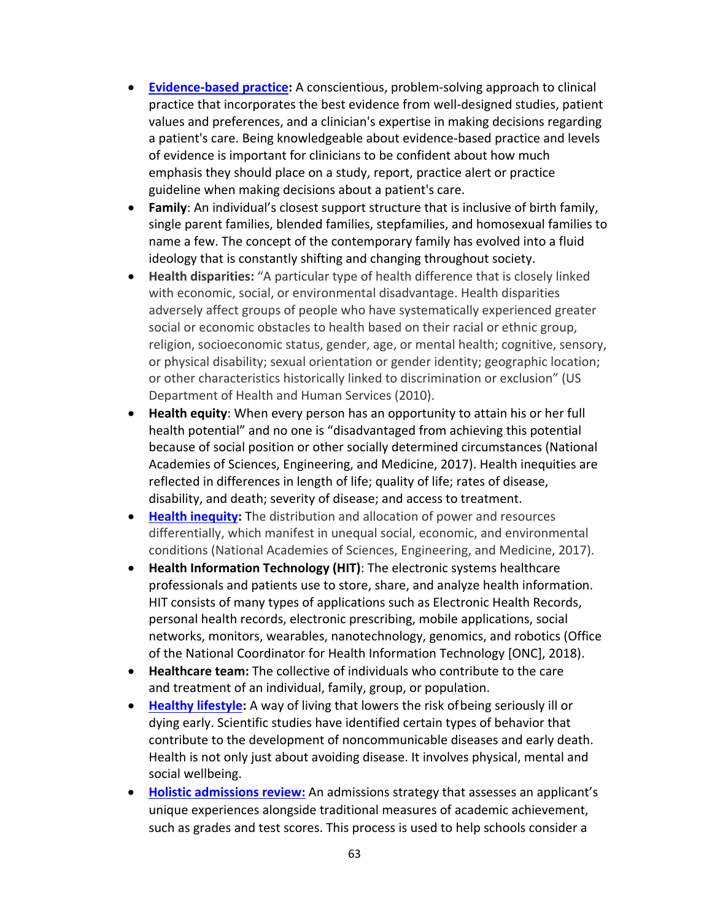- **Evidence-based practice:** A conscientious, problem-solving approach to clinical practice that incorporates the best evidence from well-designed studies, patient values and preferences, and a clinician's expertise in making decisions regarding a patient's care. Being knowledgeable about evidence-based practice and levels of evidence is important for clinicians to be confident about how much emphasis they should place on a study, report, practice alert or practice guideline when making decisions about a patient's care.
- **Family**: An individual's closest support structure that is inclusive of birth family, single parent families, blended families, stepfamilies, and homosexual families to name a few. The concept of the contemporary family has evolved into a fluid ideology that is constantly shifting and changing throughout society.
- **Health disparities:** "A particular type of health difference that is closely linked with economic, social, or environmental disadvantage. Health disparities adversely affect groups of people who have systematically experienced greater social or economic obstacles to health based on their racial or ethnic group, religion, socioeconomic status, gender, age, or mental health; cognitive, sensory, or physical disability; sexual orientation or gender identity; geographic location; or other characteristics historically linked to discrimination or exclusion" (US Department of Health and Human Services (2010).
- **Health equity**: When every person has an opportunity to attain his or her full health potential" and no one is "disadvantaged from achieving this potential because of social position or other socially determined circumstances (National Academies of Sciences, Engineering, and Medicine, 2017). Health inequities are reflected in differences in length of life; quality of life; rates of disease, disability, and death; severity of disease; and access to treatment.
- **Health inequity:** The distribution and allocation of power and resources differentially, which manifest in unequal social, economic, and environmental conditions (National Academies of Sciences, Engineering, and Medicine, 2017).
- **Health Information Technology (HIT)**: The electronic systems healthcare professionals and patients use to store, share, and analyze health information. HIT consists of many types of applications such as Electronic Health Records, personal health records, electronic prescribing, mobile applications, social networks, monitors, wearables, nanotechnology, genomics, and robotics (Office of the National Coordinator for Health Information Technology [ONC], 2018).
- **Healthcare team:** The collective of individuals who contribute to the care and treatment of an individual, family, group, or population.
- **Healthy lifestyle:** A way of living that lowers the risk of being seriously ill or dying early. Scientific studies have identified certain types of behavior that contribute to the development of noncommunicable diseases and early death. Health is not only just about avoiding disease. It involves physical, mental and social wellbeing.
- **Holistic admissions review:** An admissions strategy that assesses an applicant's unique experiences alongside traditional measures of academic achievement, such as grades and test scores. This process is used to help schools consider a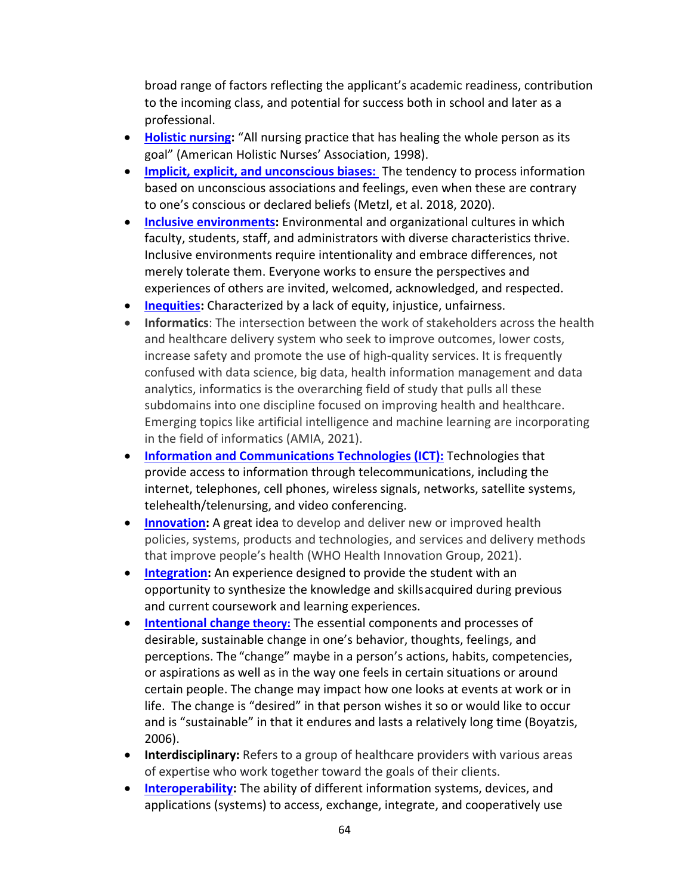broad range of factors reflecting the applicant's academic readiness, contribution to the incoming class, and potential for success both in school and later as a professional.

- **Holistic nursing:** "All nursing practice that has healing the whole person as its goal" (American Holistic Nurses' Association, 1998).
- **Implicit, explicit, and unconscious biases:** The tendency to process information based on unconscious associations and feelings, even when these are contrary to one's conscious or declared beliefs (Metzl, et al. 2018, 2020).
- **Inclusive environments:** Environmental and organizational cultures in which faculty, students, staff, and administrators with diverse characteristics thrive. Inclusive environments require intentionality and embrace differences, not merely tolerate them. Everyone works to ensure the perspectives and experiences of others are invited, welcomed, acknowledged, and respected.
- **Inequities:** Characterized by a lack of equity, injustice, unfairness.
- **Informatics**: The intersection between the work of stakeholders across the health and healthcare delivery system who seek to improve outcomes, lower costs, increase safety and promote the use of high-quality services. It is frequently confused with data science, big data, health information management and data analytics, informatics is the overarching field of study that pulls all these subdomains into one discipline focused on improving health and healthcare. Emerging topics like artificial intelligence and machine learning are incorporating in the field of informatics (AMIA, 2021).
- **Information and Communications Technologies (ICT):** Technologies that provide access to information through telecommunications, including the internet, telephones, cell phones, wireless signals, networks, satellite systems, telehealth/telenursing, and video conferencing.
- **Innovation:** A great idea to develop and deliver new or improved health policies, systems, products and technologies, and services and delivery methods that improve people's health (WHO Health Innovation Group, 2021).
- **Integration:** An experience designed to provide the student with an opportunity to synthesize the knowledge and skills acquired during previous and current coursework and learning experiences.
- **Intentional change theory:** The essential components and processes of desirable, sustainable change in one's behavior, thoughts, feelings, and perceptions. The "change" maybe in a person's actions, habits, competencies, or aspirations as well as in the way one feels in certain situations or around certain people. The change may impact how one looks at events at work or in life. The change is "desired" in that person wishes it so or would like to occur and is "sustainable" in that it endures and lasts a relatively long time (Boyatzis, 2006).
- **Interdisciplinary:** Refers to a group of healthcare providers with various areas of expertise who work together toward the goals of their clients.
- **Interoperability:** The ability of different information systems, devices, and applications (systems) to access, exchange, integrate, and cooperatively use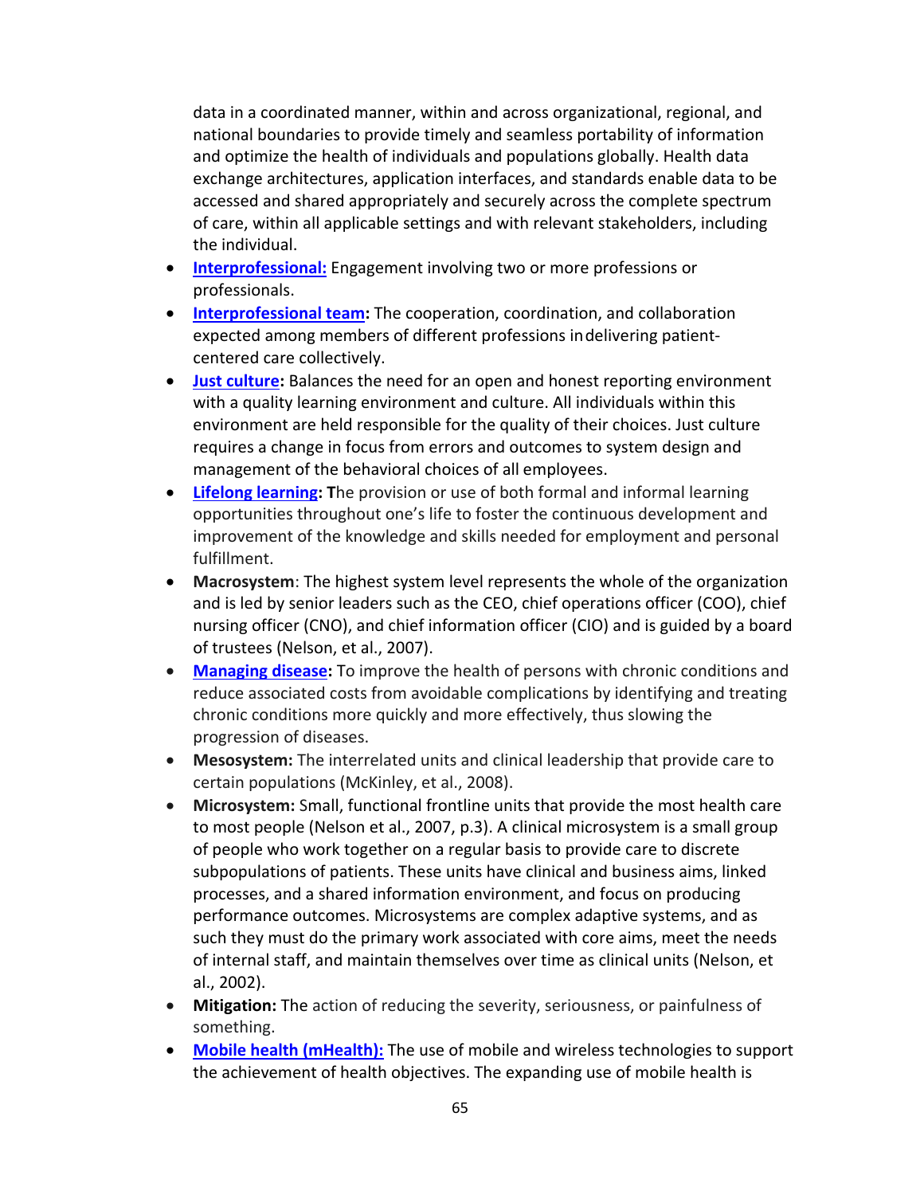data in a coordinated manner, within and across organizational, regional, and national boundaries to provide timely and seamless portability of information and optimize the health of individuals and populations globally. Health data exchange architectures, application interfaces, and standards enable data to be accessed and shared appropriately and securely across the complete spectrum of care, within all applicable settings and with relevant stakeholders, including the individual.

- **Interprofessional:** Engagement involving two or more professions or professionals.
- **Interprofessional team:** The cooperation, coordination, and collaboration expected among members of different professions in delivering patient-centered care collectively.
- **Just culture:** Balances the need for an open and honest reporting environment with a quality learning environment and culture. All individuals within this environment are held responsible for the quality of their choices. Just culture requires a change in focus from errors and outcomes to system design and management of the behavioral choices of all employees.
- **Lifelong learning: T**he provision or use of both formal and informal learning opportunities throughout one's life to foster the continuous development and improvement of the knowledge and skills needed for employment and personal fulfillment.
- **Macrosystem**: The highest system level represents the whole of the organization and is led by senior leaders such as the CEO, chief operations officer (COO), chief nursing officer (CNO), and chief information officer (CIO) and is guided by a board of trustees (Nelson, et al., 2007).
- **Managing disease:** To improve the health of persons with chronic conditions and reduce associated costs from avoidable complications by identifying and treating chronic conditions more quickly and more effectively, thus slowing the progression of diseases.
- **Mesosystem:** The interrelated units and clinical leadership that provide care to certain populations (McKinley, et al., 2008).
- **Microsystem:** Small, functional frontline units that provide the most health care to most people (Nelson et al., 2007, p.3). A clinical microsystem is a small group of people who work together on a regular basis to provide care to discrete subpopulations of patients. These units have clinical and business aims, linked processes, and a shared information environment, and focus on producing performance outcomes. Microsystems are complex adaptive systems, and as such they must do the primary work associated with core aims, meet the needs of internal staff, and maintain themselves over time as clinical units (Nelson, et al., 2002).
- **Mitigation:** The action of reducing the severity, seriousness, or painfulness of something.
- **Mobile health (mHealth):** The use of mobile and wireless technologies to support the achievement of health objectives. The expanding use of mobile health is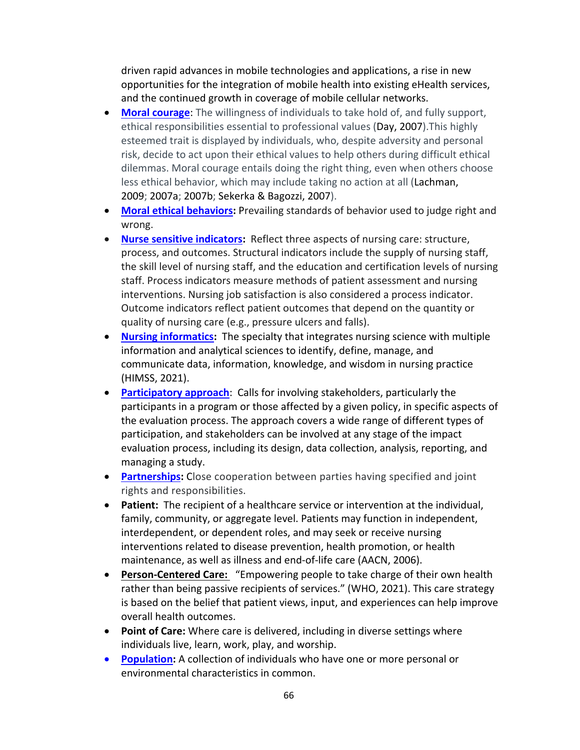driven rapid advances in mobile technologies and applications, a rise in new opportunities for the integration of mobile health into existing eHealth services, and the continued growth in coverage of mobile cellular networks.

- **Moral courage**: The willingness of individuals to take hold of, and fully support, ethical responsibilities essential to professional values (Day, 2007).This highly esteemed trait is displayed by individuals, who, despite adversity and personal risk, decide to act upon their ethical values to help others during difficult ethical dilemmas. Moral courage entails doing the right thing, even when others choose less ethical behavior, which may include taking no action at all (Lachman, 2009; 2007a; 2007b; Sekerka & Bagozzi, 2007).
- **Moral ethical behaviors:** Prevailing standards of behavior used to judge right and wrong.
- **Nurse sensitive indicators:** Reflect three aspects of nursing care: structure, process, and outcomes. Structural indicators include the supply of nursing staff, the skill level of nursing staff, and the education and certification levels of nursing staff. Process indicators measure methods of patient assessment and nursing interventions. Nursing job satisfaction is also considered a process indicator. Outcome indicators reflect patient outcomes that depend on the quantity or quality of nursing care (e.g., pressure ulcers and falls).
- **Nursing informatics:** The specialty that integrates nursing science with multiple information and analytical sciences to identify, define, manage, and communicate data, information, knowledge, and wisdom in nursing practice (HIMSS, 2021).
- **Participatory approach**: Calls for involving stakeholders, particularly the participants in a program or those affected by a given policy, in specific aspects of the evaluation process. The approach covers a wide range of different types of participation, and stakeholders can be involved at any stage of the impact evaluation process, including its design, data collection, analysis, reporting, and managing a study.
- **Partnerships:** Close cooperation between parties having specified and joint rights and responsibilities.
- **Patient:** The recipient of a healthcare service or intervention at the individual, family, community, or aggregate level. Patients may function in independent, interdependent, or dependent roles, and may seek or receive nursing interventions related to disease prevention, health promotion, or health maintenance, as well as illness and end-of-life care (AACN, 2006).
- **Person-Centered Care:** "Empowering people to take charge of their own health rather than being passive recipients of services." (WHO, 2021). This care strategy is based on the belief that patient views, input, and experiences can help improve overall health outcomes.
- **Point of Care:** Where care is delivered, including in diverse settings where individuals live, learn, work, play, and worship.
- **Population:** A collection of individuals who have one or more personal or environmental characteristics in common.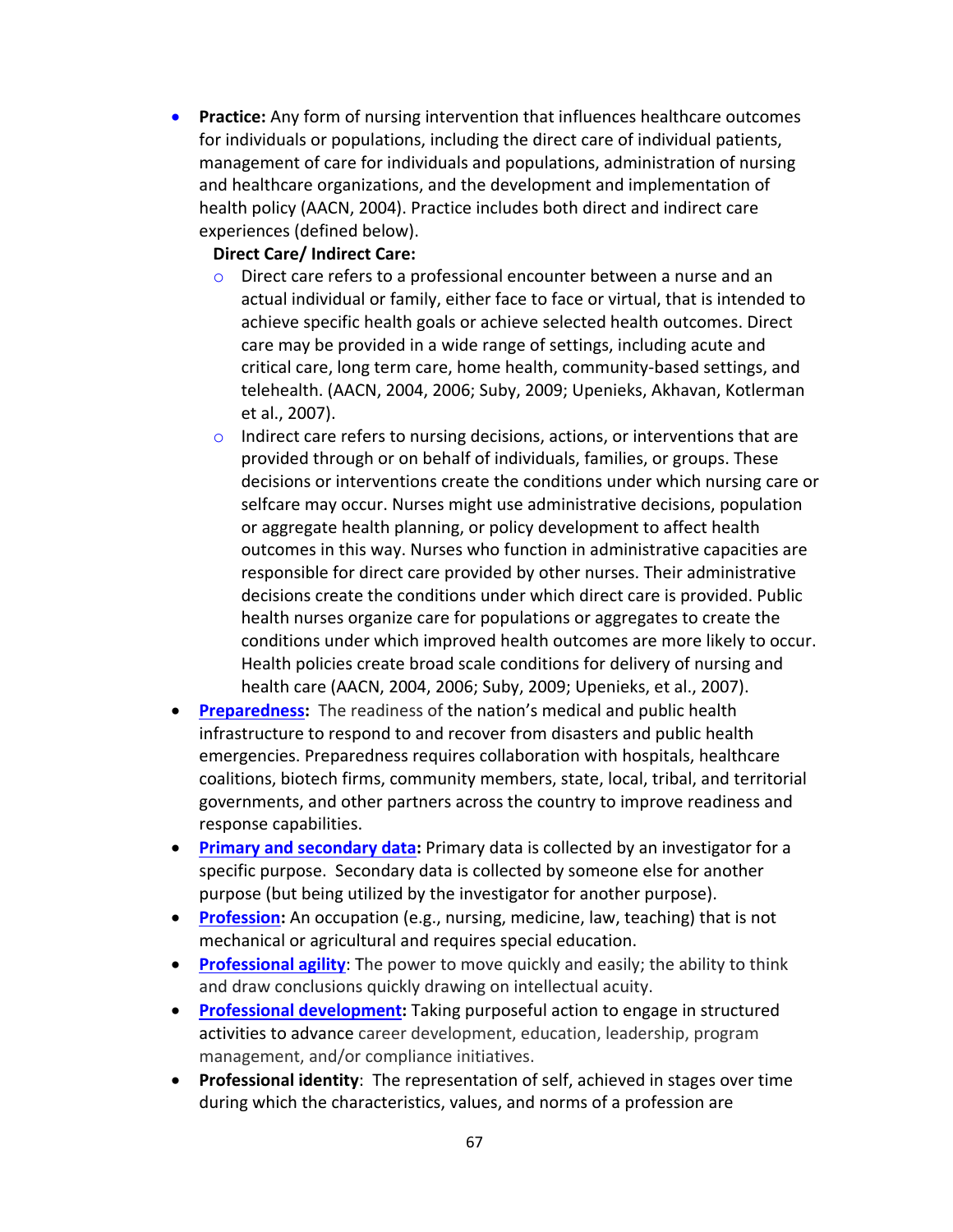- **Practice:** Any form of nursing intervention that influences healthcare outcomes for individuals or populations, including the direct care of individual patients, management of care for individuals and populations, administration of nursing and healthcare organizations, and the development and implementation of health policy (AACN, 2004). Practice includes both direct and indirect care experiences (defined below).

  **Direct Care/ Indirect Care:**
  - Direct care refers to a professional encounter between a nurse and an actual individual or family, either face to face or virtual, that is intended to achieve specific health goals or achieve selected health outcomes. Direct care may be provided in a wide range of settings, including acute and critical care, long term care, home health, community-based settings, and telehealth. (AACN, 2004, 2006; Suby, 2009; Upenieks, Akhavan, Kotlerman et al., 2007).
  - Indirect care refers to nursing decisions, actions, or interventions that are provided through or on behalf of individuals, families, or groups. These decisions or interventions create the conditions under which nursing care or selfcare may occur. Nurses might use administrative decisions, population or aggregate health planning, or policy development to affect health outcomes in this way. Nurses who function in administrative capacities are responsible for direct care provided by other nurses. Their administrative decisions create the conditions under which direct care is provided. Public health nurses organize care for populations or aggregates to create the conditions under which improved health outcomes are more likely to occur. Health policies create broad scale conditions for delivery of nursing and health care (AACN, 2004, 2006; Suby, 2009; Upenieks, et al., 2007).
- **Preparedness:** The readiness of the nation's medical and public health infrastructure to respond to and recover from disasters and public health emergencies. Preparedness requires collaboration with hospitals, healthcare coalitions, biotech firms, community members, state, local, tribal, and territorial governments, and other partners across the country to improve readiness and response capabilities.
- **Primary and secondary data:** Primary data is collected by an investigator for a specific purpose. Secondary data is collected by someone else for another purpose (but being utilized by the investigator for another purpose).
- **Profession:** An occupation (e.g., nursing, medicine, law, teaching) that is not mechanical or agricultural and requires special education.
- **Professional agility**: The power to move quickly and easily; the ability to think and draw conclusions quickly drawing on intellectual acuity.
- **Professional development:** Taking purposeful action to engage in structured activities to advance career development, education, leadership, program management, and/or compliance initiatives.
- **Professional identity**: The representation of self, achieved in stages over time during which the characteristics, values, and norms of a profession are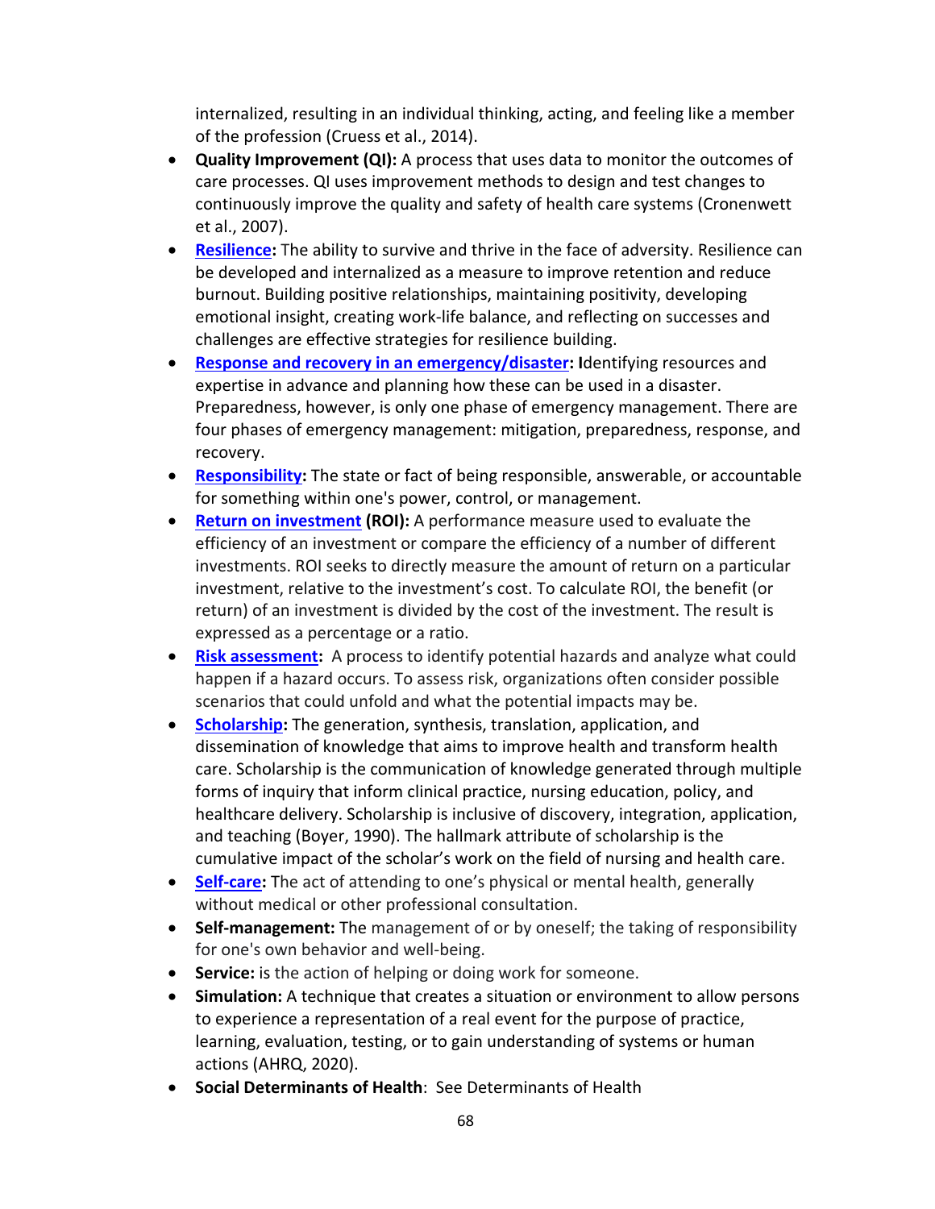internalized, resulting in an individual thinking, acting, and feeling like a member of the profession (Cruess et al., 2014).

- **Quality Improvement (QI):** A process that uses data to monitor the outcomes of care processes. QI uses improvement methods to design and test changes to continuously improve the quality and safety of health care systems (Cronenwett et al., 2007).
- **Resilience:** The ability to survive and thrive in the face of adversity. Resilience can be developed and internalized as a measure to improve retention and reduce burnout. Building positive relationships, maintaining positivity, developing emotional insight, creating work-life balance, and reflecting on successes and challenges are effective strategies for resilience building.
- **Response and recovery in an emergency/disaster: I**dentifying resources and expertise in advance and planning how these can be used in a disaster. Preparedness, however, is only one phase of emergency management. There are four phases of emergency management: mitigation, preparedness, response, and recovery.
- **Responsibility:** The state or fact of being responsible, answerable, or accountable for something within one's power, control, or management.
- **Return on investment (ROI):** A performance measure used to evaluate the efficiency of an investment or compare the efficiency of a number of different investments. ROI seeks to directly measure the amount of return on a particular investment, relative to the investment's cost. To calculate ROI, the benefit (or return) of an investment is divided by the cost of the investment. The result is expressed as a percentage or a ratio.
- **Risk assessment:** A process to identify potential hazards and analyze what could happen if a hazard occurs. To assess risk, organizations often consider possible scenarios that could unfold and what the potential impacts may be.
- **Scholarship:** The generation, synthesis, translation, application, and dissemination of knowledge that aims to improve health and transform health care. Scholarship is the communication of knowledge generated through multiple forms of inquiry that inform clinical practice, nursing education, policy, and healthcare delivery. Scholarship is inclusive of discovery, integration, application, and teaching (Boyer, 1990). The hallmark attribute of scholarship is the cumulative impact of the scholar's work on the field of nursing and health care.
- **Self-care:** The act of attending to one's physical or mental health, generally without medical or other professional consultation.
- **Self-management:** The management of or by oneself; the taking of responsibility for one's own behavior and well-being.
- **Service:** is the action of helping or doing work for someone.
- **Simulation:** A technique that creates a situation or environment to allow persons to experience a representation of a real event for the purpose of practice, learning, evaluation, testing, or to gain understanding of systems or human actions (AHRQ, 2020).
- **Social Determinants of Health**: See Determinants of Health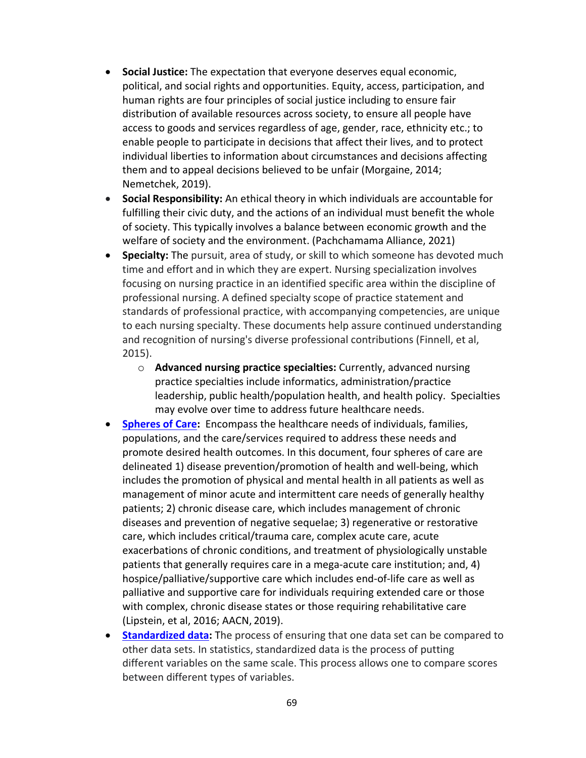- **Social Justice:** The expectation that everyone deserves equal economic, political, and social rights and opportunities. Equity, access, participation, and human rights are four principles of social justice including to ensure fair distribution of available resources across society, to ensure all people have access to goods and services regardless of age, gender, race, ethnicity etc.; to enable people to participate in decisions that affect their lives, and to protect individual liberties to information about circumstances and decisions affecting them and to appeal decisions believed to be unfair (Morgaine, 2014; Nemetchek, 2019).
- **Social Responsibility:** An ethical theory in which individuals are accountable for fulfilling their civic duty, and the actions of an individual must benefit the whole of society. This typically involves a balance between economic growth and the welfare of society and the environment. (Pachchamama Alliance, 2021)
- **Specialty:** The pursuit, area of study, or skill to which someone has devoted much time and effort and in which they are expert. Nursing specialization involves focusing on nursing practice in an identified specific area within the discipline of professional nursing. A defined specialty scope of practice statement and standards of professional practice, with accompanying competencies, are unique to each nursing specialty. These documents help assure continued understanding and recognition of nursing's diverse professional contributions (Finnell, et al, 2015).
    - **Advanced nursing practice specialties:** Currently, advanced nursing practice specialties include informatics, administration/practice leadership, public health/population health, and health policy. Specialties may evolve over time to address future healthcare needs.
- **Spheres of Care:** Encompass the healthcare needs of individuals, families, populations, and the care/services required to address these needs and promote desired health outcomes. In this document, four spheres of care are delineated 1) disease prevention/promotion of health and well-being, which includes the promotion of physical and mental health in all patients as well as management of minor acute and intermittent care needs of generally healthy patients; 2) chronic disease care, which includes management of chronic diseases and prevention of negative sequelae; 3) regenerative or restorative care, which includes critical/trauma care, complex acute care, acute exacerbations of chronic conditions, and treatment of physiologically unstable patients that generally requires care in a mega-acute care institution; and, 4) hospice/palliative/supportive care which includes end-of-life care as well as palliative and supportive care for individuals requiring extended care or those with complex, chronic disease states or those requiring rehabilitative care (Lipstein, et al, 2016; AACN, 2019).
- **Standardized data:** The process of ensuring that one data set can be compared to other data sets. In statistics, standardized data is the process of putting different variables on the same scale. This process allows one to compare scores between different types of variables.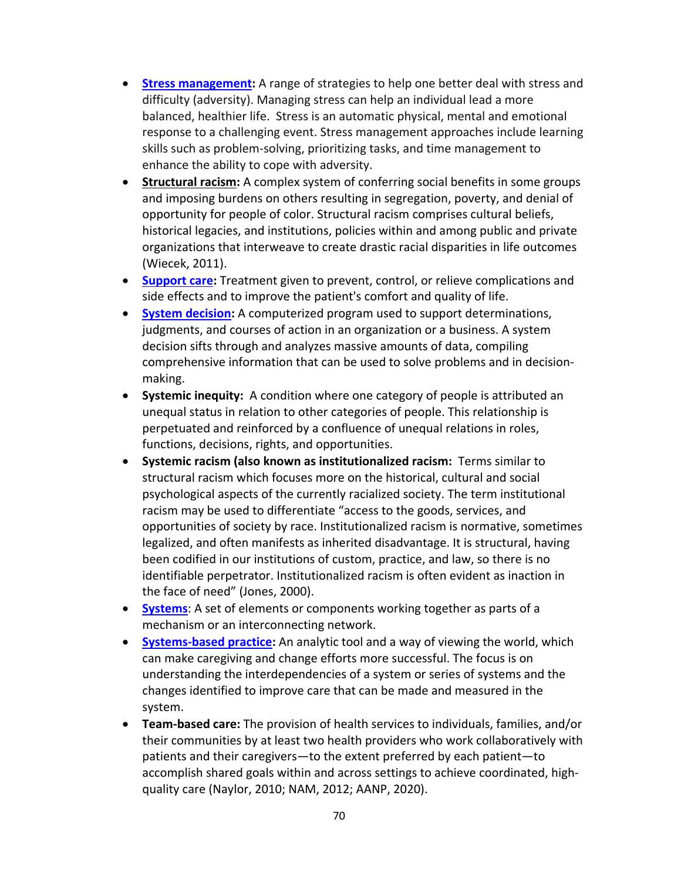- **Stress management:** A range of strategies to help one better deal with stress and difficulty (adversity). Managing stress can help an individual lead a more balanced, healthier life. Stress is an automatic physical, mental and emotional response to a challenging event. Stress management approaches include learning skills such as problem-solving, prioritizing tasks, and time management to enhance the ability to cope with adversity.
- **Structural racism:** A complex system of conferring social benefits in some groups and imposing burdens on others resulting in segregation, poverty, and denial of opportunity for people of color. Structural racism comprises cultural beliefs, historical legacies, and institutions, policies within and among public and private organizations that interweave to create drastic racial disparities in life outcomes (Wiecek, 2011).
- **Support care:** Treatment given to prevent, control, or relieve complications and side effects and to improve the patient's comfort and quality of life.
- **System decision:** A computerized program used to support determinations, judgments, and courses of action in an organization or a business. A system decision sifts through and analyzes massive amounts of data, compiling comprehensive information that can be used to solve problems and in decision-making.
- **Systemic inequity:** A condition where one category of people is attributed an unequal status in relation to other categories of people. This relationship is perpetuated and reinforced by a confluence of unequal relations in roles, functions, decisions, rights, and opportunities.
- **Systemic racism (also known as institutionalized racism:** Terms similar to structural racism which focuses more on the historical, cultural and social psychological aspects of the currently racialized society. The term institutional racism may be used to differentiate "access to the goods, services, and opportunities of society by race. Institutionalized racism is normative, sometimes legalized, and often manifests as inherited disadvantage. It is structural, having been codified in our institutions of custom, practice, and law, so there is no identifiable perpetrator. Institutionalized racism is often evident as inaction in the face of need" (Jones, 2000).
- **Systems**: A set of elements or components working together as parts of a mechanism or an interconnecting network.
- **Systems-based practice:** An analytic tool and a way of viewing the world, which can make caregiving and change efforts more successful. The focus is on understanding the interdependencies of a system or series of systems and the changes identified to improve care that can be made and measured in the system.
- **Team-based care:** The provision of health services to individuals, families, and/or their communities by at least two health providers who work collaboratively with patients and their caregivers—to the extent preferred by each patient—to accomplish shared goals within and across settings to achieve coordinated, high-quality care (Naylor, 2010; NAM, 2012; AANP, 2020).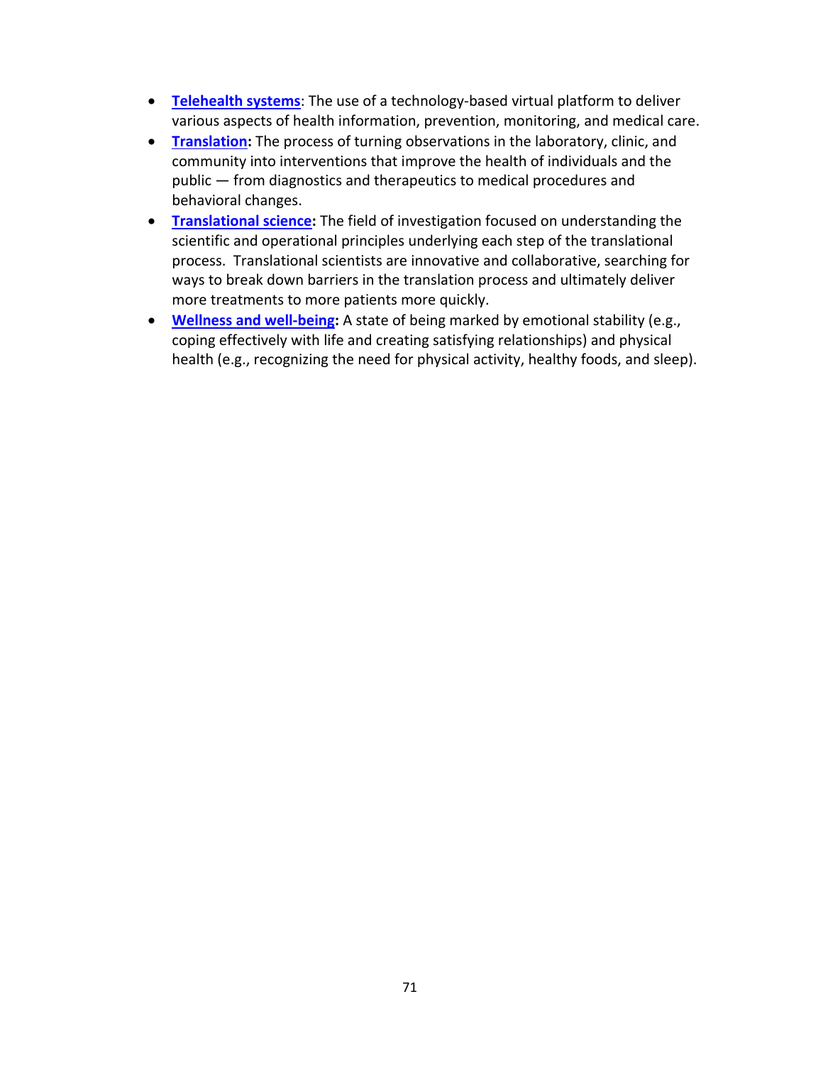- **Telehealth systems**: The use of a technology-based virtual platform to deliver various aspects of health information, prevention, monitoring, and medical care.
- **Translation:** The process of turning observations in the laboratory, clinic, and community into interventions that improve the health of individuals and the public — from diagnostics and therapeutics to medical procedures and behavioral changes.
- **Translational science:** The field of investigation focused on understanding the scientific and operational principles underlying each step of the translational process. Translational scientists are innovative and collaborative, searching for ways to break down barriers in the translation process and ultimately deliver more treatments to more patients more quickly.
- **Wellness and well-being:** A state of being marked by emotional stability (e.g., coping effectively with life and creating satisfying relationships) and physical health (e.g., recognizing the need for physical activity, healthy foods, and sleep).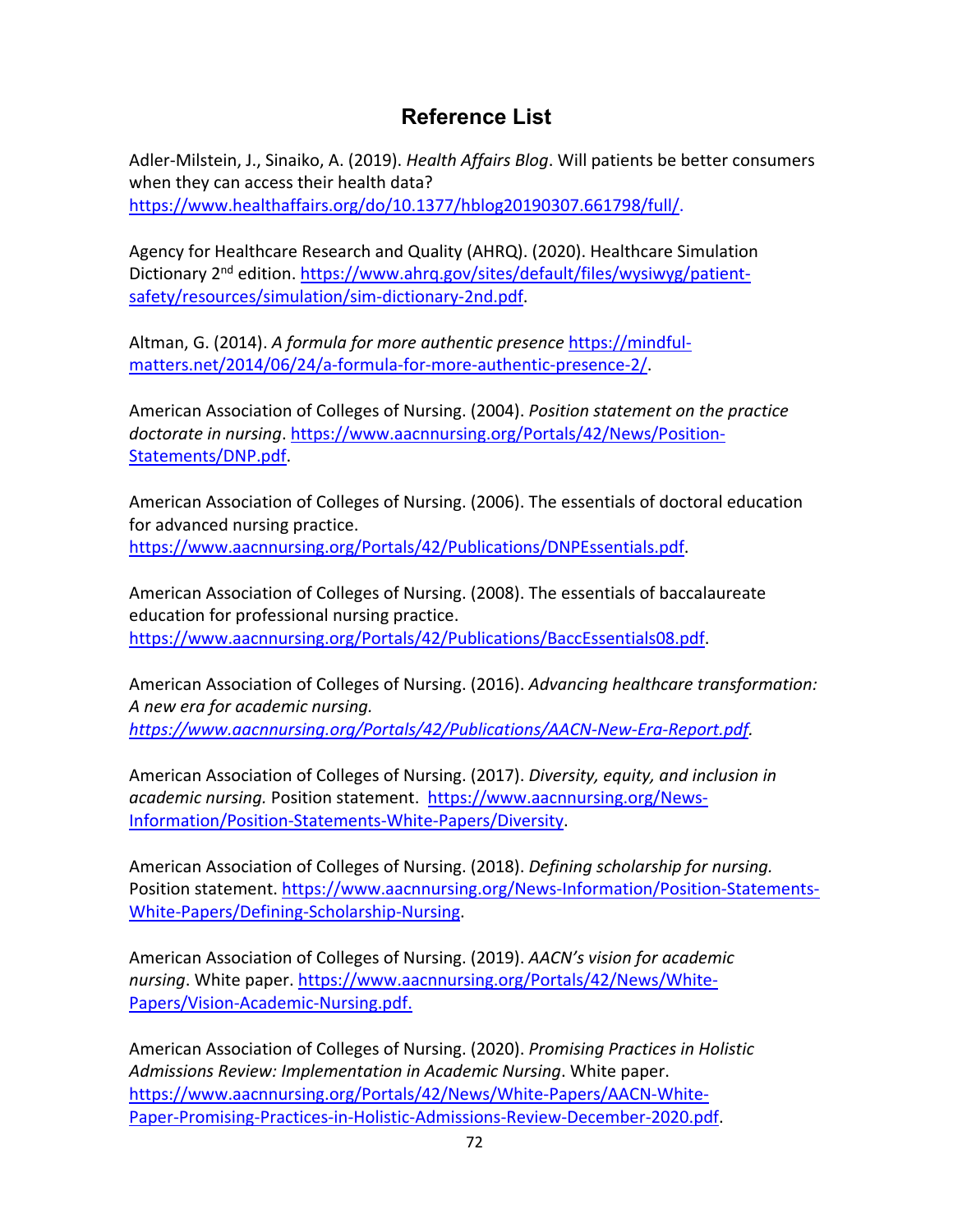# Reference List

Adler-Milstein, J., Sinaiko, A. (2019). *Health Affairs Blog*. Will patients be better consumers when they can access their health data? https://www.healthaffairs.org/do/10.1377/hblog20190307.661798/full/.

Agency for Healthcare Research and Quality (AHRQ). (2020). Healthcare Simulation Dictionary 2nd edition. https://www.ahrq.gov/sites/default/files/wysiwyg/patient-safety/resources/simulation/sim-dictionary-2nd.pdf.

Altman, G. (2014). *A formula for more authentic presence* https://mindful-matters.net/2014/06/24/a-formula-for-more-authentic-presence-2/.

American Association of Colleges of Nursing. (2004). *Position statement on the practice doctorate in nursing*. https://www.aacnnursing.org/Portals/42/News/Position-Statements/DNP.pdf.

American Association of Colleges of Nursing. (2006). The essentials of doctoral education for advanced nursing practice. https://www.aacnnursing.org/Portals/42/Publications/DNPEssentials.pdf.

American Association of Colleges of Nursing. (2008). The essentials of baccalaureate education for professional nursing practice. https://www.aacnnursing.org/Portals/42/Publications/BaccEssentials08.pdf.

American Association of Colleges of Nursing. (2016). *Advancing healthcare transformation: A new era for academic nursing. https://www.aacnnursing.org/Portals/42/Publications/AACN-New-Era-Report.pdf.*

American Association of Colleges of Nursing. (2017). *Diversity, equity, and inclusion in academic nursing.* Position statement. https://www.aacnnursing.org/News-Information/Position-Statements-White-Papers/Diversity.

American Association of Colleges of Nursing. (2018). *Defining scholarship for nursing.* Position statement. https://www.aacnnursing.org/News-Information/Position-Statements-White-Papers/Defining-Scholarship-Nursing.

American Association of Colleges of Nursing. (2019). *AACN's vision for academic nursing*. White paper. https://www.aacnnursing.org/Portals/42/News/White-Papers/Vision-Academic-Nursing.pdf.

American Association of Colleges of Nursing. (2020). *Promising Practices in Holistic Admissions Review: Implementation in Academic Nursing*. White paper. https://www.aacnnursing.org/Portals/42/News/White-Papers/AACN-White-Paper-Promising-Practices-in-Holistic-Admissions-Review-December-2020.pdf.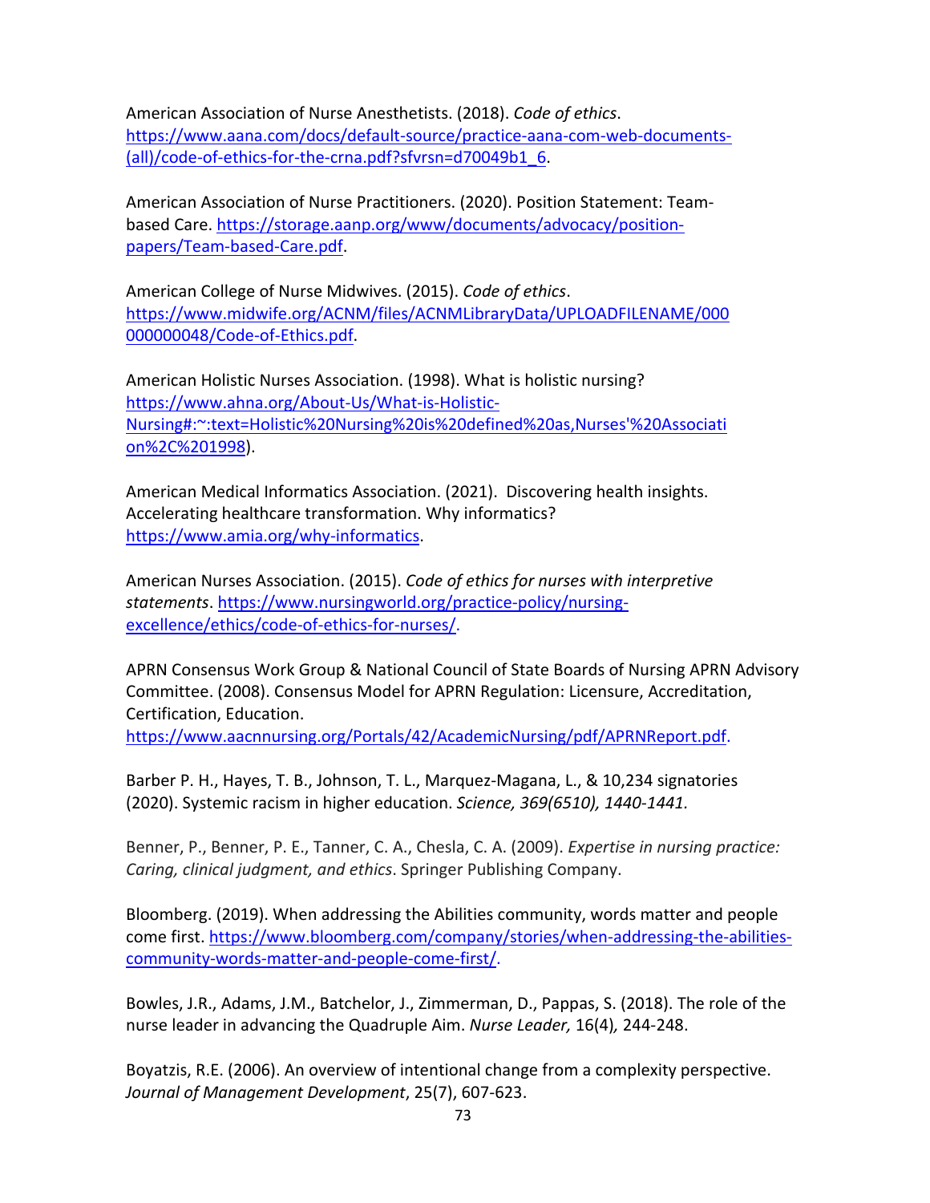American Association of Nurse Anesthetists. (2018). *Code of ethics*. https://www.aana.com/docs/default-source/practice-aana-com-web-documents-(all)/code-of-ethics-for-the-crna.pdf?sfvrsn=d70049b1_6.

American Association of Nurse Practitioners. (2020). Position Statement: Team-based Care. https://storage.aanp.org/www/documents/advocacy/position-papers/Team-based-Care.pdf.

American College of Nurse Midwives. (2015). *Code of ethics*. https://www.midwife.org/ACNM/files/ACNMLibraryData/UPLOADFILENAME/000000000048/Code-of-Ethics.pdf.

American Holistic Nurses Association. (1998). What is holistic nursing? https://www.ahna.org/About-Us/What-is-Holistic-Nursing#:~:text=Holistic%20Nursing%20is%20defined%20as,Nurses'%20Association%2C%201998).

American Medical Informatics Association. (2021). Discovering health insights. Accelerating healthcare transformation. Why informatics? https://www.amia.org/why-informatics.

American Nurses Association. (2015). *Code of ethics for nurses with interpretive statements*. https://www.nursingworld.org/practice-policy/nursing-excellence/ethics/code-of-ethics-for-nurses/.

APRN Consensus Work Group & National Council of State Boards of Nursing APRN Advisory Committee. (2008). Consensus Model for APRN Regulation: Licensure, Accreditation, Certification, Education. https://www.aacnnursing.org/Portals/42/AcademicNursing/pdf/APRNReport.pdf.

Barber P. H., Hayes, T. B., Johnson, T. L., Marquez-Magana, L., & 10,234 signatories (2020). Systemic racism in higher education. *Science, 369(6510), 1440-1441.*

Benner, P., Benner, P. E., Tanner, C. A., Chesla, C. A. (2009). *Expertise in nursing practice: Caring, clinical judgment, and ethics*. Springer Publishing Company.

Bloomberg. (2019). When addressing the Abilities community, words matter and people come first. https://www.bloomberg.com/company/stories/when-addressing-the-abilities-community-words-matter-and-people-come-first/.

Bowles, J.R., Adams, J.M., Batchelor, J., Zimmerman, D., Pappas, S. (2018). The role of the nurse leader in advancing the Quadruple Aim. *Nurse Leader,* 16(4)*,* 244-248.

Boyatzis, R.E. (2006). An overview of intentional change from a complexity perspective. *Journal of Management Development*, 25(7), 607-623.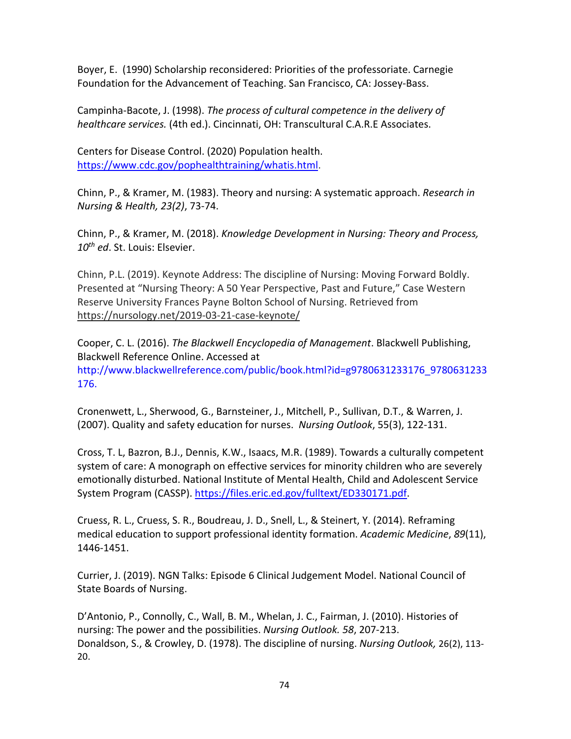Boyer, E. (1990) Scholarship reconsidered: Priorities of the professoriate. Carnegie Foundation for the Advancement of Teaching. San Francisco, CA: Jossey-Bass.

Campinha-Bacote, J. (1998). *The process of cultural competence in the delivery of healthcare services.* (4th ed.). Cincinnati, OH: Transcultural C.A.R.E Associates.

Centers for Disease Control. (2020) Population health. https://www.cdc.gov/pophealthtraining/whatis.html.

Chinn, P., & Kramer, M. (1983). Theory and nursing: A systematic approach. *Research in Nursing & Health, 23(2)*, 73-74.

Chinn, P., & Kramer, M. (2018). *Knowledge Development in Nursing: Theory and Process, 10th ed*. St. Louis: Elsevier.

Chinn, P.L. (2019). Keynote Address: The discipline of Nursing: Moving Forward Boldly. Presented at "Nursing Theory: A 50 Year Perspective, Past and Future," Case Western Reserve University Frances Payne Bolton School of Nursing. Retrieved from https://nursology.net/2019-03-21-case-keynote/

Cooper, C. L. (2016). *The Blackwell Encyclopedia of Management*. Blackwell Publishing, Blackwell Reference Online. Accessed at http://www.blackwellreference.com/public/book.html?id=g9780631233176_9780631233176.

Cronenwett, L., Sherwood, G., Barnsteiner, J., Mitchell, P., Sullivan, D.T., & Warren, J. (2007). Quality and safety education for nurses. *Nursing Outlook*, 55(3), 122-131.

Cross, T. L, Bazron, B.J., Dennis, K.W., Isaacs, M.R. (1989). Towards a culturally competent system of care: A monograph on effective services for minority children who are severely emotionally disturbed. National Institute of Mental Health, Child and Adolescent Service System Program (CASSP). https://files.eric.ed.gov/fulltext/ED330171.pdf.

Cruess, R. L., Cruess, S. R., Boudreau, J. D., Snell, L., & Steinert, Y. (2014). Reframing medical education to support professional identity formation. *Academic Medicine*, *89*(11), 1446-1451.

Currier, J. (2019). NGN Talks: Episode 6 Clinical Judgement Model. National Council of State Boards of Nursing.

D'Antonio, P., Connolly, C., Wall, B. M., Whelan, J. C., Fairman, J. (2010). Histories of nursing: The power and the possibilities. *Nursing Outlook. 58*, 207-213.

Donaldson, S., & Crowley, D. (1978). The discipline of nursing. *Nursing Outlook,* 26(2), 113-20.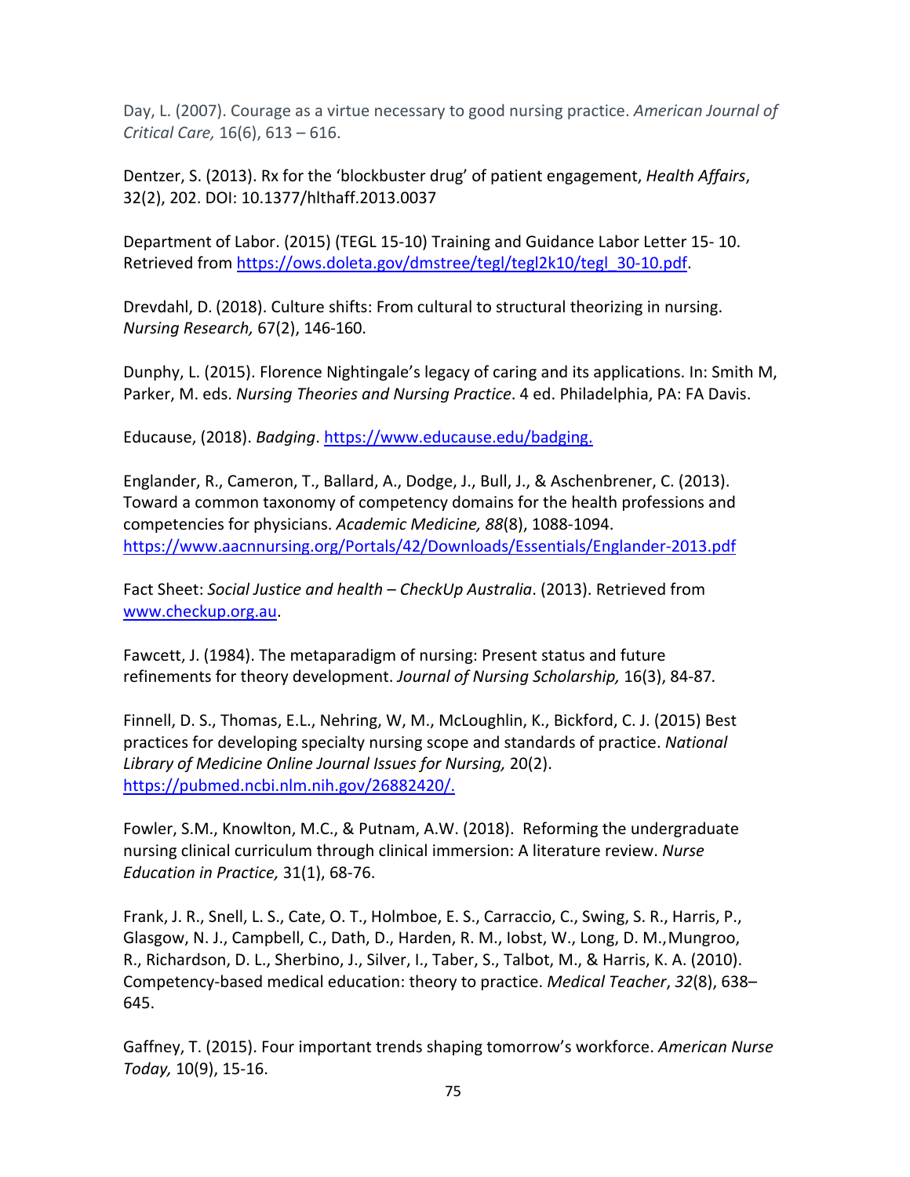Day, L. (2007). Courage as a virtue necessary to good nursing practice. *American Journal of Critical Care,* 16(6), 613 – 616.

Dentzer, S. (2013). Rx for the 'blockbuster drug' of patient engagement, *Health Affairs*, 32(2), 202. DOI: 10.1377/hlthaff.2013.0037

Department of Labor. (2015) (TEGL 15-10) Training and Guidance Labor Letter 15- 10. Retrieved from https://ows.doleta.gov/dmstree/tegl/tegl2k10/tegl_30-10.pdf.

Drevdahl, D. (2018). Culture shifts: From cultural to structural theorizing in nursing. *Nursing Research,* 67(2), 146-160.

Dunphy, L. (2015). Florence Nightingale's legacy of caring and its applications. In: Smith M, Parker, M. eds. *Nursing Theories and Nursing Practice*. 4 ed. Philadelphia, PA: FA Davis.

Educause, (2018). *Badging*. https://www.educause.edu/badging.

Englander, R., Cameron, T., Ballard, A., Dodge, J., Bull, J., & Aschenbrener, C. (2013). Toward a common taxonomy of competency domains for the health professions and competencies for physicians. *Academic Medicine, 88*(8), 1088-1094. https://www.aacnnursing.org/Portals/42/Downloads/Essentials/Englander-2013.pdf

Fact Sheet: *Social Justice and health – CheckUp Australia*. (2013). Retrieved from www.checkup.org.au.

Fawcett, J. (1984). The metaparadigm of nursing: Present status and future refinements for theory development. *Journal of Nursing Scholarship,* 16(3), 84-87.

Finnell, D. S., Thomas, E.L., Nehring, W, M., McLoughlin, K., Bickford, C. J. (2015) Best practices for developing specialty nursing scope and standards of practice. *National Library of Medicine Online Journal Issues for Nursing,* 20(2). https://pubmed.ncbi.nlm.nih.gov/26882420/.

Fowler, S.M., Knowlton, M.C., & Putnam, A.W. (2018). Reforming the undergraduate nursing clinical curriculum through clinical immersion: A literature review. *Nurse Education in Practice,* 31(1), 68-76.

Frank, J. R., Snell, L. S., Cate, O. T., Holmboe, E. S., Carraccio, C., Swing, S. R., Harris, P., Glasgow, N. J., Campbell, C., Dath, D., Harden, R. M., Iobst, W., Long, D. M., Mungroo, R., Richardson, D. L., Sherbino, J., Silver, I., Taber, S., Talbot, M., & Harris, K. A. (2010). Competency-based medical education: theory to practice. *Medical Teacher*, *32*(8), 638–645.

Gaffney, T. (2015). Four important trends shaping tomorrow's workforce. *American Nurse Today,* 10(9), 15-16.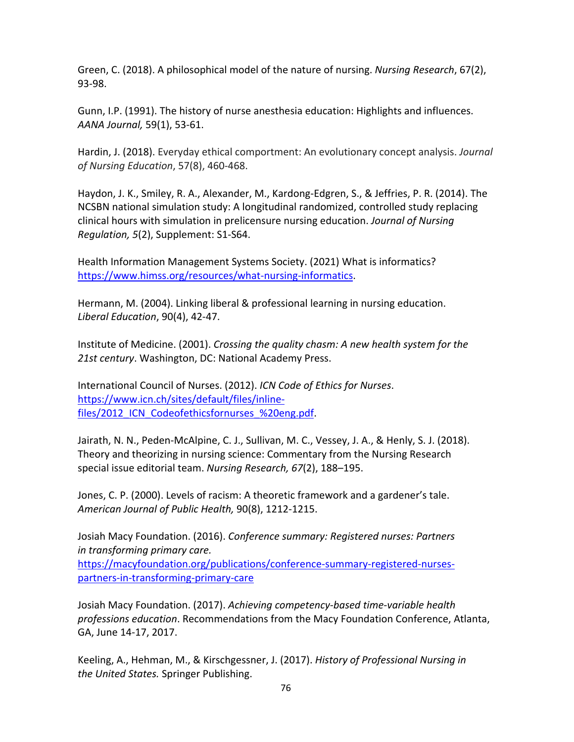Green, C. (2018). A philosophical model of the nature of nursing. *Nursing Research*, 67(2), 93-98.

Gunn, I.P. (1991). The history of nurse anesthesia education: Highlights and influences. *AANA Journal,* 59(1), 53-61.

Hardin, J. (2018). Everyday ethical comportment: An evolutionary concept analysis. *Journal of Nursing Education*, 57(8), 460-468.

Haydon, J. K., Smiley, R. A., Alexander, M., Kardong-Edgren, S., & Jeffries, P. R. (2014). The NCSBN national simulation study: A longitudinal randomized, controlled study replacing clinical hours with simulation in prelicensure nursing education. *Journal of Nursing Regulation, 5*(2), Supplement: S1-S64.

Health Information Management Systems Society. (2021) What is informatics? https://www.himss.org/resources/what-nursing-informatics.

Hermann, M. (2004). Linking liberal & professional learning in nursing education. *Liberal Education*, 90(4), 42-47.

Institute of Medicine. (2001). *Crossing the quality chasm: A new health system for the 21st century*. Washington, DC: National Academy Press.

International Council of Nurses. (2012). *ICN Code of Ethics for Nurses*. https://www.icn.ch/sites/default/files/inline-files/2012_ICN_Codeofethicsfornurses_%20eng.pdf.

Jairath, N. N., Peden-McAlpine, C. J., Sullivan, M. C., Vessey, J. A., & Henly, S. J. (2018). Theory and theorizing in nursing science: Commentary from the Nursing Research special issue editorial team. *Nursing Research, 67*(2), 188–195.

Jones, C. P. (2000). Levels of racism: A theoretic framework and a gardener's tale. *American Journal of Public Health,* 90(8), 1212-1215.

Josiah Macy Foundation. (2016). *Conference summary: Registered nurses: Partners in transforming primary care.* https://macyfoundation.org/publications/conference-summary-registered-nurses-partners-in-transforming-primary-care

Josiah Macy Foundation. (2017). *Achieving competency-based time-variable health professions education*. Recommendations from the Macy Foundation Conference, Atlanta, GA, June 14-17, 2017.

Keeling, A., Hehman, M., & Kirschgessner, J. (2017). *History of Professional Nursing in the United States.* Springer Publishing.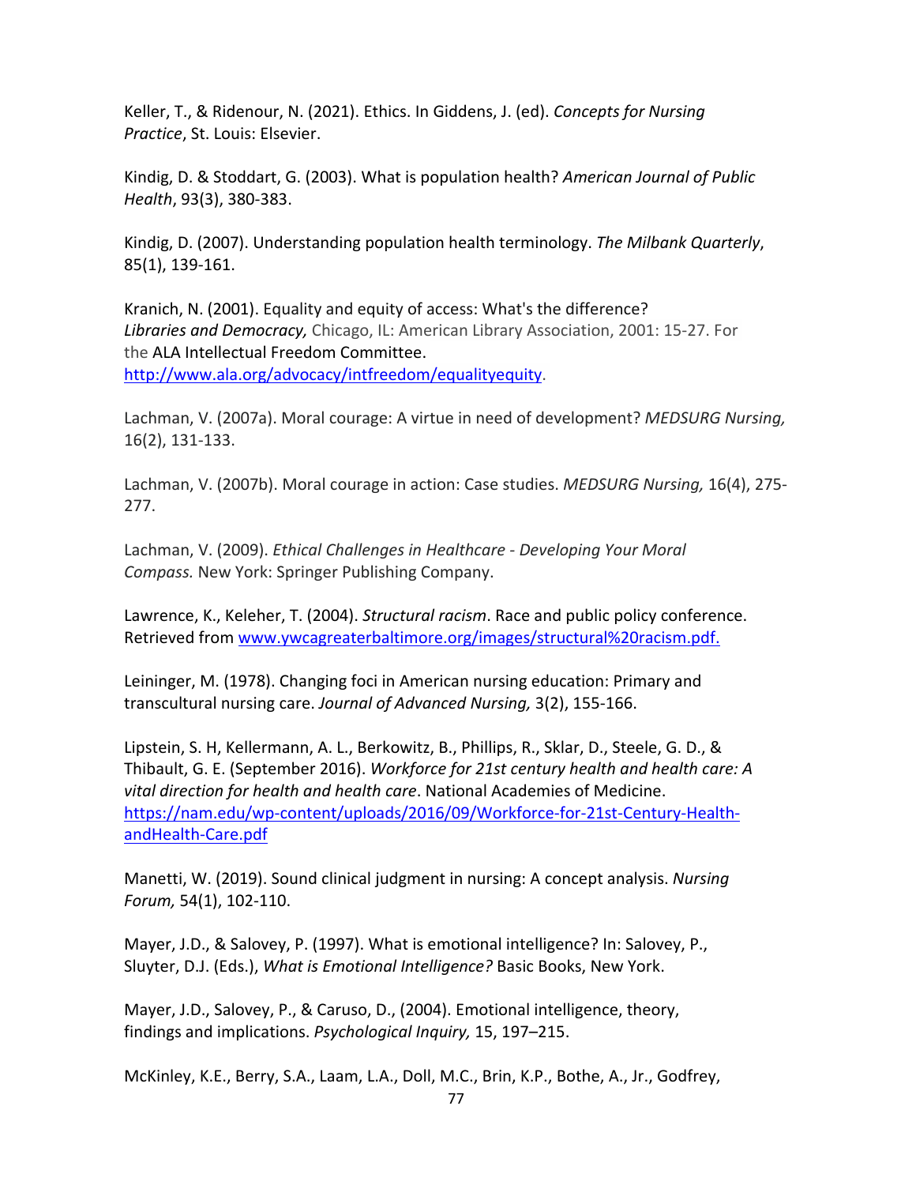Keller, T., & Ridenour, N. (2021). Ethics. In Giddens, J. (ed). *Concepts for Nursing Practice*, St. Louis: Elsevier.

Kindig, D. & Stoddart, G. (2003). What is population health? *American Journal of Public Health*, 93(3), 380-383.

Kindig, D. (2007). Understanding population health terminology. *The Milbank Quarterly*, 85(1), 139-161.

Kranich, N. (2001). Equality and equity of access: What's the difference? *Libraries and Democracy,* Chicago, IL: American Library Association, 2001: 15-27. For the ALA Intellectual Freedom Committee. http://www.ala.org/advocacy/intfreedom/equalityequity.

Lachman, V. (2007a). Moral courage: A virtue in need of development? *MEDSURG Nursing,* 16(2), 131-133.

Lachman, V. (2007b). Moral courage in action: Case studies. *MEDSURG Nursing,* 16(4), 275-277.

Lachman, V. (2009). *Ethical Challenges in Healthcare - Developing Your Moral Compass.* New York: Springer Publishing Company.

Lawrence, K., Keleher, T. (2004). *Structural racism*. Race and public policy conference. Retrieved from www.ywcagreaterbaltimore.org/images/structural%20racism.pdf.

Leininger, M. (1978). Changing foci in American nursing education: Primary and transcultural nursing care. *Journal of Advanced Nursing,* 3(2), 155-166.

Lipstein, S. H, Kellermann, A. L., Berkowitz, B., Phillips, R., Sklar, D., Steele, G. D., & Thibault, G. E. (September 2016). *Workforce for 21st century health and health care: A vital direction for health and health care*. National Academies of Medicine. https://nam.edu/wp-content/uploads/2016/09/Workforce-for-21st-Century-Health-andHealth-Care.pdf

Manetti, W. (2019). Sound clinical judgment in nursing: A concept analysis. *Nursing Forum,* 54(1), 102-110.

Mayer, J.D., & Salovey, P. (1997). What is emotional intelligence? In: Salovey, P., Sluyter, D.J. (Eds.), *What is Emotional Intelligence?* Basic Books, New York.

Mayer, J.D., Salovey, P., & Caruso, D., (2004). Emotional intelligence, theory, findings and implications. *Psychological Inquiry,* 15, 197–215.

McKinley, K.E., Berry, S.A., Laam, L.A., Doll, M.C., Brin, K.P., Bothe, A., Jr., Godfrey,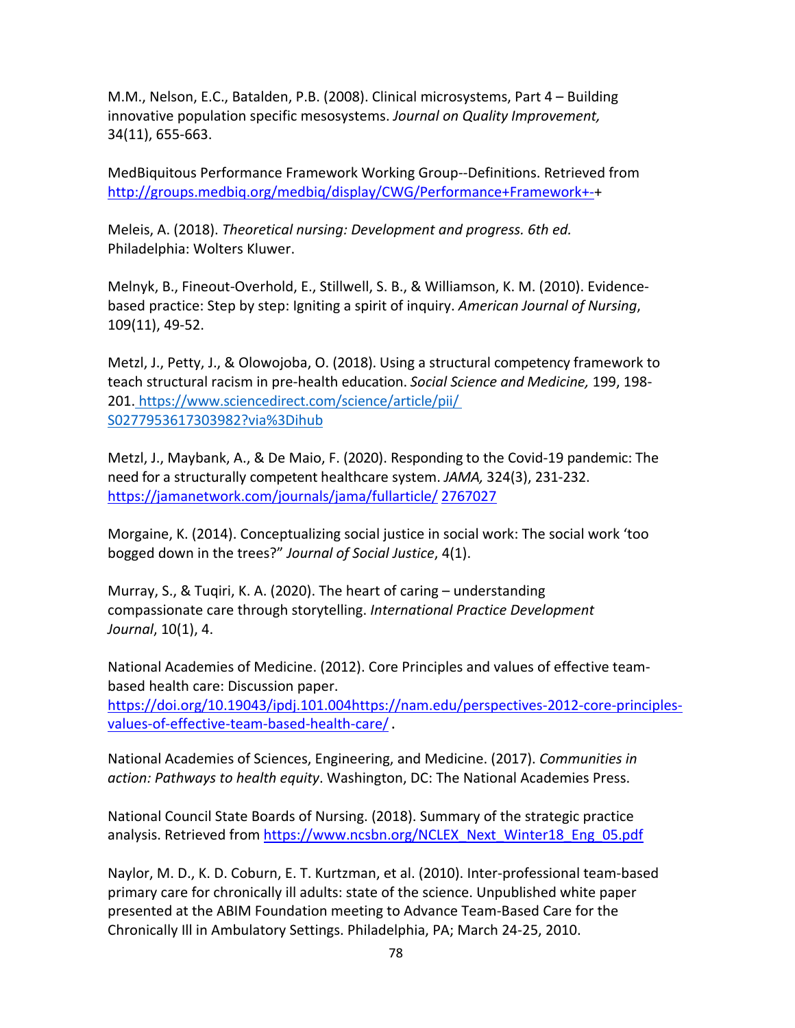M.M., Nelson, E.C., Batalden, P.B. (2008). Clinical microsystems, Part 4 – Building innovative population specific mesosystems. *Journal on Quality Improvement,* 34(11), 655-663.

MedBiquitous Performance Framework Working Group--Definitions. Retrieved from http://groups.medbiq.org/medbiq/display/CWG/Performance+Framework+-+

Meleis, A. (2018). *Theoretical nursing: Development and progress. 6th ed.* Philadelphia: Wolters Kluwer.

Melnyk, B., Fineout-Overhold, E., Stillwell, S. B., & Williamson, K. M. (2010). Evidence-based practice: Step by step: Igniting a spirit of inquiry. *American Journal of Nursing*, 109(11), 49-52.

Metzl, J., Petty, J., & Olowojoba, O. (2018). Using a structural competency framework to teach structural racism in pre-health education. *Social Science and Medicine,* 199, 198-201. https://www.sciencedirect.com/science/article/pii/S0277953617303982?via%3Dihub

Metzl, J., Maybank, A., & De Maio, F. (2020). Responding to the Covid-19 pandemic: The need for a structurally competent healthcare system. *JAMA,* 324(3), 231-232. https://jamanetwork.com/journals/jama/fullarticle/ 2767027

Morgaine, K. (2014). Conceptualizing social justice in social work: The social work 'too bogged down in the trees?" *Journal of Social Justice*, 4(1).

Murray, S., & Tuqiri, K. A. (2020). The heart of caring – understanding compassionate care through storytelling. *International Practice Development Journal*, 10(1), 4.

National Academies of Medicine. (2012). Core Principles and values of effective team-based health care: Discussion paper. https://doi.org/10.19043/ipdj.101.004https://nam.edu/perspectives-2012-core-principles-values-of-effective-team-based-health-care/ .

National Academies of Sciences, Engineering, and Medicine. (2017). *Communities in action: Pathways to health equity*. Washington, DC: The National Academies Press.

National Council State Boards of Nursing. (2018). Summary of the strategic practice analysis. Retrieved from https://www.ncsbn.org/NCLEX_Next_Winter18_Eng_05.pdf

Naylor, M. D., K. D. Coburn, E. T. Kurtzman, et al. (2010). Inter-professional team-based primary care for chronically ill adults: state of the science. Unpublished white paper presented at the ABIM Foundation meeting to Advance Team-Based Care for the Chronically Ill in Ambulatory Settings. Philadelphia, PA; March 24-25, 2010.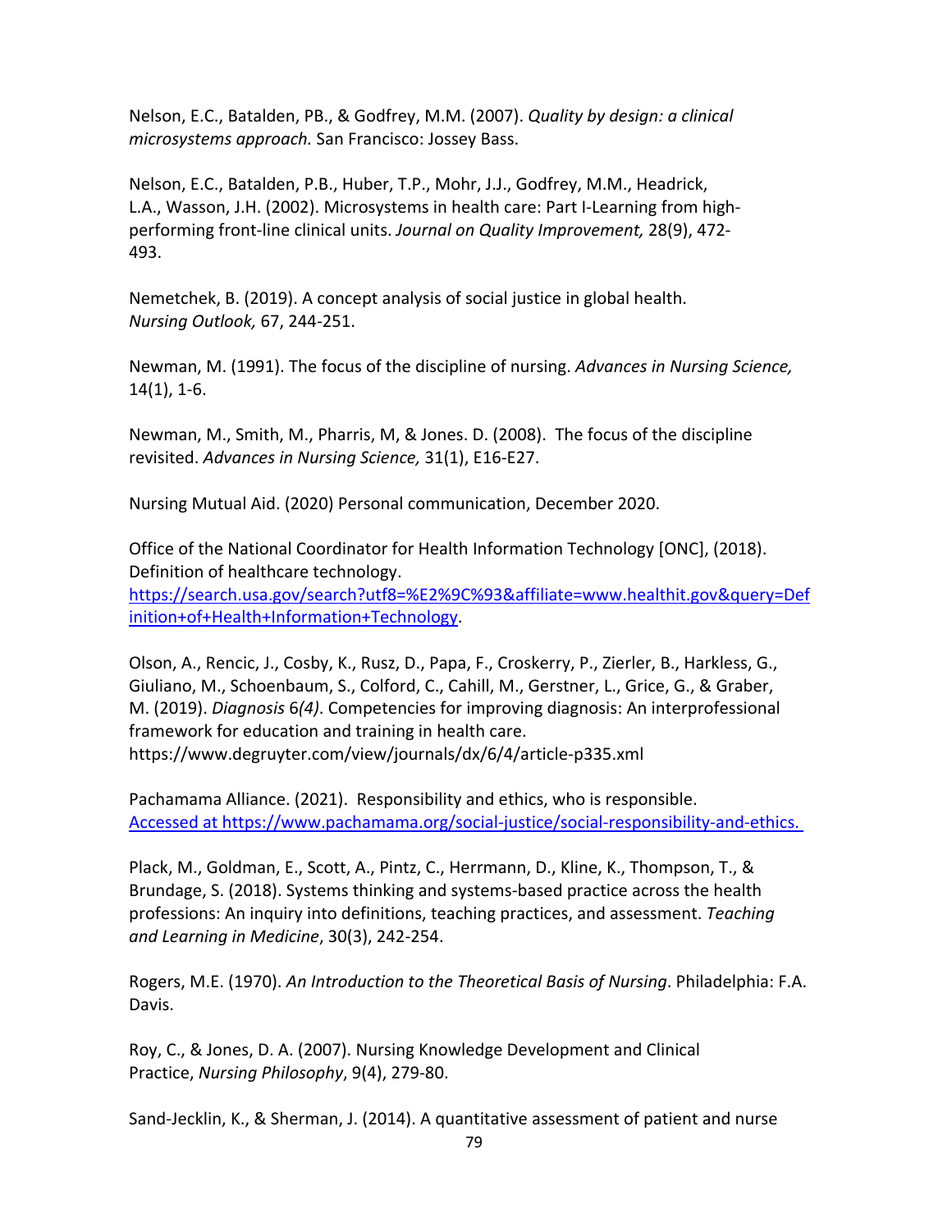Nelson, E.C., Batalden, PB., & Godfrey, M.M. (2007). *Quality by design: a clinical microsystems approach.* San Francisco: Jossey Bass.

Nelson, E.C., Batalden, P.B., Huber, T.P., Mohr, J.J., Godfrey, M.M., Headrick, L.A., Wasson, J.H. (2002). Microsystems in health care: Part I-Learning from high-performing front-line clinical units. *Journal on Quality Improvement,* 28(9), 472-493.

Nemetchek, B. (2019). A concept analysis of social justice in global health. *Nursing Outlook,* 67, 244-251.

Newman, M. (1991). The focus of the discipline of nursing. *Advances in Nursing Science,* 14(1), 1-6.

Newman, M., Smith, M., Pharris, M, & Jones. D. (2008). The focus of the discipline revisited. *Advances in Nursing Science,* 31(1), E16-E27.

Nursing Mutual Aid. (2020) Personal communication, December 2020.

Office of the National Coordinator for Health Information Technology [ONC], (2018). Definition of healthcare technology. https://search.usa.gov/search?utf8=%E2%9C%93&affiliate=www.healthit.gov&query=Definition+of+Health+Information+Technology.

Olson, A., Rencic, J., Cosby, K., Rusz, D., Papa, F., Croskerry, P., Zierler, B., Harkless, G., Giuliano, M., Schoenbaum, S., Colford, C., Cahill, M., Gerstner, L., Grice, G., & Graber, M. (2019). *Diagnosis* 6*(4)*. Competencies for improving diagnosis: An interprofessional framework for education and training in health care. https://www.degruyter.com/view/journals/dx/6/4/article-p335.xml

Pachamama Alliance. (2021). Responsibility and ethics, who is responsible. Accessed at https://www.pachamama.org/social-justice/social-responsibility-and-ethics.

Plack, M., Goldman, E., Scott, A., Pintz, C., Herrmann, D., Kline, K., Thompson, T., & Brundage, S. (2018). Systems thinking and systems-based practice across the health professions: An inquiry into definitions, teaching practices, and assessment. *Teaching and Learning in Medicine*, 30(3), 242-254.

Rogers, M.E. (1970). *An Introduction to the Theoretical Basis of Nursing*. Philadelphia: F.A. Davis.

Roy, C., & Jones, D. A. (2007). Nursing Knowledge Development and Clinical Practice, *Nursing Philosophy*, 9(4), 279-80.

Sand-Jecklin, K., & Sherman, J. (2014). A quantitative assessment of patient and nurse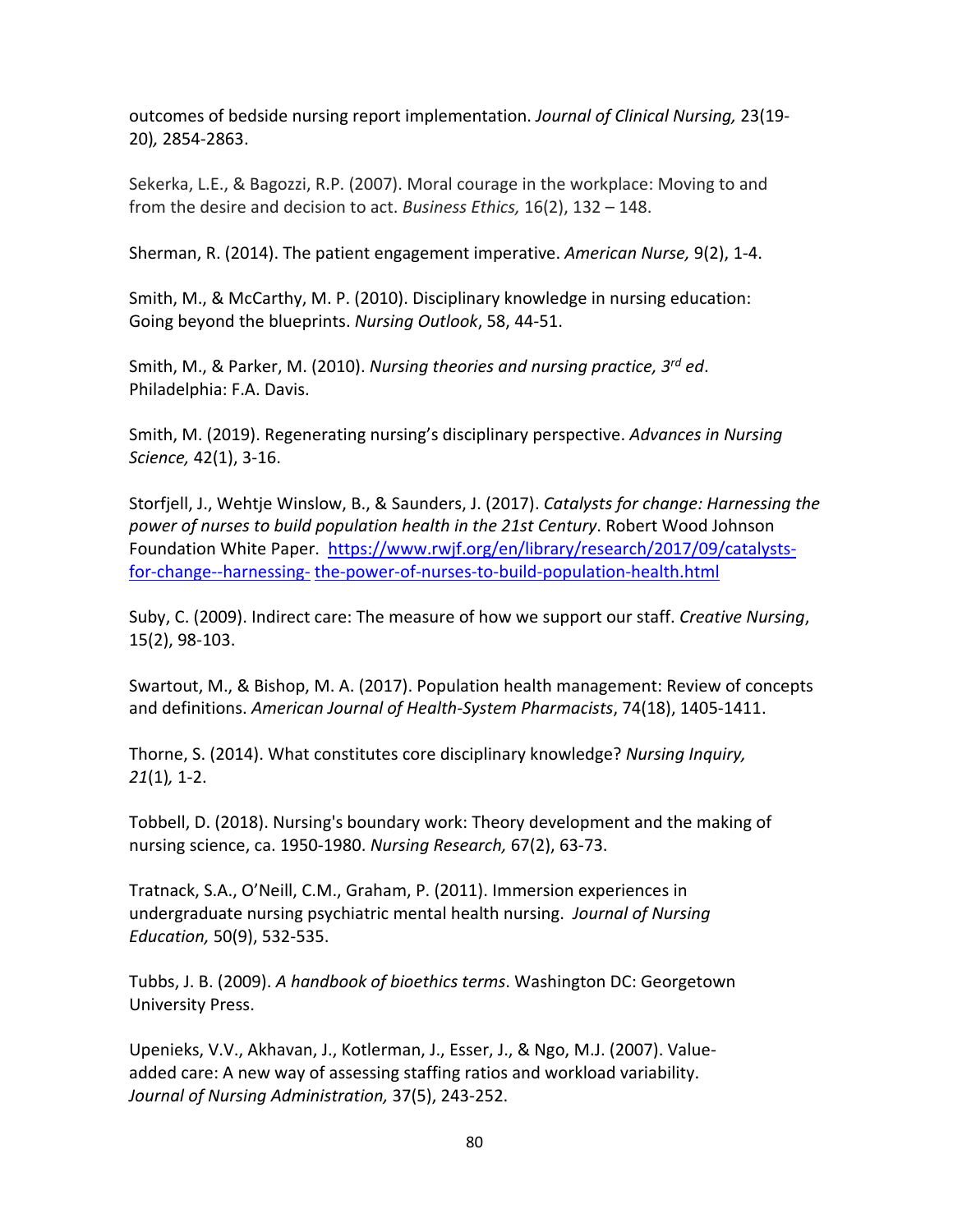outcomes of bedside nursing report implementation. *Journal of Clinical Nursing,* 23(19-20)*,* 2854-2863.

Sekerka, L.E., & Bagozzi, R.P. (2007). Moral courage in the workplace: Moving to and from the desire and decision to act. *Business Ethics,* 16(2), 132 – 148.

Sherman, R. (2014). The patient engagement imperative. *American Nurse,* 9(2), 1-4.

Smith, M., & McCarthy, M. P. (2010). Disciplinary knowledge in nursing education: Going beyond the blueprints. *Nursing Outlook*, 58, 44-51.

Smith, M., & Parker, M. (2010). *Nursing theories and nursing practice, 3rd ed*. Philadelphia: F.A. Davis.

Smith, M. (2019). Regenerating nursing's disciplinary perspective. *Advances in Nursing Science,* 42(1), 3-16.

Storfjell, J., Wehtje Winslow, B., & Saunders, J. (2017). *Catalysts for change: Harnessing the power of nurses to build population health in the 21st Century*. Robert Wood Johnson Foundation White Paper. [https://www.rwjf.org/en/library/research/2017/09/catalysts-for-change--harnessing-](https://www.rwjf.org/en/library/research/2017/09/catalysts-for-change--harnessing-the-power-of-nurses-to-build-population-health.html) [the-power-of-nurses-to-build-population-health.html](https://www.rwjf.org/en/library/research/2017/09/catalysts-for-change--harnessing-the-power-of-nurses-to-build-population-health.html)

Suby, C. (2009). Indirect care: The measure of how we support our staff. *Creative Nursing*, 15(2), 98-103.

Swartout, M., & Bishop, M. A. (2017). Population health management: Review of concepts and definitions. *American Journal of Health-System Pharmacists*, 74(18), 1405-1411.

Thorne, S. (2014). What constitutes core disciplinary knowledge? *Nursing Inquiry, 21*(1)*,* 1-2.

Tobbell, D. (2018). Nursing's boundary work: Theory development and the making of nursing science, ca. 1950-1980. *Nursing Research,* 67(2), 63-73.

Tratnack, S.A., O'Neill, C.M., Graham, P. (2011). Immersion experiences in undergraduate nursing psychiatric mental health nursing. *Journal of Nursing Education,* 50(9), 532-535.

Tubbs, J. B. (2009). *A handbook of bioethics terms*. Washington DC: Georgetown University Press.

Upenieks, V.V., Akhavan, J., Kotlerman, J., Esser, J., & Ngo, M.J. (2007). Value-added care: A new way of assessing staffing ratios and workload variability. *Journal of Nursing Administration,* 37(5), 243-252.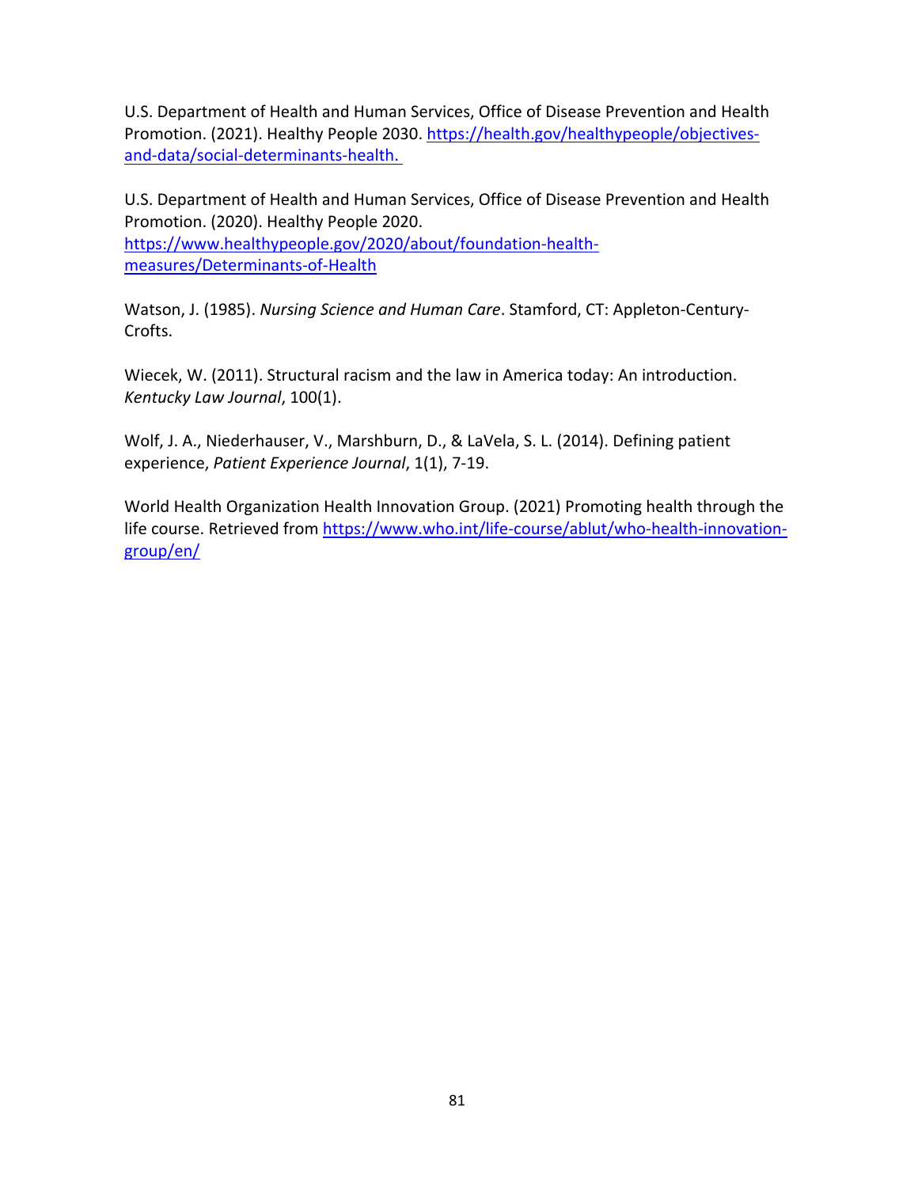U.S. Department of Health and Human Services, Office of Disease Prevention and Health Promotion. (2021). Healthy People 2030. https://health.gov/healthypeople/objectives-and-data/social-determinants-health.

U.S. Department of Health and Human Services, Office of Disease Prevention and Health Promotion. (2020). Healthy People 2020. https://www.healthypeople.gov/2020/about/foundation-health-measures/Determinants-of-Health

Watson, J. (1985). *Nursing Science and Human Care*. Stamford, CT: Appleton-Century-Crofts.

Wiecek, W. (2011). Structural racism and the law in America today: An introduction. *Kentucky Law Journal*, 100(1).

Wolf, J. A., Niederhauser, V., Marshburn, D., & LaVela, S. L. (2014). Defining patient experience, *Patient Experience Journal*, 1(1), 7-19.

World Health Organization Health Innovation Group. (2021) Promoting health through the life course. Retrieved from https://www.who.int/life-course/ablut/who-health-innovation-group/en/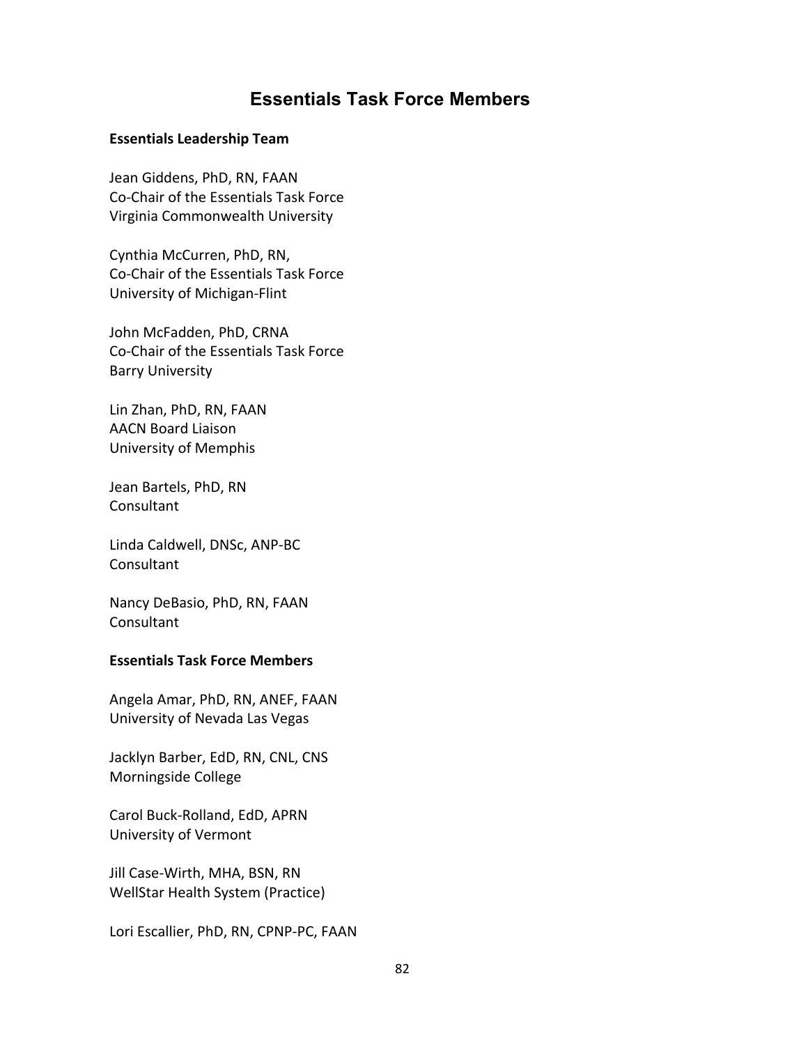# Essentials Task Force Members

**Essentials Leadership Team**

Jean Giddens, PhD, RN, FAAN
Co-Chair of the Essentials Task Force
Virginia Commonwealth University

Cynthia McCurren, PhD, RN,
Co-Chair of the Essentials Task Force
University of Michigan-Flint

John McFadden, PhD, CRNA
Co-Chair of the Essentials Task Force
Barry University

Lin Zhan, PhD, RN, FAAN
AACN Board Liaison
University of Memphis

Jean Bartels, PhD, RN
Consultant

Linda Caldwell, DNSc, ANP-BC
Consultant

Nancy DeBasio, PhD, RN, FAAN
Consultant

**Essentials Task Force Members**

Angela Amar, PhD, RN, ANEF, FAAN
University of Nevada Las Vegas

Jacklyn Barber, EdD, RN, CNL, CNS
Morningside College

Carol Buck-Rolland, EdD, APRN
University of Vermont

Jill Case-Wirth, MHA, BSN, RN
WellStar Health System (Practice)

Lori Escallier, PhD, RN, CPNP-PC, FAAN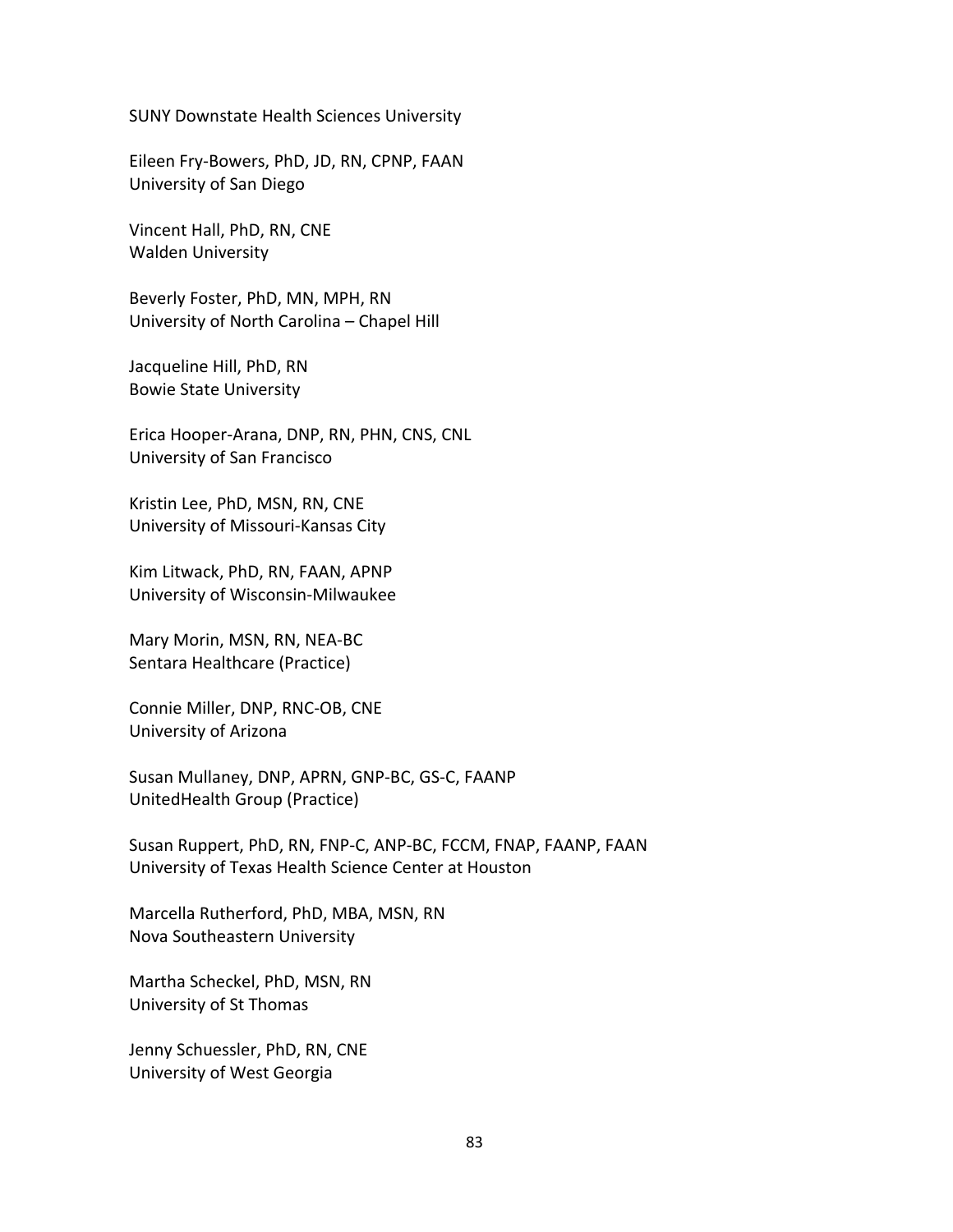SUNY Downstate Health Sciences University

Eileen Fry-Bowers, PhD, JD, RN, CPNP, FAAN
University of San Diego

Vincent Hall, PhD, RN, CNE
Walden University

Beverly Foster, PhD, MN, MPH, RN
University of North Carolina – Chapel Hill

Jacqueline Hill, PhD, RN
Bowie State University

Erica Hooper-Arana, DNP, RN, PHN, CNS, CNL
University of San Francisco

Kristin Lee, PhD, MSN, RN, CNE
University of Missouri-Kansas City

Kim Litwack, PhD, RN, FAAN, APNP
University of Wisconsin-Milwaukee

Mary Morin, MSN, RN, NEA-BC
Sentara Healthcare (Practice)

Connie Miller, DNP, RNC-OB, CNE
University of Arizona

Susan Mullaney, DNP, APRN, GNP-BC, GS-C, FAANP
UnitedHealth Group (Practice)

Susan Ruppert, PhD, RN, FNP-C, ANP-BC, FCCM, FNAP, FAANP, FAAN
University of Texas Health Science Center at Houston

Marcella Rutherford, PhD, MBA, MSN, RN
Nova Southeastern University

Martha Scheckel, PhD, MSN, RN
University of St Thomas

Jenny Schuessler, PhD, RN, CNE
University of West Georgia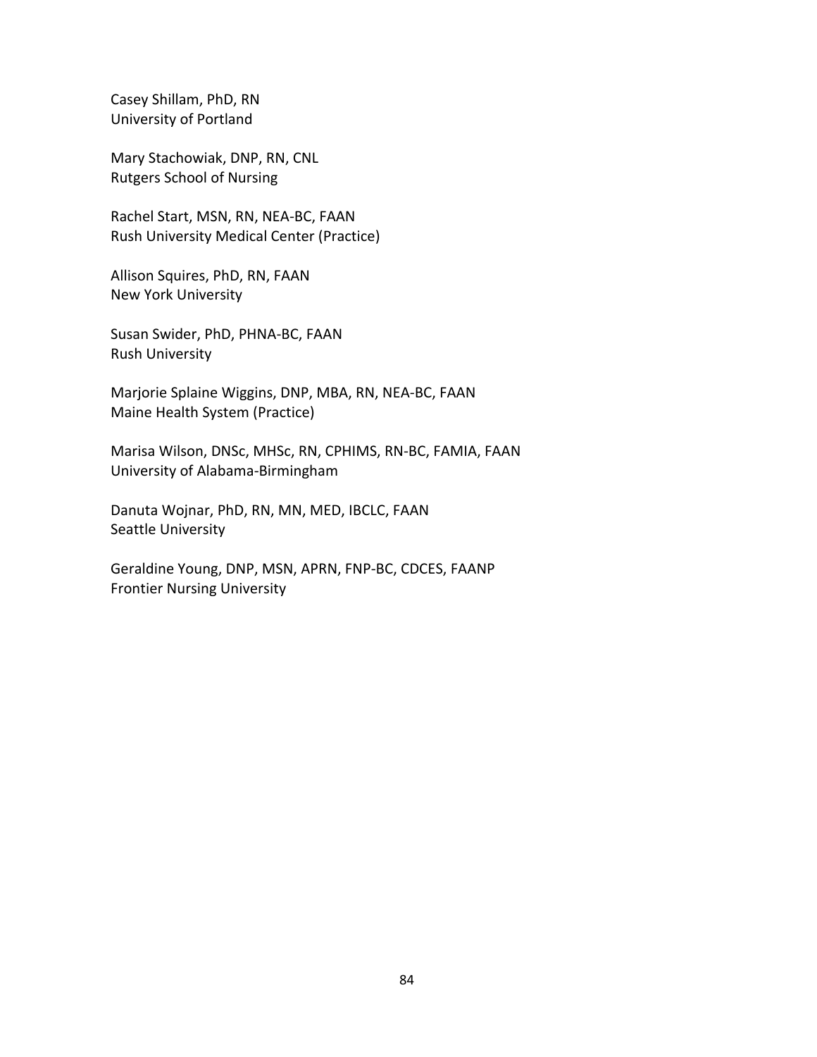Casey Shillam, PhD, RN
University of Portland

Mary Stachowiak, DNP, RN, CNL
Rutgers School of Nursing

Rachel Start, MSN, RN, NEA-BC, FAAN
Rush University Medical Center (Practice)

Allison Squires, PhD, RN, FAAN
New York University

Susan Swider, PhD, PHNA-BC, FAAN
Rush University

Marjorie Splaine Wiggins, DNP, MBA, RN, NEA-BC, FAAN
Maine Health System (Practice)

Marisa Wilson, DNSc, MHSc, RN, CPHIMS, RN-BC, FAMIA, FAAN
University of Alabama-Birmingham

Danuta Wojnar, PhD, RN, MN, MED, IBCLC, FAAN
Seattle University

Geraldine Young, DNP, MSN, APRN, FNP-BC, CDCES, FAANP
Frontier Nursing University